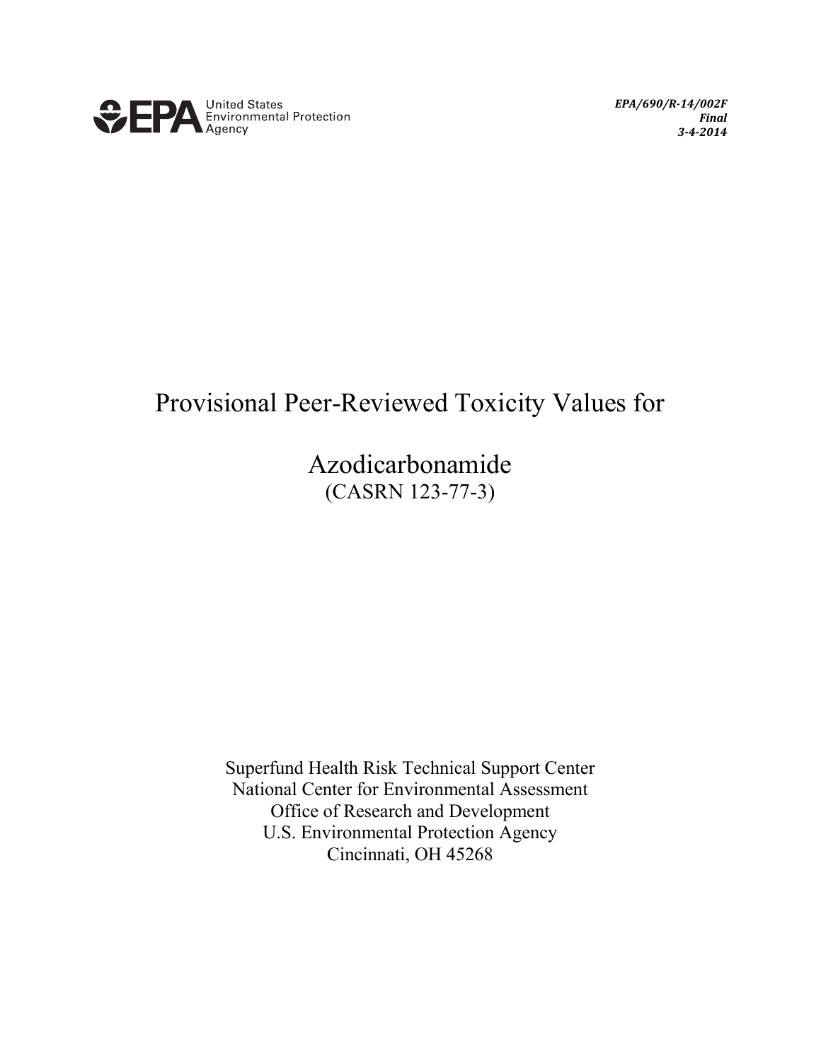United States Environmental Protection Agency

***EPA/690/R-14/002F***
***Final***
***3-4-2014***

# Provisional Peer-Reviewed Toxicity Values for

# Azodicarbonamide

(CASRN 123-77-3)

Superfund Health Risk Technical Support Center
National Center for Environmental Assessment
Office of Research and Development
U.S. Environmental Protection Agency
Cincinnati, OH 45268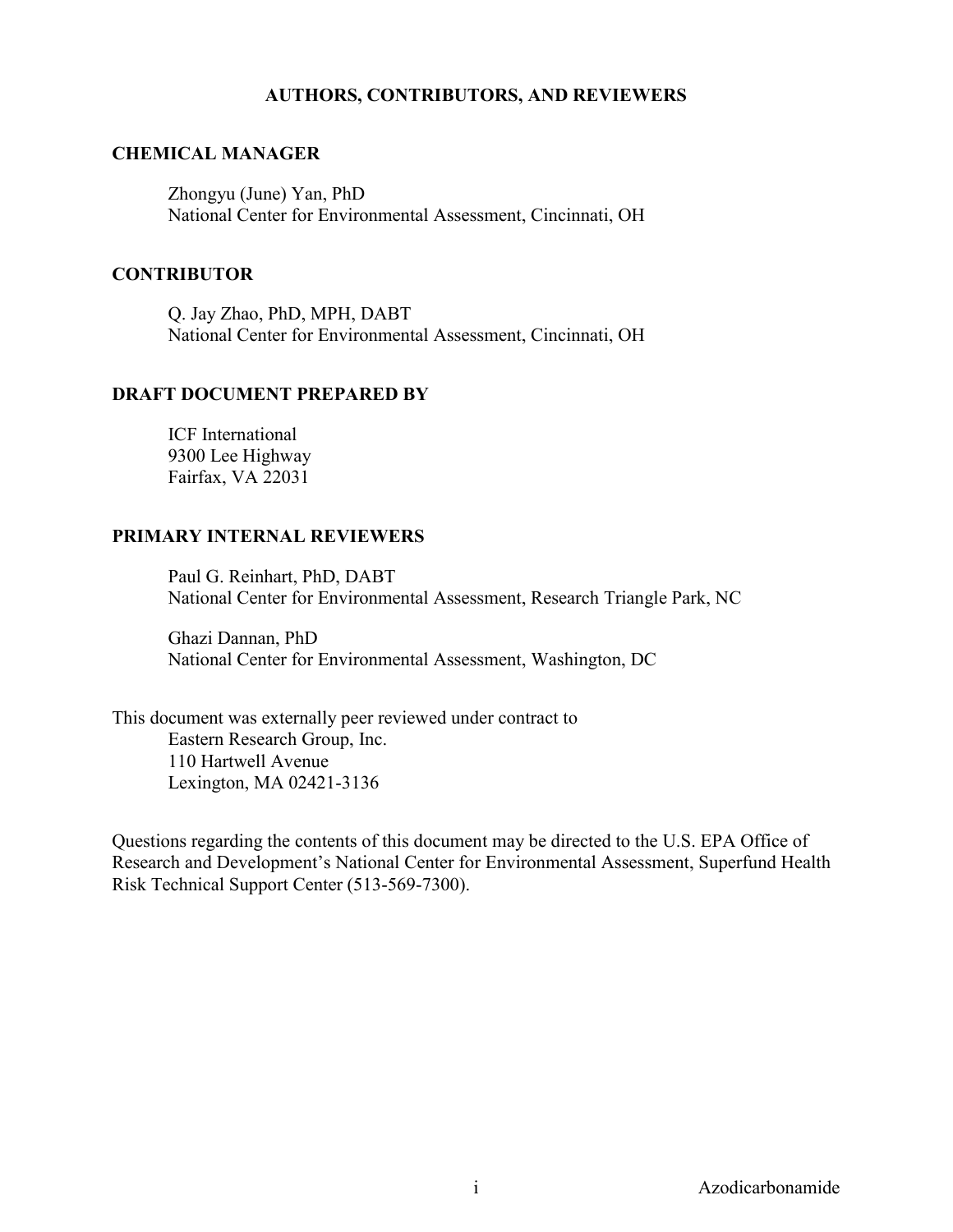# AUTHORS, CONTRIBUTORS, AND REVIEWERS

## CHEMICAL MANAGER

Zhongyu (June) Yan, PhD
National Center for Environmental Assessment, Cincinnati, OH

## CONTRIBUTOR

Q. Jay Zhao, PhD, MPH, DABT
National Center for Environmental Assessment, Cincinnati, OH

## DRAFT DOCUMENT PREPARED BY

ICF International
9300 Lee Highway
Fairfax, VA 22031

## PRIMARY INTERNAL REVIEWERS

Paul G. Reinhart, PhD, DABT
National Center for Environmental Assessment, Research Triangle Park, NC

Ghazi Dannan, PhD
National Center for Environmental Assessment, Washington, DC

This document was externally peer reviewed under contract to
Eastern Research Group, Inc.
110 Hartwell Avenue
Lexington, MA 02421-3136

Questions regarding the contents of this document may be directed to the U.S. EPA Office of Research and Development's National Center for Environmental Assessment, Superfund Health Risk Technical Support Center (513-569-7300).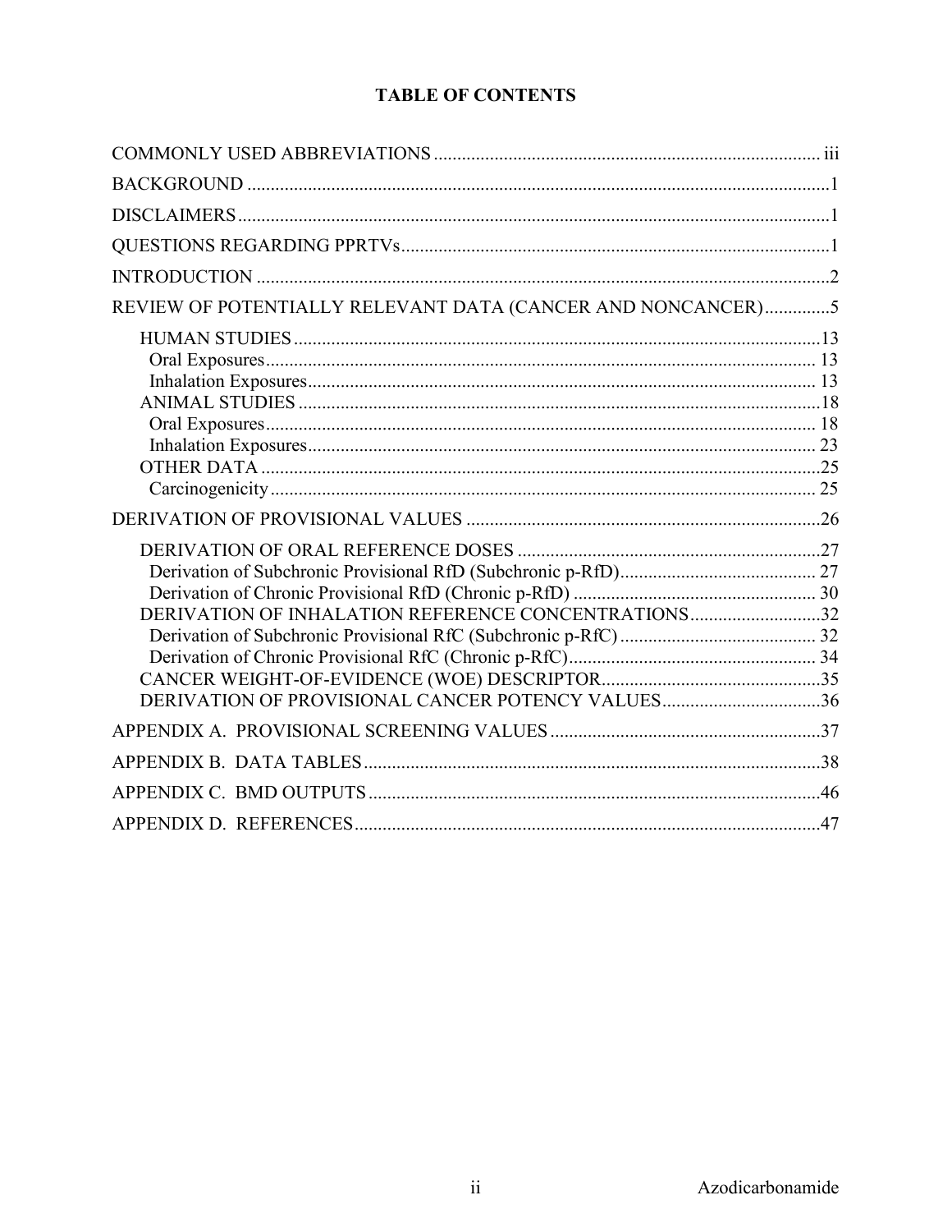# TABLE OF CONTENTS

COMMONLY USED ABBREVIATIONS .................................................................................. iii

BACKGROUND .........................................................................................................1

DISCLAIMERS..........................................................................................................1

QUESTIONS REGARDING PPRTVs.............................................................................1

INTRODUCTION ......................................................................................................2

REVIEW OF POTENTIALLY RELEVANT DATA (CANCER AND NONCANCER)..............5

- HUMAN STUDIES ...............................................................................................13
  - Oral Exposures ..............................................................................................13
  - Inhalation Exposures .......................................................................................13
- ANIMAL STUDIES ..............................................................................................18
  - Oral Exposures ..............................................................................................18
  - Inhalation Exposures .......................................................................................23
- OTHER DATA .....................................................................................................25
  - Carcinogenicity ..............................................................................................25

DERIVATION OF PROVISIONAL VALUES ...................................................................26

- DERIVATION OF ORAL REFERENCE DOSES ..............................................................27
  - Derivation of Subchronic Provisional RfD (Subchronic p-RfD)...........................................27
  - Derivation of Chronic Provisional RfD (Chronic p-RfD) ..................................................30
- DERIVATION OF INHALATION REFERENCE CONCENTRATIONS.......................................32
  - Derivation of Subchronic Provisional RfC (Subchronic p-RfC) ..........................................32
  - Derivation of Chronic Provisional RfC (Chronic p-RfC)...................................................34
- CANCER WEIGHT-OF-EVIDENCE (WOE) DESCRIPTOR...................................................35
- DERIVATION OF PROVISIONAL CANCER POTENCY VALUES..........................................36

APPENDIX A. PROVISIONAL SCREENING VALUES ......................................................37

APPENDIX B. DATA TABLES ....................................................................................38

APPENDIX C. BMD OUTPUTS ...................................................................................46

APPENDIX D. REFERENCES .....................................................................................47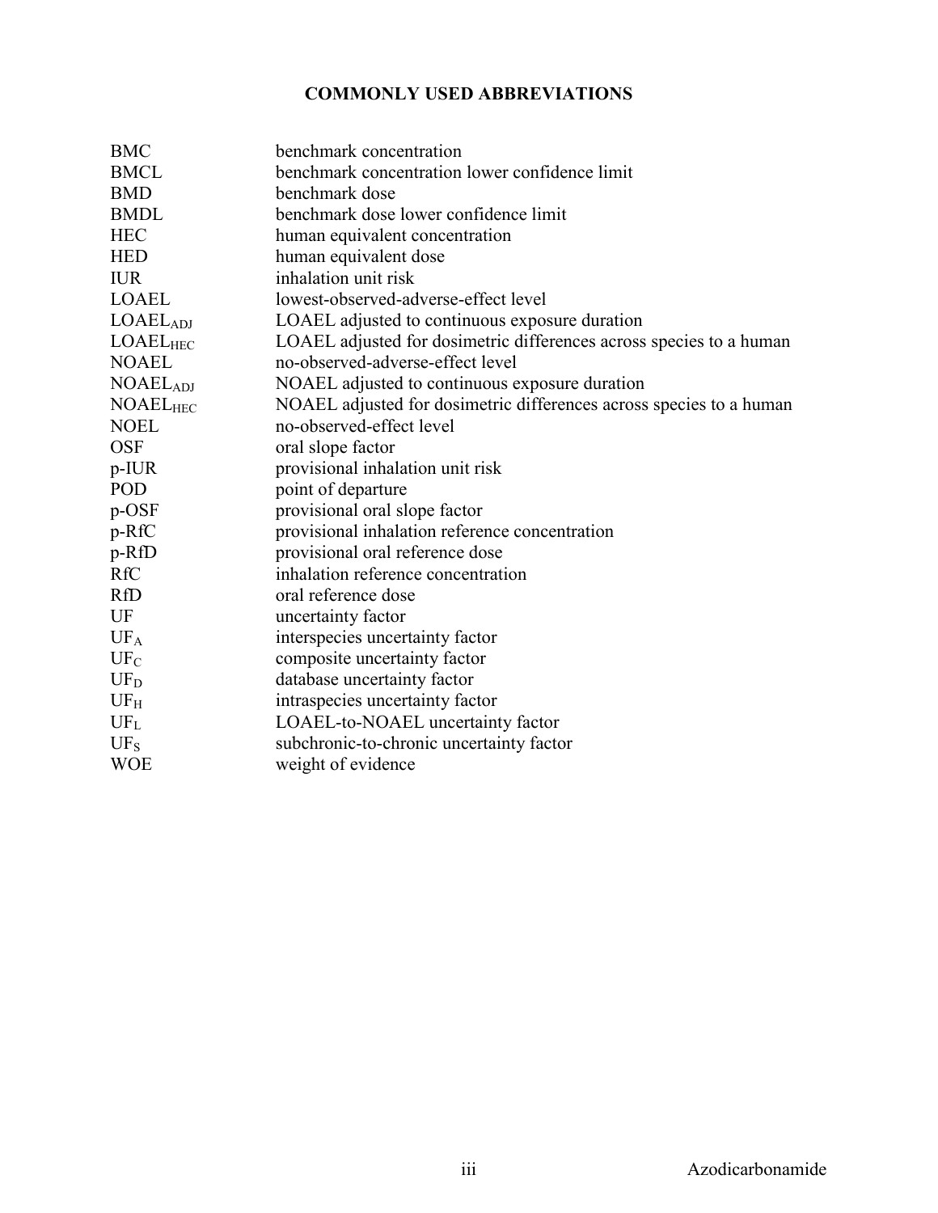# COMMONLY USED ABBREVIATIONS

| | |
|---|---|
| BMC | benchmark concentration |
| BMCL | benchmark concentration lower confidence limit |
| BMD | benchmark dose |
| BMDL | benchmark dose lower confidence limit |
| HEC | human equivalent concentration |
| HED | human equivalent dose |
| IUR | inhalation unit risk |
| LOAEL | lowest-observed-adverse-effect level |
| $LOAEL_{ADJ}$ | LOAEL adjusted to continuous exposure duration |
| $LOAEL_{HEC}$ | LOAEL adjusted for dosimetric differences across species to a human |
| NOAEL | no-observed-adverse-effect level |
| $NOAEL_{ADJ}$ | NOAEL adjusted to continuous exposure duration |
| $NOAEL_{HEC}$ | NOAEL adjusted for dosimetric differences across species to a human |
| NOEL | no-observed-effect level |
| OSF | oral slope factor |
| p-IUR | provisional inhalation unit risk |
| POD | point of departure |
| p-OSF | provisional oral slope factor |
| p-RfC | provisional inhalation reference concentration |
| p-RfD | provisional oral reference dose |
| RfC | inhalation reference concentration |
| RfD | oral reference dose |
| UF | uncertainty factor |
| $UF_A$ | interspecies uncertainty factor |
| $UF_C$ | composite uncertainty factor |
| $UF_D$ | database uncertainty factor |
| $UF_H$ | intraspecies uncertainty factor |
| $UF_L$ | LOAEL-to-NOAEL uncertainty factor |
| $UF_S$ | subchronic-to-chronic uncertainty factor |
| WOE | weight of evidence |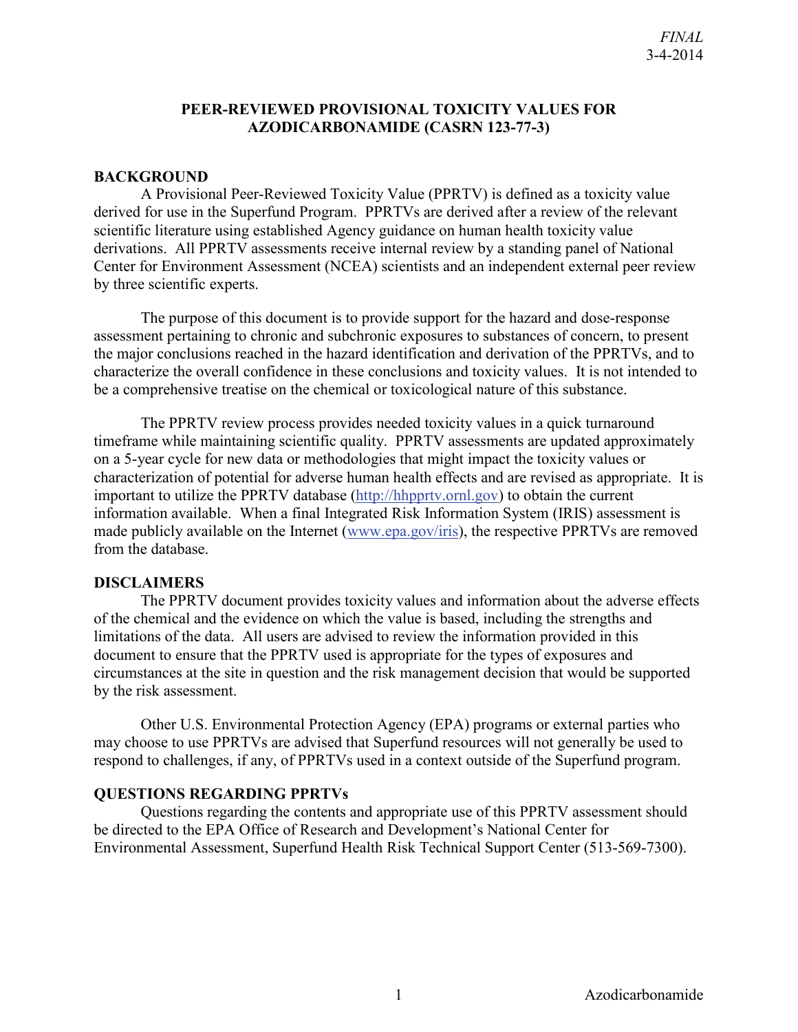*FINAL*
3-4-2014

# PEER-REVIEWED PROVISIONAL TOXICITY VALUES FOR AZODICARBONAMIDE (CASRN 123-77-3)

## BACKGROUND

A Provisional Peer-Reviewed Toxicity Value (PPRTV) is defined as a toxicity value derived for use in the Superfund Program. PPRTVs are derived after a review of the relevant scientific literature using established Agency guidance on human health toxicity value derivations. All PPRTV assessments receive internal review by a standing panel of National Center for Environment Assessment (NCEA) scientists and an independent external peer review by three scientific experts.

The purpose of this document is to provide support for the hazard and dose-response assessment pertaining to chronic and subchronic exposures to substances of concern, to present the major conclusions reached in the hazard identification and derivation of the PPRTVs, and to characterize the overall confidence in these conclusions and toxicity values. It is not intended to be a comprehensive treatise on the chemical or toxicological nature of this substance.

The PPRTV review process provides needed toxicity values in a quick turnaround timeframe while maintaining scientific quality. PPRTV assessments are updated approximately on a 5-year cycle for new data or methodologies that might impact the toxicity values or characterization of potential for adverse human health effects and are revised as appropriate. It is important to utilize the PPRTV database ([http://hhpprtv.ornl.gov](http://hhpprtv.ornl.gov)) to obtain the current information available. When a final Integrated Risk Information System (IRIS) assessment is made publicly available on the Internet ([www.epa.gov/iris](www.epa.gov/iris)), the respective PPRTVs are removed from the database.

## DISCLAIMERS

The PPRTV document provides toxicity values and information about the adverse effects of the chemical and the evidence on which the value is based, including the strengths and limitations of the data. All users are advised to review the information provided in this document to ensure that the PPRTV used is appropriate for the types of exposures and circumstances at the site in question and the risk management decision that would be supported by the risk assessment.

Other U.S. Environmental Protection Agency (EPA) programs or external parties who may choose to use PPRTVs are advised that Superfund resources will not generally be used to respond to challenges, if any, of PPRTVs used in a context outside of the Superfund program.

## QUESTIONS REGARDING PPRTVs

Questions regarding the contents and appropriate use of this PPRTV assessment should be directed to the EPA Office of Research and Development's National Center for Environmental Assessment, Superfund Health Risk Technical Support Center (513-569-7300).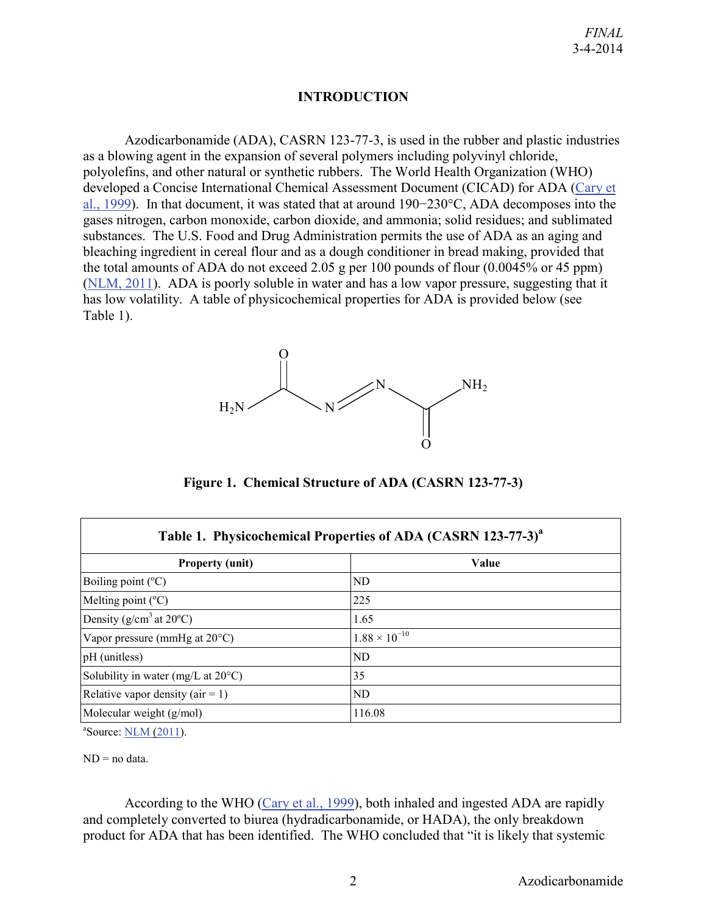## INTRODUCTION

Azodicarbonamide (ADA), CASRN 123-77-3, is used in the rubber and plastic industries as a blowing agent in the expansion of several polymers including polyvinyl chloride, polyolefins, and other natural or synthetic rubbers. The World Health Organization (WHO) developed a Concise International Chemical Assessment Document (CICAD) for ADA (Cary et al., 1999). In that document, it was stated that at around 190−230°C, ADA decomposes into the gases nitrogen, carbon monoxide, carbon dioxide, and ammonia; solid residues; and sublimated substances. The U.S. Food and Drug Administration permits the use of ADA as an aging and bleaching ingredient in cereal flour and as a dough conditioner in bread making, provided that the total amounts of ADA do not exceed 2.05 g per 100 pounds of flour (0.0045% or 45 ppm) (NLM, 2011). ADA is poorly soluble in water and has a low vapor pressure, suggesting that it has low volatility. A table of physicochemical properties for ADA is provided below (see Table 1).

**Figure 1. Chemical Structure of ADA (CASRN 123-77-3)**

**Table 1. Physicochemical Properties of ADA (CASRN 123-77-3)[a]**

| Property (unit) | Value |
|---|---|
| Boiling point (ºC) | ND |
| Melting point (ºC) | 225 |
| Density (g/cm$^3$ at 20ºC) | 1.65 |
| Vapor pressure (mmHg at 20°C) | $1.88 \times 10^{-10}$ |
| pH (unitless) | ND |
| Solubility in water (mg/L at 20°C) | 35 |
| Relative vapor density (air = 1) | ND |
| Molecular weight (g/mol) | 116.08 |

[a]Source: NLM (2011).

ND = no data.

According to the WHO (Cary et al., 1999), both inhaled and ingested ADA are rapidly and completely converted to biurea (hydradicarbonamide, or HADA), the only breakdown product for ADA that has been identified. The WHO concluded that "it is likely that systemic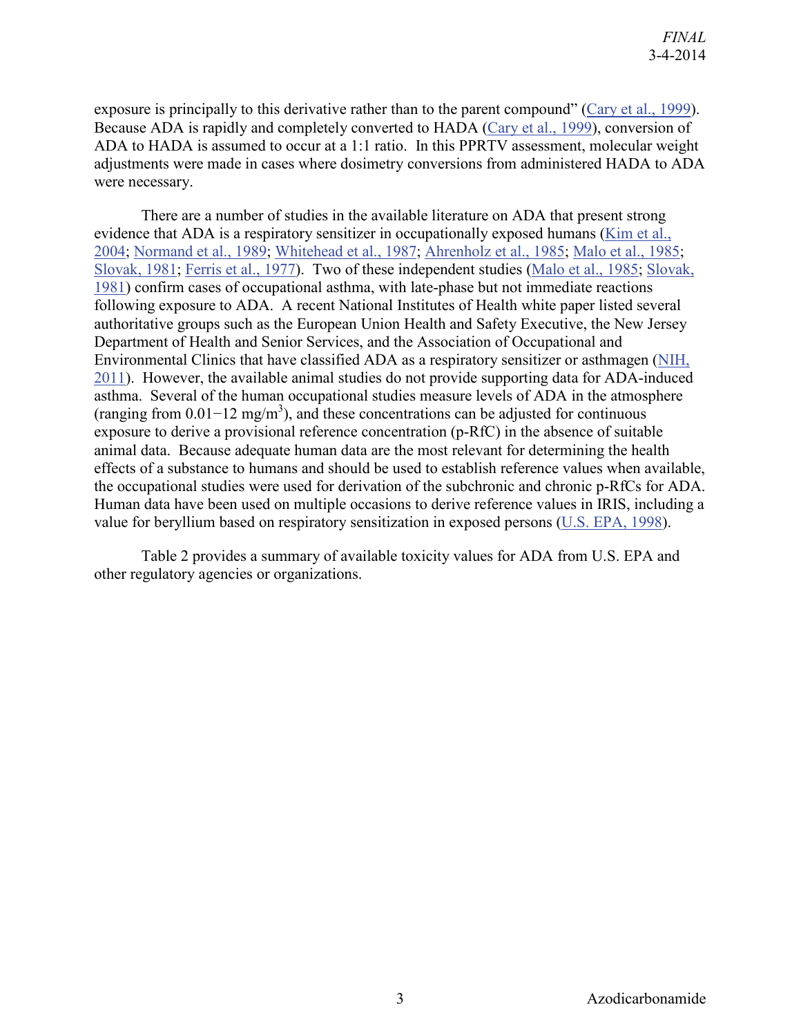exposure is principally to this derivative rather than to the parent compound" (Cary et al., 1999). Because ADA is rapidly and completely converted to HADA (Cary et al., 1999), conversion of ADA to HADA is assumed to occur at a 1:1 ratio. In this PPRTV assessment, molecular weight adjustments were made in cases where dosimetry conversions from administered HADA to ADA were necessary.

There are a number of studies in the available literature on ADA that present strong evidence that ADA is a respiratory sensitizer in occupationally exposed humans (Kim et al., 2004; Normand et al., 1989; Whitehead et al., 1987; Ahrenholz et al., 1985; Malo et al., 1985; Slovak, 1981; Ferris et al., 1977). Two of these independent studies (Malo et al., 1985; Slovak, 1981) confirm cases of occupational asthma, with late-phase but not immediate reactions following exposure to ADA. A recent National Institutes of Health white paper listed several authoritative groups such as the European Union Health and Safety Executive, the New Jersey Department of Health and Senior Services, and the Association of Occupational and Environmental Clinics that have classified ADA as a respiratory sensitizer or asthmagen (NIH, 2011). However, the available animal studies do not provide supporting data for ADA-induced asthma. Several of the human occupational studies measure levels of ADA in the atmosphere (ranging from 0.01−12 mg/m$^3$), and these concentrations can be adjusted for continuous exposure to derive a provisional reference concentration (p-RfC) in the absence of suitable animal data. Because adequate human data are the most relevant for determining the health effects of a substance to humans and should be used to establish reference values when available, the occupational studies were used for derivation of the subchronic and chronic p-RfCs for ADA. Human data have been used on multiple occasions to derive reference values in IRIS, including a value for beryllium based on respiratory sensitization in exposed persons (U.S. EPA, 1998).

Table 2 provides a summary of available toxicity values for ADA from U.S. EPA and other regulatory agencies or organizations.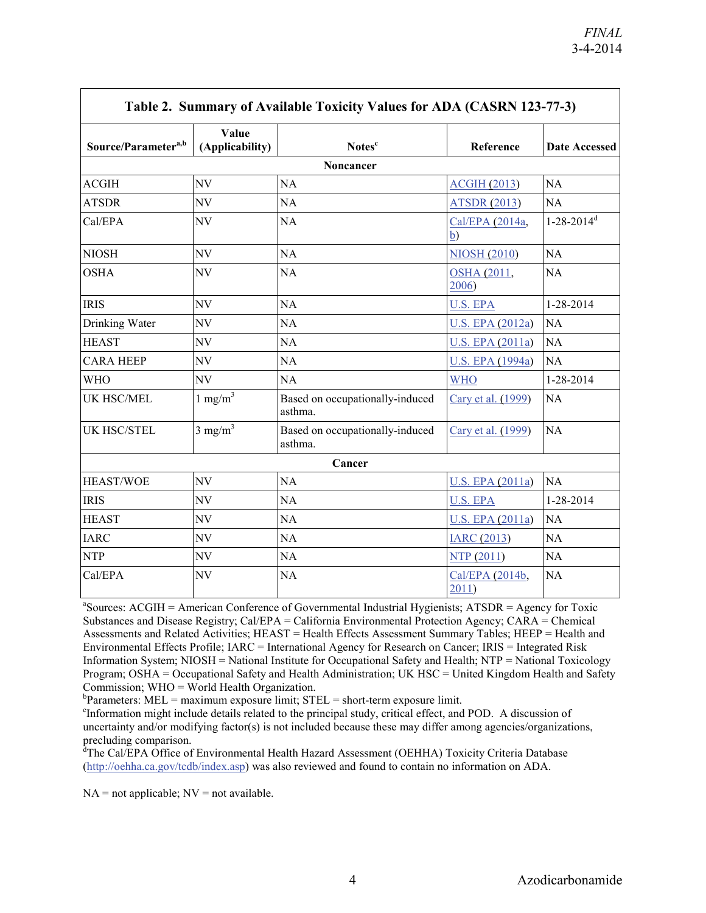**Table 2. Summary of Available Toxicity Values for ADA (CASRN 123-77-3)**

| Source/Parameter[a,b] | Value (Applicability) | Notes[c] | Reference | Date Accessed |
|---|---|---|---|---|
| **Noncancer** | | | | |
| ACGIH | NV | NA | ACGIH (2013) | NA |
| ATSDR | NV | NA | ATSDR (2013) | NA |
| Cal/EPA | NV | NA | Cal/EPA (2014a, b) | 1-28-2014[d] |
| NIOSH | NV | NA | NIOSH (2010) | NA |
| OSHA | NV | NA | OSHA (2011, 2006) | NA |
| IRIS | NV | NA | U.S. EPA | 1-28-2014 |
| Drinking Water | NV | NA | U.S. EPA (2012a) | NA |
| HEAST | NV | NA | U.S. EPA (2011a) | NA |
| CARA HEEP | NV | NA | U.S. EPA (1994a) | NA |
| WHO | NV | NA | WHO | 1-28-2014 |
| UK HSC/MEL | 1 $mg/m^3$ | Based on occupationally-induced asthma. | Cary et al. (1999) | NA |
| UK HSC/STEL | 3 $mg/m^3$ | Based on occupationally-induced asthma. | Cary et al. (1999) | NA |
| **Cancer** | | | | |
| HEAST/WOE | NV | NA | U.S. EPA (2011a) | NA |
| IRIS | NV | NA | U.S. EPA | 1-28-2014 |
| HEAST | NV | NA | U.S. EPA (2011a) | NA |
| IARC | NV | NA | IARC (2013) | NA |
| NTP | NV | NA | NTP (2011) | NA |
| Cal/EPA | NV | NA | Cal/EPA (2014b, 2011) | NA |

[a]Sources: ACGIH = American Conference of Governmental Industrial Hygienists; ATSDR = Agency for Toxic Substances and Disease Registry; Cal/EPA = California Environmental Protection Agency; CARA = Chemical Assessments and Related Activities; HEAST = Health Effects Assessment Summary Tables; HEEP = Health and Environmental Effects Profile; IARC = International Agency for Research on Cancer; IRIS = Integrated Risk Information System; NIOSH = National Institute for Occupational Safety and Health; NTP = National Toxicology Program; OSHA = Occupational Safety and Health Administration; UK HSC = United Kingdom Health and Safety Commission; WHO = World Health Organization.

[b]Parameters: MEL = maximum exposure limit; STEL = short-term exposure limit.

[c]Information might include details related to the principal study, critical effect, and POD. A discussion of uncertainty and/or modifying factor(s) is not included because these may differ among agencies/organizations, precluding comparison.

[d]The Cal/EPA Office of Environmental Health Hazard Assessment (OEHHA) Toxicity Criteria Database (http://oehha.ca.gov/tcdb/index.asp) was also reviewed and found to contain no information on ADA.

NA = not applicable; NV = not available.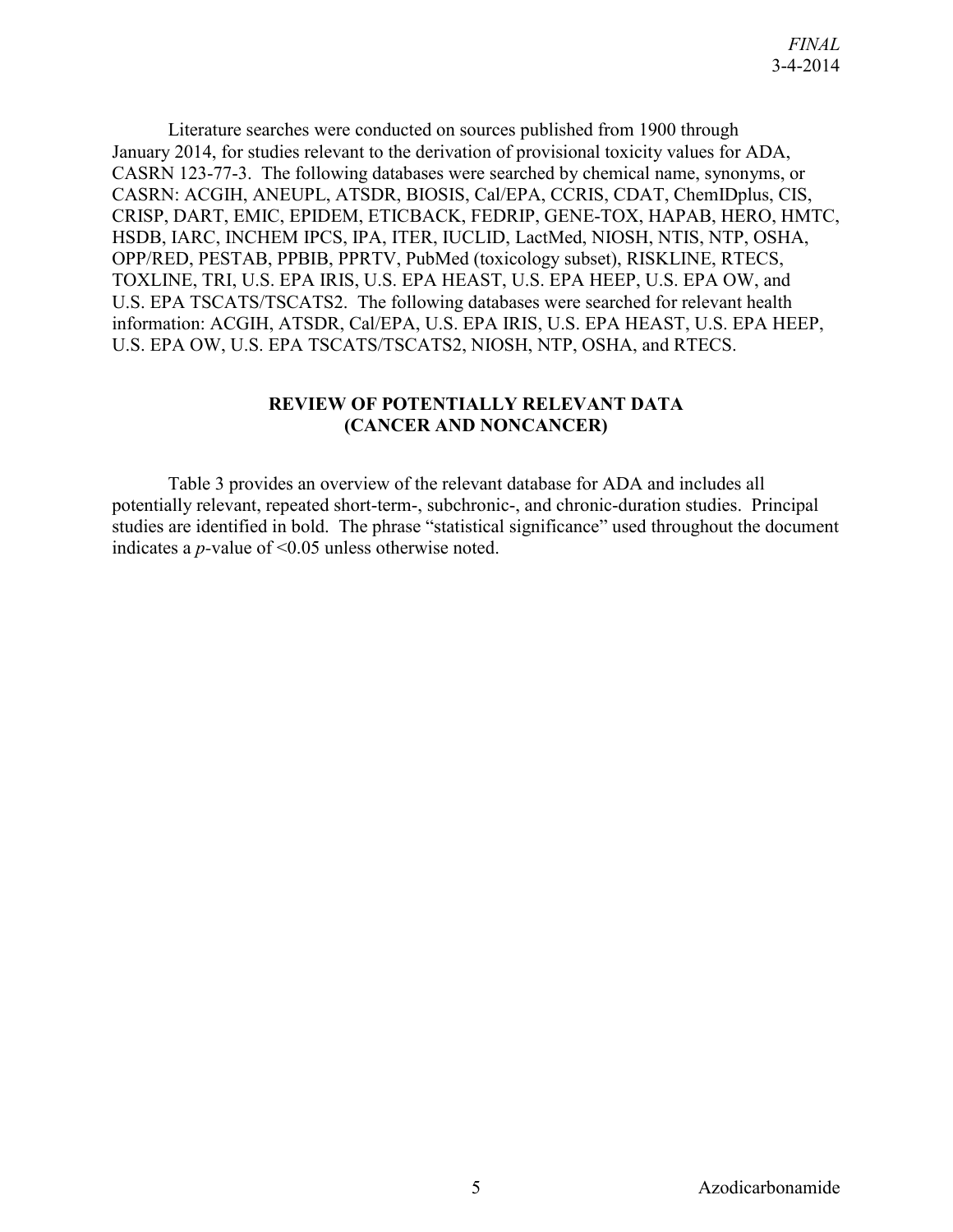Literature searches were conducted on sources published from 1900 through January 2014, for studies relevant to the derivation of provisional toxicity values for ADA, CASRN 123-77-3. The following databases were searched by chemical name, synonyms, or CASRN: ACGIH, ANEUPL, ATSDR, BIOSIS, Cal/EPA, CCRIS, CDAT, ChemIDplus, CIS, CRISP, DART, EMIC, EPIDEM, ETICBACK, FEDRIP, GENE-TOX, HAPAB, HERO, HMTC, HSDB, IARC, INCHEM IPCS, IPA, ITER, IUCLID, LactMed, NIOSH, NTIS, NTP, OSHA, OPP/RED, PESTAB, PPBIB, PPRTV, PubMed (toxicology subset), RISKLINE, RTECS, TOXLINE, TRI, U.S. EPA IRIS, U.S. EPA HEAST, U.S. EPA HEEP, U.S. EPA OW, and U.S. EPA TSCATS/TSCATS2. The following databases were searched for relevant health information: ACGIH, ATSDR, Cal/EPA, U.S. EPA IRIS, U.S. EPA HEAST, U.S. EPA HEEP, U.S. EPA OW, U.S. EPA TSCATS/TSCATS2, NIOSH, NTP, OSHA, and RTECS.

## REVIEW OF POTENTIALLY RELEVANT DATA (CANCER AND NONCANCER)

Table 3 provides an overview of the relevant database for ADA and includes all potentially relevant, repeated short-term-, subchronic-, and chronic-duration studies. Principal studies are identified in bold. The phrase "statistical significance" used throughout the document indicates a *p*-value of $<0.05$ unless otherwise noted.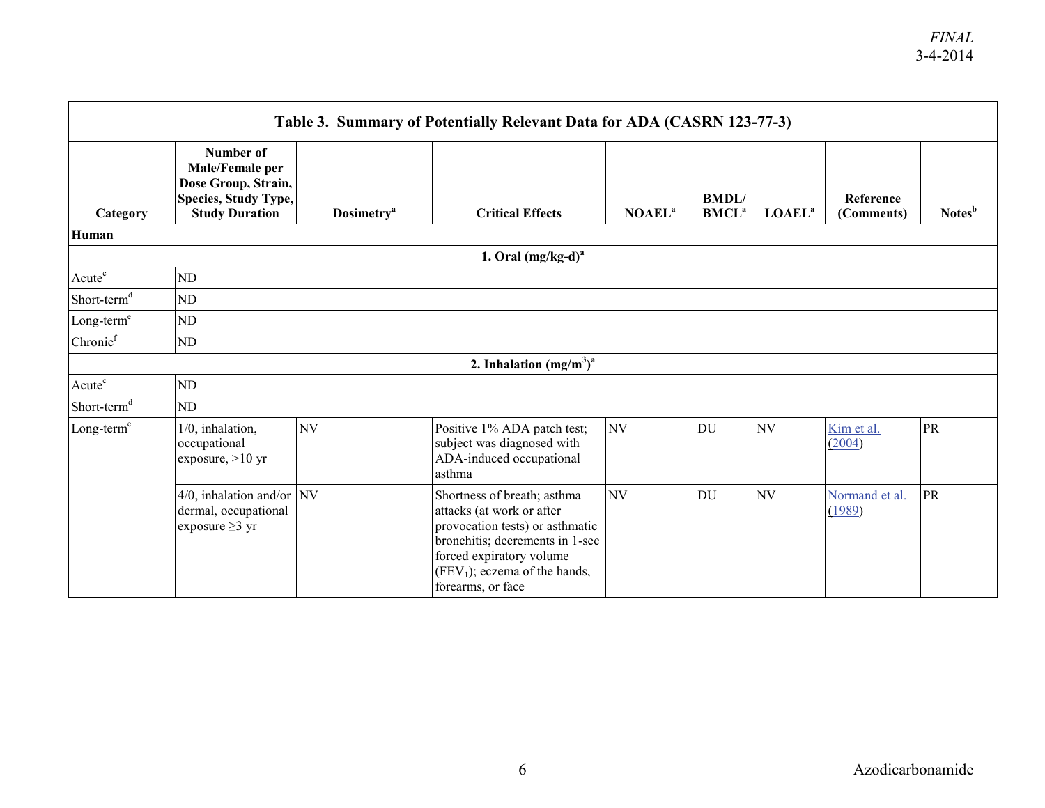| Table 3. Summary of Potentially Relevant Data for ADA (CASRN 123-77-3) | | | | | | | | |
|---|---|---|---|---|---|---|---|---|
| Category | Number of Male/Female per Dose Group, Strain, Species, Study Type, Study Duration | Dosimetry[a] | Critical Effects | NOAEL[a] | BMDL/ BMCL[a] | LOAEL[a] | Reference (Comments) | Notes[b] |
| **Human** | | | | | | | | |
| | | | **1. Oral (mg/kg-d)[a]** | | | | | |
| Acute[c] | ND | | | | | | | |
| Short-term[d] | ND | | | | | | | |
| Long-term[e] | ND | | | | | | | |
| Chronic[f] | ND | | | | | | | |
| | | | **2. Inhalation ($mg/m^3$)[a]** | | | | | |
| Acute[c] | ND | | | | | | | |
| Short-term[d] | ND | | | | | | | |
| Long-term[e] | 1/0, inhalation, occupational exposure, >10 yr | NV | Positive 1% ADA patch test; subject was diagnosed with ADA-induced occupational asthma | NV | DU | NV | Kim et al. (2004) | PR |
| | 4/0, inhalation and/or dermal, occupational exposure ≥3 yr | NV | Shortness of breath; asthma attacks (at work or after provocation tests) or asthmatic bronchitis; decrements in 1-sec forced expiratory volume ($FEV_1$); eczema of the hands, forearms, or face | NV | DU | NV | Normand et al. (1989) | PR |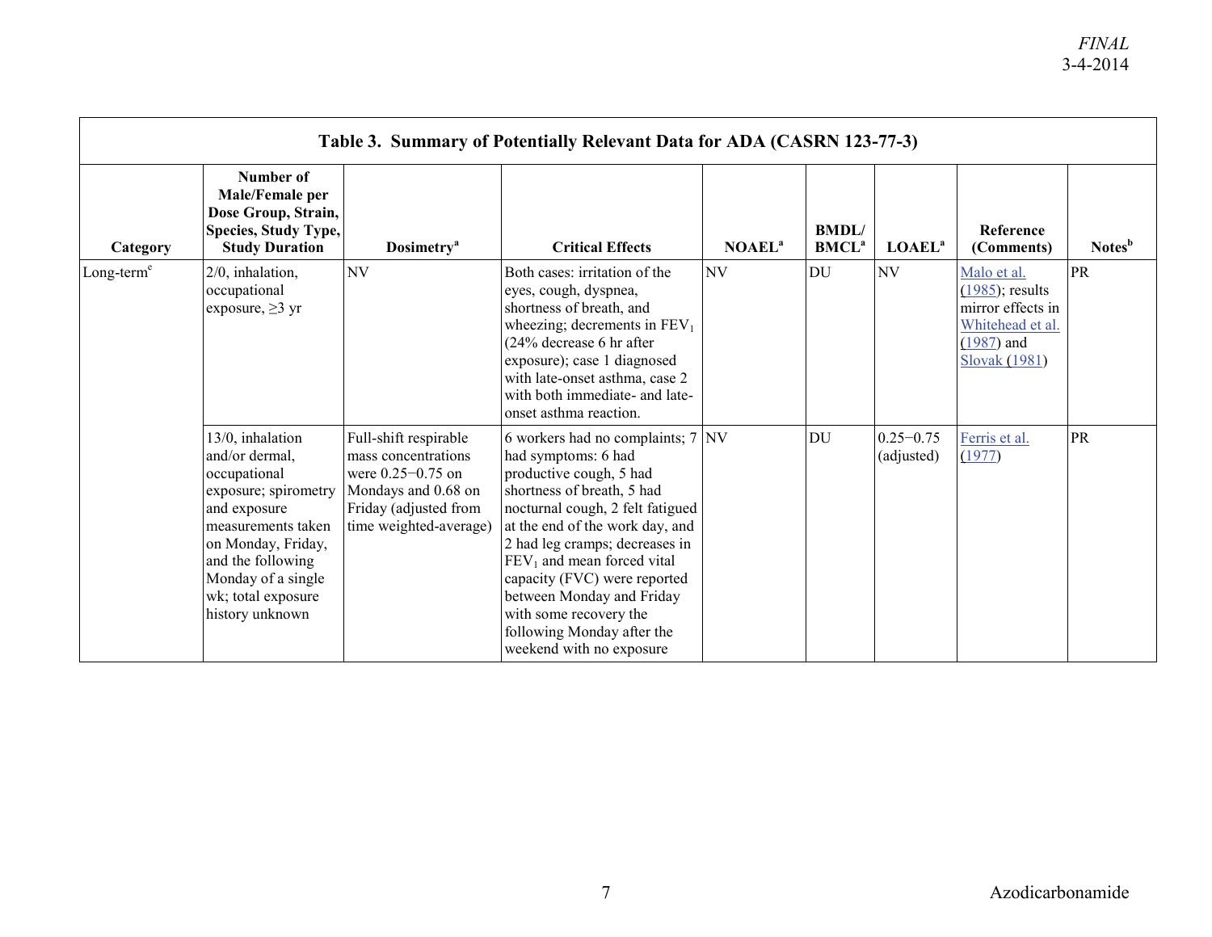| Table 3. Summary of Potentially Relevant Data for ADA (CASRN 123-77-3) | | | | | | | | |
|---|---|---|---|---|---|---|---|---|
| Category | Number of Male/Female per Dose Group, Strain, Species, Study Type, Study Duration | Dosimetry[a] | Critical Effects | NOAEL[a] | BMDL/ BMCL[a] | LOAEL[a] | Reference (Comments) | Notes[b] |
| Long-term[e] | 2/0, inhalation, occupational exposure, ≥3 yr | NV | Both cases: irritation of the eyes, cough, dyspnea, shortness of breath, and wheezing; decrements in $FEV_1$ (24% decrease 6 hr after exposure); case 1 diagnosed with late-onset asthma, case 2 with both immediate- and late-onset asthma reaction. | NV | DU | NV | Malo et al. (1985); results mirror effects in Whitehead et al. (1987) and Slovak (1981) | PR |
| | 13/0, inhalation and/or dermal, occupational exposure; spirometry and exposure measurements taken on Monday, Friday, and the following Monday of a single wk; total exposure history unknown | Full-shift respirable mass concentrations were 0.25−0.75 on Mondays and 0.68 on Friday (adjusted from time weighted-average) | 6 workers had no complaints; 7 had symptoms: 6 had productive cough, 5 had shortness of breath, 5 had nocturnal cough, 2 felt fatigued at the end of the work day, and 2 had leg cramps; decreases in $FEV_1$ and mean forced vital capacity (FVC) were reported between Monday and Friday with some recovery the following Monday after the weekend with no exposure | NV | DU | 0.25−0.75 (adjusted) | Ferris et al. (1977) | PR |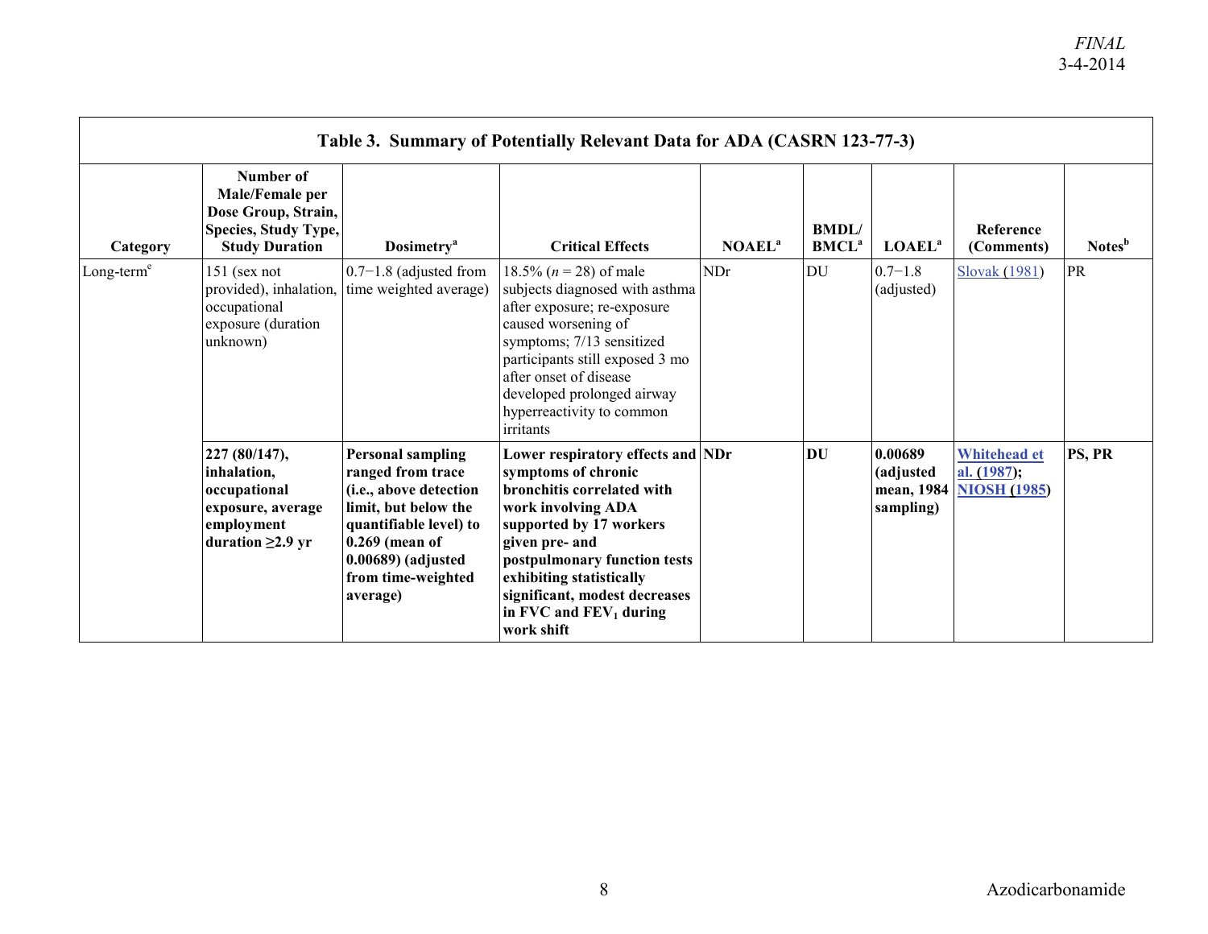| Table 3. Summary of Potentially Relevant Data for ADA (CASRN 123-77-3) | | | | | | | | |
|---|---|---|---|---|---|---|---|---|
| **Category** | **Number of Male/Female per Dose Group, Strain, Species, Study Type, Study Duration** | **Dosimetry[a]** | **Critical Effects** | **NOAEL[a]** | **BMDL/ BMCL[a]** | **LOAEL[a]** | **Reference (Comments)** | **Notes[b]** |
| Long-term[e] | 151 (sex not provided), inhalation, occupational exposure (duration unknown) | 0.7−1.8 (adjusted from time weighted average) | 18.5% (*n* = 28) of male subjects diagnosed with asthma after exposure; re-exposure caused worsening of symptoms; 7/13 sensitized participants still exposed 3 mo after onset of disease developed prolonged airway hyperreactivity to common irritants | NDr | DU | 0.7−1.8 (adjusted) | Slovak (1981) | PR |
| | **227 (80/147), inhalation, occupational exposure, average employment duration ≥2.9 yr** | **Personal sampling ranged from trace (i.e., above detection limit, but below the quantifiable level) to 0.269 (mean of 0.00689) (adjusted from time-weighted average)** | **Lower respiratory effects and symptoms of chronic bronchitis correlated with work involving ADA supported by 17 workers given pre- and postpulmonary function tests exhibiting statistically significant, modest decreases in FVC and $FEV_1$ during work shift** | **NDr** | **DU** | **0.00689 (adjusted mean, 1984 sampling)** | **Whitehead et al. (1987); NIOSH (1985)** | **PS, PR** |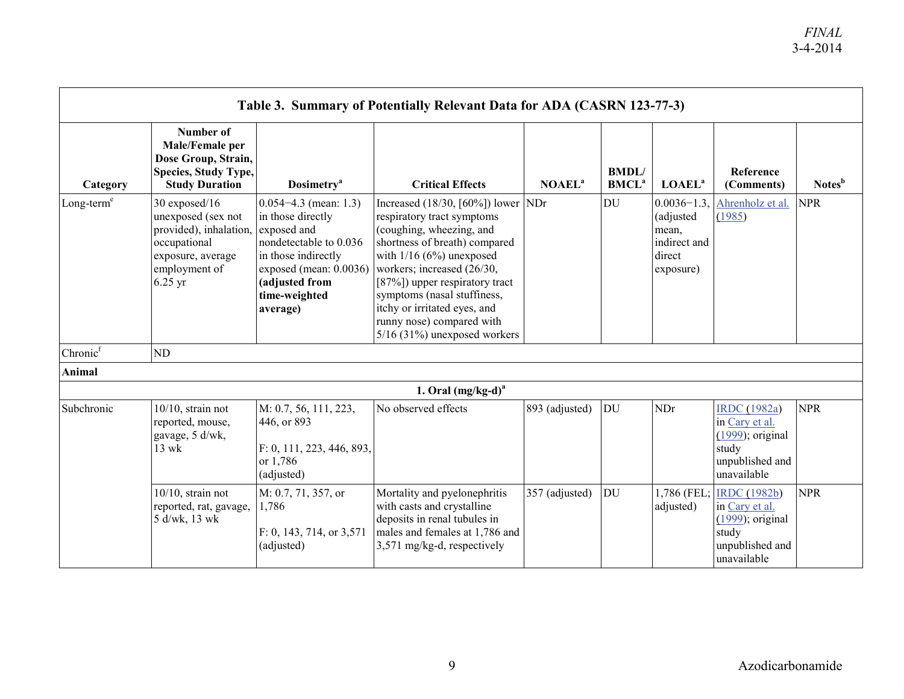| Table 3. Summary of Potentially Relevant Data for ADA (CASRN 123-77-3) | | | | | | | | |
|---|---|---|---|---|---|---|---|---|
| Category | Number of Male/Female per Dose Group, Strain, Species, Study Type, Study Duration | Dosimetry[a] | Critical Effects | NOAEL[a] | BMDL/ BMCL[a] | LOAEL[a] | Reference (Comments) | Notes[b] |
| Long-term[e] | 30 exposed/16 unexposed (sex not provided), inhalation, occupational exposure, average employment of 6.25 yr | 0.054−4.3 (mean: 1.3) in those directly exposed and nondetectable to 0.036 in those indirectly exposed (mean: 0.0036) **(adjusted from time-weighted average)** | Increased (18/30, [60%]) lower respiratory tract symptoms (coughing, wheezing, and shortness of breath) compared with 1/16 (6%) unexposed workers; increased (26/30, [87%]) upper respiratory tract symptoms (nasal stuffiness, itchy or irritated eyes, and runny nose) compared with 5/16 (31%) unexposed workers | NDr | DU | 0.0036−1.3, (adjusted mean, indirect and direct exposure) | Ahrenholz et al. (1985) | NPR |
| Chronic[f] | ND | | | | | | | |
| **Animal** | | | | | | | | |
| | | | **1. Oral (mg/kg-d)[a]** | | | | | |
| Subchronic | 10/10, strain not reported, mouse, gavage, 5 d/wk, 13 wk | M: 0.7, 56, 111, 223, 446, or 893<br><br>F: 0, 111, 223, 446, 893, or 1,786 (adjusted) | No observed effects | 893 (adjusted) | DU | NDr | IRDC (1982a) in Cary et al. (1999); original study unpublished and unavailable | NPR |
| | 10/10, strain not reported, rat, gavage, 5 d/wk, 13 wk | M: 0.7, 71, 357, or 1,786<br><br>F: 0, 143, 714, or 3,571 (adjusted) | Mortality and pyelonephritis with casts and crystalline deposits in renal tubules in males and females at 1,786 and 3,571 mg/kg-d, respectively | 357 (adjusted) | DU | 1,786 (FEL; adjusted) | IRDC (1982b) in Cary et al. (1999); original study unpublished and unavailable | NPR |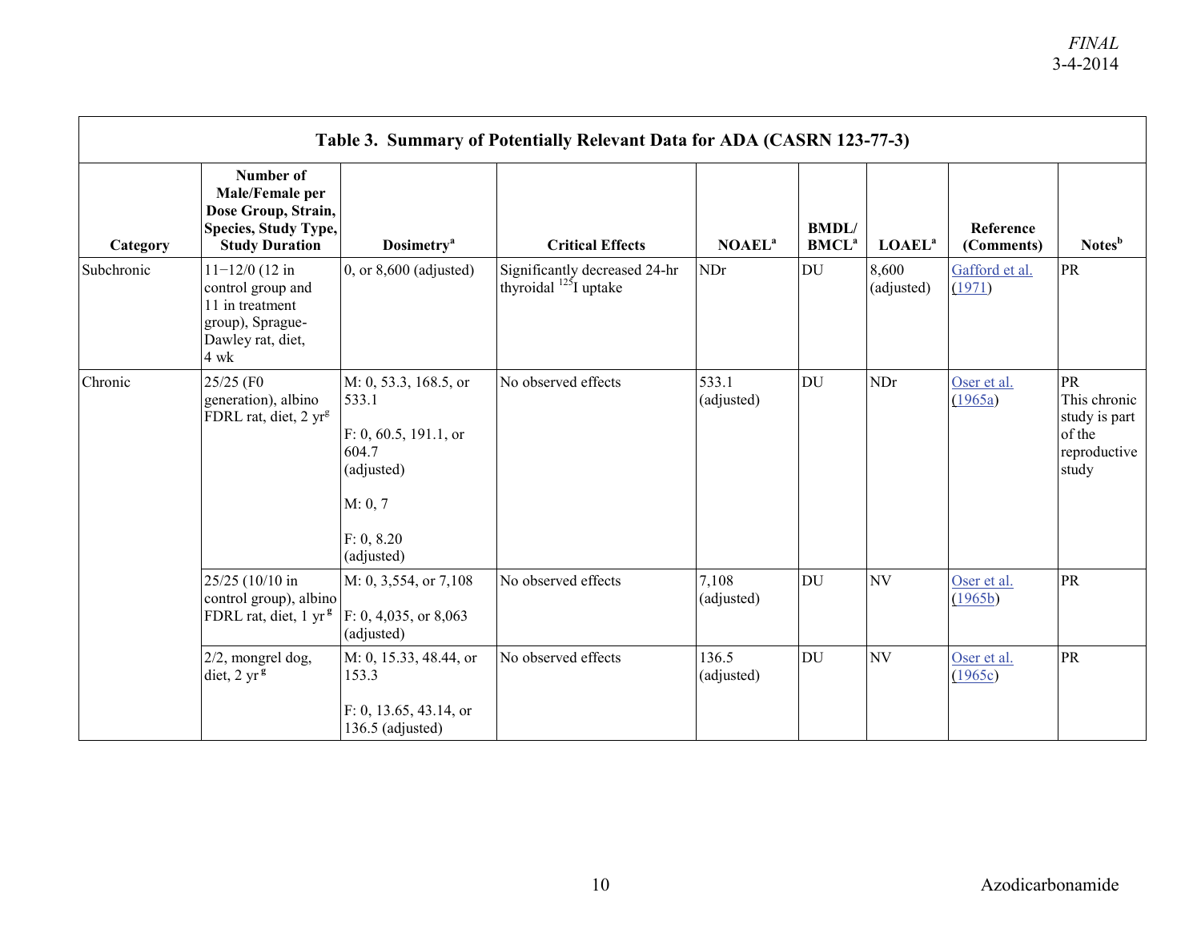**Table 3. Summary of Potentially Relevant Data for ADA (CASRN 123-77-3)**

| Category | Number of Male/Female per Dose Group, Strain, Species, Study Type, Study Duration | Dosimetry[a] | Critical Effects | NOAEL[a] | BMDL/ BMCL[a] | LOAEL[a] | Reference (Comments) | Notes[b] |
|---|---|---|---|---|---|---|---|---|
| Subchronic | 11−12/0 (12 in control group and 11 in treatment group), Sprague-Dawley rat, diet, 4 wk | 0, or 8,600 (adjusted) | Significantly decreased 24-hr thyroidal $^{125}$I uptake | NDr | DU | 8,600 (adjusted) | Gafford et al. (1971) | PR |
| Chronic | 25/25 (F0 generation), albino FDRL rat, diet, 2 yr[g] | M: 0, 53.3, 168.5, or 533.1<br><br>F: 0, 60.5, 191.1, or 604.7 (adjusted)<br><br>M: 0, 7<br><br>F: 0, 8.20 (adjusted) | No observed effects | 533.1 (adjusted) | DU | NDr | Oser et al. (1965a) | PR This chronic study is part of the reproductive study |
| | 25/25 (10/10 in control group), albino FDRL rat, diet, 1 yr[g] | M: 0, 3,554, or 7,108<br><br>F: 0, 4,035, or 8,063 (adjusted) | No observed effects | 7,108 (adjusted) | DU | NV | Oser et al. (1965b) | PR |
| | 2/2, mongrel dog, diet, 2 yr[g] | M: 0, 15.33, 48.44, or 153.3<br><br>F: 0, 13.65, 43.14, or 136.5 (adjusted) | No observed effects | 136.5 (adjusted) | DU | NV | Oser et al. (1965c) | PR |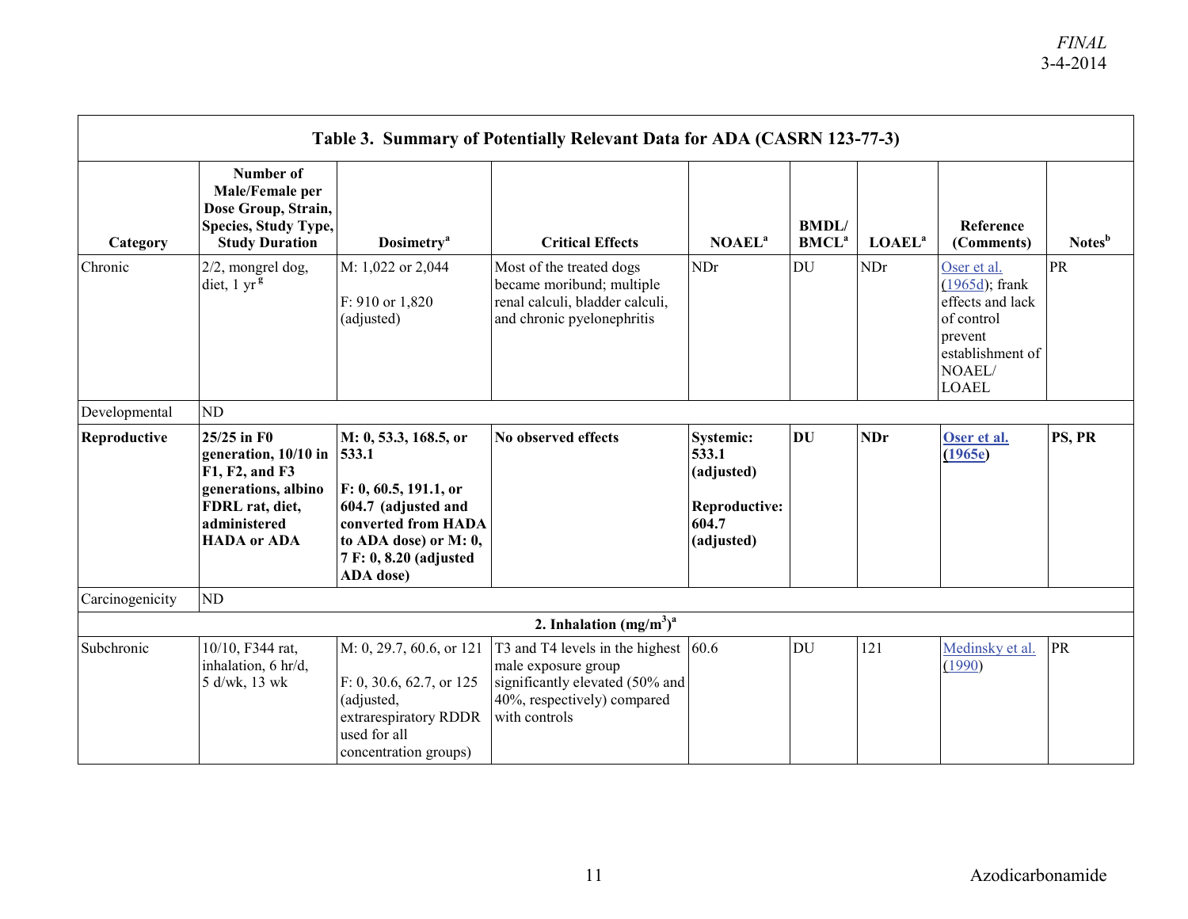| Table 3. Summary of Potentially Relevant Data for ADA (CASRN 123-77-3) | | | | | | | | |
|---|---|---|---|---|---|---|---|---|
| Category | Number of Male/Female per Dose Group, Strain, Species, Study Type, Study Duration | Dosimetry[a] | Critical Effects | NOAEL[a] | BMDL/ BMCL[a] | LOAEL[a] | Reference (Comments) | Notes[b] |
| Chronic | 2/2, mongrel dog, diet, 1 yr[g] | M: 1,022 or 2,044<br><br>F: 910 or 1,820 (adjusted) | Most of the treated dogs became moribund; multiple renal calculi, bladder calculi, and chronic pyelonephritis | NDr | DU | NDr | Oser et al. (1965d); frank effects and lack of control prevent establishment of NOAEL/ LOAEL | PR |
| Developmental | ND | | | | | | | |
| **Reproductive** | **25/25 in F0 generation, 10/10 in F1, F2, and F3 generations, albino FDRL rat, diet, administered HADA or ADA** | **M: 0, 53.3, 168.5, or 533.1<br><br>F: 0, 60.5, 191.1, or 604.7 (adjusted and converted from HADA to ADA dose) or M: 0, 7 F: 0, 8.20 (adjusted ADA dose)** | **No observed effects** | **Systemic: 533.1 (adjusted)<br><br>Reproductive: 604.7 (adjusted)** | **DU** | **NDr** | **Oser et al. (1965e)** | **PS, PR** |
| Carcinogenicity | ND | | | | | | | |
| **2. Inhalation ($mg/m^3$)[a]** | | | | | | | | |
| Subchronic | 10/10, F344 rat, inhalation, 6 hr/d, 5 d/wk, 13 wk | M: 0, 29.7, 60.6, or 121<br><br>F: 0, 30.6, 62.7, or 125 (adjusted, extrarespiratory RDDR used for all concentration groups) | T3 and T4 levels in the highest male exposure group significantly elevated (50% and 40%, respectively) compared with controls | 60.6 | DU | 121 | Medinsky et al. (1990) | PR |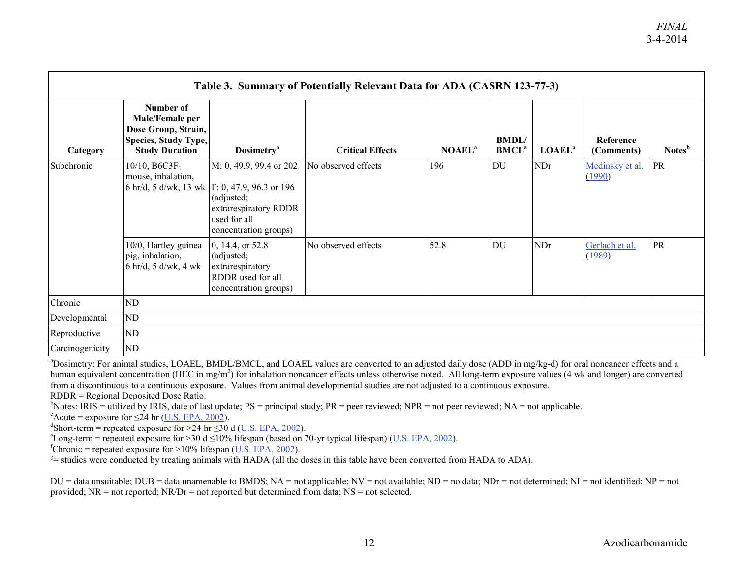**Table 3. Summary of Potentially Relevant Data for ADA (CASRN 123-77-3)**

| Category | Number of Male/Female per Dose Group, Strain, Species, Study Type, Study Duration | Dosimetry[a] | Critical Effects | NOAEL[a] | BMDL/ BMCL[a] | LOAEL[a] | Reference (Comments) | Notes[b] |
|---|---|---|---|---|---|---|---|---|
| Subchronic | 10/10, $B6C3F_1$ mouse, inhalation, 6 hr/d, 5 d/wk, 13 wk | M: 0, 49.9, 99.4 or 202<br>F: 0, 47.9, 96.3 or 196 (adjusted; extrarespiratory RDDR used for all concentration groups) | No observed effects | 196 | DU | NDr | Medinsky et al. (1990) | PR |
| | 10/0, Hartley guinea pig, inhalation, 6 hr/d, 5 d/wk, 4 wk | 0, 14.4, or 52.8 (adjusted; extrarespiratory RDDR used for all concentration groups) | No observed effects | 52.8 | DU | NDr | Gerlach et al. (1989) | PR |
| Chronic | ND | | | | | | | |
| Developmental | ND | | | | | | | |
| Reproductive | ND | | | | | | | |
| Carcinogenicity | ND | | | | | | | |

[a]Dosimetry: For animal studies, LOAEL, BMDL/BMCL, and LOAEL values are converted to an adjusted daily dose (ADD in mg/kg-d) for oral noncancer effects and a human equivalent concentration (HEC in $mg/m^3$) for inhalation noncancer effects unless otherwise noted. All long-term exposure values (4 wk and longer) are converted from a discontinuous to a continuous exposure. Values from animal developmental studies are not adjusted to a continuous exposure.
RDDR = Regional Deposited Dose Ratio.
[b]Notes: IRIS = utilized by IRIS, date of last update; PS = principal study; PR = peer reviewed; NPR = not peer reviewed; NA = not applicable.
[c]Acute = exposure for ≤24 hr (U.S. EPA, 2002).
[d]Short-term = repeated exposure for >24 hr ≤30 d (U.S. EPA, 2002).
[e]Long-term = repeated exposure for >30 d ≤10% lifespan (based on 70-yr typical lifespan) (U.S. EPA, 2002).
[f]Chronic = repeated exposure for >10% lifespan (U.S. EPA, 2002).
[g]= studies were conducted by treating animals with HADA (all the doses in this table have been converted from HADA to ADA).

DU = data unsuitable; DUB = data unamenable to BMDS; NA = not applicable; NV = not available; ND = no data; NDr = not determined; NI = not identified; NP = not provided; NR = not reported; NR/Dr = not reported but determined from data; NS = not selected.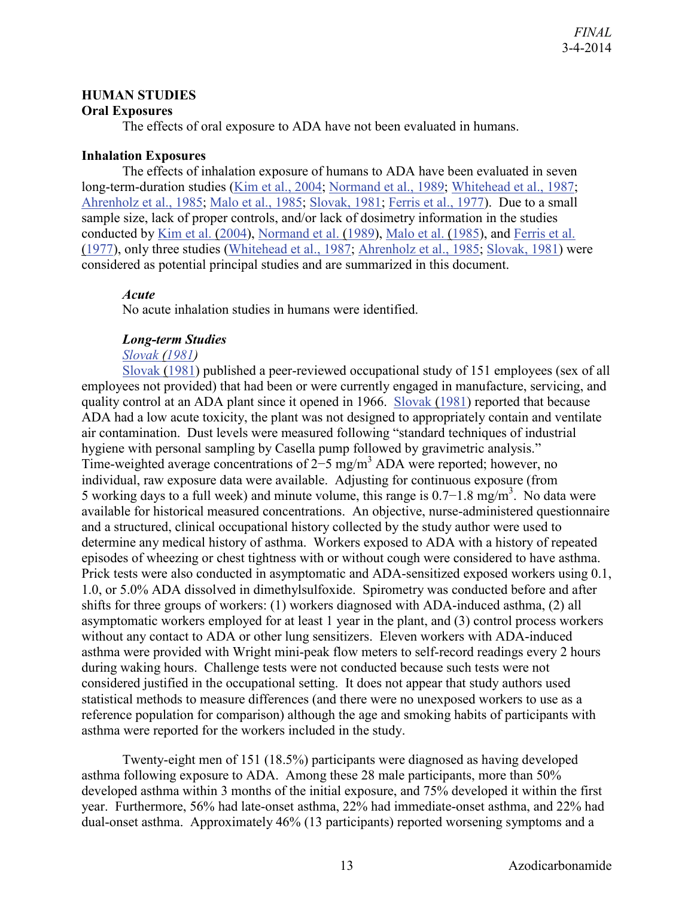## HUMAN STUDIES

### Oral Exposures

The effects of oral exposure to ADA have not been evaluated in humans.

### Inhalation Exposures

The effects of inhalation exposure of humans to ADA have been evaluated in seven long-term-duration studies (Kim et al., 2004; Normand et al., 1989; Whitehead et al., 1987; Ahrenholz et al., 1985; Malo et al., 1985; Slovak, 1981; Ferris et al., 1977). Due to a small sample size, lack of proper controls, and/or lack of dosimetry information in the studies conducted by Kim et al. (2004), Normand et al. (1989), Malo et al. (1985), and Ferris et al. (1977), only three studies (Whitehead et al., 1987; Ahrenholz et al., 1985; Slovak, 1981) were considered as potential principal studies and are summarized in this document.

#### *Acute*

No acute inhalation studies in humans were identified.

#### *Long-term Studies*

*Slovak (1981)*

Slovak (1981) published a peer-reviewed occupational study of 151 employees (sex of all employees not provided) that had been or were currently engaged in manufacture, servicing, and quality control at an ADA plant since it opened in 1966. Slovak (1981) reported that because ADA had a low acute toxicity, the plant was not designed to appropriately contain and ventilate air contamination. Dust levels were measured following "standard techniques of industrial hygiene with personal sampling by Casella pump followed by gravimetric analysis." Time-weighted average concentrations of 2−5 mg/m$^3$ ADA were reported; however, no individual, raw exposure data were available. Adjusting for continuous exposure (from 5 working days to a full week) and minute volume, this range is 0.7−1.8 mg/m$^3$. No data were available for historical measured concentrations. An objective, nurse-administered questionnaire and a structured, clinical occupational history collected by the study author were used to determine any medical history of asthma. Workers exposed to ADA with a history of repeated episodes of wheezing or chest tightness with or without cough were considered to have asthma. Prick tests were also conducted in asymptomatic and ADA-sensitized exposed workers using 0.1, 1.0, or 5.0% ADA dissolved in dimethylsulfoxide. Spirometry was conducted before and after shifts for three groups of workers: (1) workers diagnosed with ADA-induced asthma, (2) all asymptomatic workers employed for at least 1 year in the plant, and (3) control process workers without any contact to ADA or other lung sensitizers. Eleven workers with ADA-induced asthma were provided with Wright mini-peak flow meters to self-record readings every 2 hours during waking hours. Challenge tests were not conducted because such tests were not considered justified in the occupational setting. It does not appear that study authors used statistical methods to measure differences (and there were no unexposed workers to use as a reference population for comparison) although the age and smoking habits of participants with asthma were reported for the workers included in the study.

Twenty-eight men of 151 (18.5%) participants were diagnosed as having developed asthma following exposure to ADA. Among these 28 male participants, more than 50% developed asthma within 3 months of the initial exposure, and 75% developed it within the first year. Furthermore, 56% had late-onset asthma, 22% had immediate-onset asthma, and 22% had dual-onset asthma. Approximately 46% (13 participants) reported worsening symptoms and a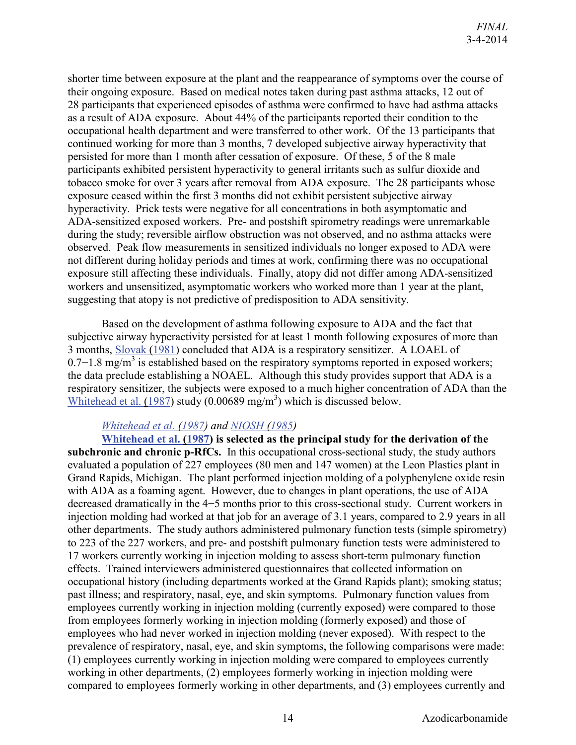shorter time between exposure at the plant and the reappearance of symptoms over the course of their ongoing exposure. Based on medical notes taken during past asthma attacks, 12 out of 28 participants that experienced episodes of asthma were confirmed to have had asthma attacks as a result of ADA exposure. About 44% of the participants reported their condition to the occupational health department and were transferred to other work. Of the 13 participants that continued working for more than 3 months, 7 developed subjective airway hyperactivity that persisted for more than 1 month after cessation of exposure. Of these, 5 of the 8 male participants exhibited persistent hyperactivity to general irritants such as sulfur dioxide and tobacco smoke for over 3 years after removal from ADA exposure. The 28 participants whose exposure ceased within the first 3 months did not exhibit persistent subjective airway hyperactivity. Prick tests were negative for all concentrations in both asymptomatic and ADA-sensitized exposed workers. Pre- and postshift spirometry readings were unremarkable during the study; reversible airflow obstruction was not observed, and no asthma attacks were observed. Peak flow measurements in sensitized individuals no longer exposed to ADA were not different during holiday periods and times at work, confirming there was no occupational exposure still affecting these individuals. Finally, atopy did not differ among ADA-sensitized workers and unsensitized, asymptomatic workers who worked more than 1 year at the plant, suggesting that atopy is not predictive of predisposition to ADA sensitivity.

Based on the development of asthma following exposure to ADA and the fact that subjective airway hyperactivity persisted for at least 1 month following exposures of more than 3 months, Slovak (1981) concluded that ADA is a respiratory sensitizer. A LOAEL of 0.7−1.8 mg/m$^3$ is established based on the respiratory symptoms reported in exposed workers; the data preclude establishing a NOAEL. Although this study provides support that ADA is a respiratory sensitizer, the subjects were exposed to a much higher concentration of ADA than the Whitehead et al. (1987) study (0.00689 mg/m$^3$) which is discussed below.

*Whitehead et al. (1987) and NIOSH (1985)*

**Whitehead et al. (1987) is selected as the principal study for the derivation of the subchronic and chronic p-RfCs.** In this occupational cross-sectional study, the study authors evaluated a population of 227 employees (80 men and 147 women) at the Leon Plastics plant in Grand Rapids, Michigan. The plant performed injection molding of a polyphenylene oxide resin with ADA as a foaming agent. However, due to changes in plant operations, the use of ADA decreased dramatically in the 4−5 months prior to this cross-sectional study. Current workers in injection molding had worked at that job for an average of 3.1 years, compared to 2.9 years in all other departments. The study authors administered pulmonary function tests (simple spirometry) to 223 of the 227 workers, and pre- and postshift pulmonary function tests were administered to 17 workers currently working in injection molding to assess short-term pulmonary function effects. Trained interviewers administered questionnaires that collected information on occupational history (including departments worked at the Grand Rapids plant); smoking status; past illness; and respiratory, nasal, eye, and skin symptoms. Pulmonary function values from employees currently working in injection molding (currently exposed) were compared to those from employees formerly working in injection molding (formerly exposed) and those of employees who had never worked in injection molding (never exposed). With respect to the prevalence of respiratory, nasal, eye, and skin symptoms, the following comparisons were made: (1) employees currently working in injection molding were compared to employees currently working in other departments, (2) employees formerly working in injection molding were compared to employees formerly working in other departments, and (3) employees currently and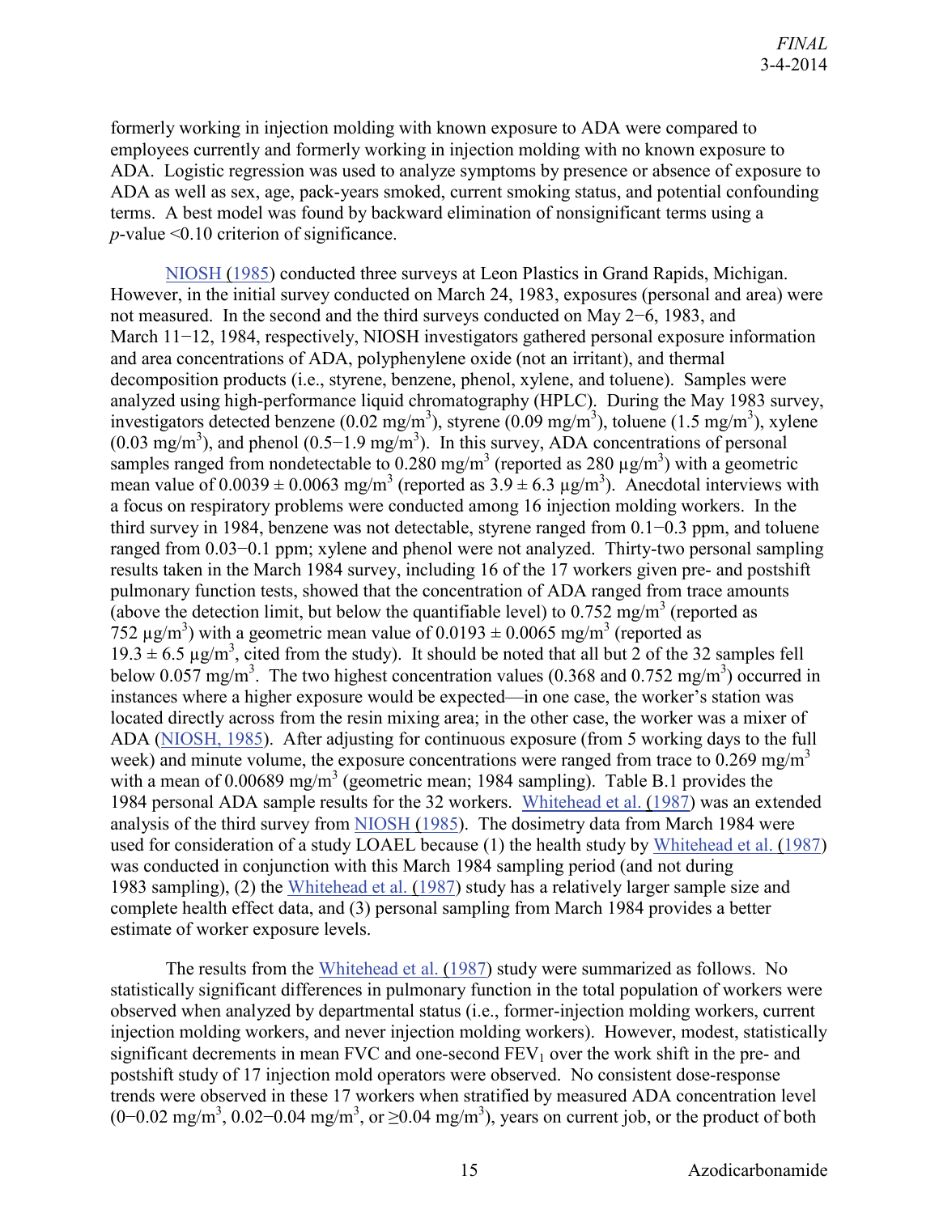formerly working in injection molding with known exposure to ADA were compared to employees currently and formerly working in injection molding with no known exposure to ADA. Logistic regression was used to analyze symptoms by presence or absence of exposure to ADA as well as sex, age, pack-years smoked, current smoking status, and potential confounding terms. A best model was found by backward elimination of nonsignificant terms using a *p*-value <0.10 criterion of significance.

NIOSH (1985) conducted three surveys at Leon Plastics in Grand Rapids, Michigan. However, in the initial survey conducted on March 24, 1983, exposures (personal and area) were not measured. In the second and the third surveys conducted on May 2−6, 1983, and March 11−12, 1984, respectively, NIOSH investigators gathered personal exposure information and area concentrations of ADA, polyphenylene oxide (not an irritant), and thermal decomposition products (i.e., styrene, benzene, phenol, xylene, and toluene). Samples were analyzed using high-performance liquid chromatography (HPLC). During the May 1983 survey, investigators detected benzene (0.02 mg/m$^3$), styrene (0.09 mg/m$^3$), toluene (1.5 mg/m$^3$), xylene (0.03 mg/m$^3$), and phenol (0.5−1.9 mg/m$^3$). In this survey, ADA concentrations of personal samples ranged from nondetectable to 0.280 mg/m$^3$ (reported as 280 μg/m$^3$) with a geometric mean value of 0.0039 ± 0.0063 mg/m$^3$ (reported as 3.9 ± 6.3 μg/m$^3$). Anecdotal interviews with a focus on respiratory problems were conducted among 16 injection molding workers. In the third survey in 1984, benzene was not detectable, styrene ranged from 0.1−0.3 ppm, and toluene ranged from 0.03−0.1 ppm; xylene and phenol were not analyzed. Thirty-two personal sampling results taken in the March 1984 survey, including 16 of the 17 workers given pre- and postshift pulmonary function tests, showed that the concentration of ADA ranged from trace amounts (above the detection limit, but below the quantifiable level) to 0.752 mg/m$^3$ (reported as 752 μg/m$^3$) with a geometric mean value of 0.0193 ± 0.0065 mg/m$^3$ (reported as 19.3 ± 6.5 μg/m$^3$, cited from the study). It should be noted that all but 2 of the 32 samples fell below 0.057 mg/m$^3$. The two highest concentration values (0.368 and 0.752 mg/m$^3$) occurred in instances where a higher exposure would be expected—in one case, the worker's station was located directly across from the resin mixing area; in the other case, the worker was a mixer of ADA (NIOSH, 1985). After adjusting for continuous exposure (from 5 working days to the full week) and minute volume, the exposure concentrations were ranged from trace to 0.269 mg/m$^3$ with a mean of 0.00689 mg/m$^3$ (geometric mean; 1984 sampling). Table B.1 provides the 1984 personal ADA sample results for the 32 workers. Whitehead et al. (1987) was an extended analysis of the third survey from NIOSH (1985). The dosimetry data from March 1984 were used for consideration of a study LOAEL because (1) the health study by Whitehead et al. (1987) was conducted in conjunction with this March 1984 sampling period (and not during 1983 sampling), (2) the Whitehead et al. (1987) study has a relatively larger sample size and complete health effect data, and (3) personal sampling from March 1984 provides a better estimate of worker exposure levels.

The results from the Whitehead et al. (1987) study were summarized as follows. No statistically significant differences in pulmonary function in the total population of workers were observed when analyzed by departmental status (i.e., former-injection molding workers, current injection molding workers, and never injection molding workers). However, modest, statistically significant decrements in mean FVC and one-second $FEV_1$ over the work shift in the pre- and postshift study of 17 injection mold operators were observed. No consistent dose-response trends were observed in these 17 workers when stratified by measured ADA concentration level (0−0.02 mg/m$^3$, 0.02−0.04 mg/m$^3$, or ≥0.04 mg/m$^3$), years on current job, or the product of both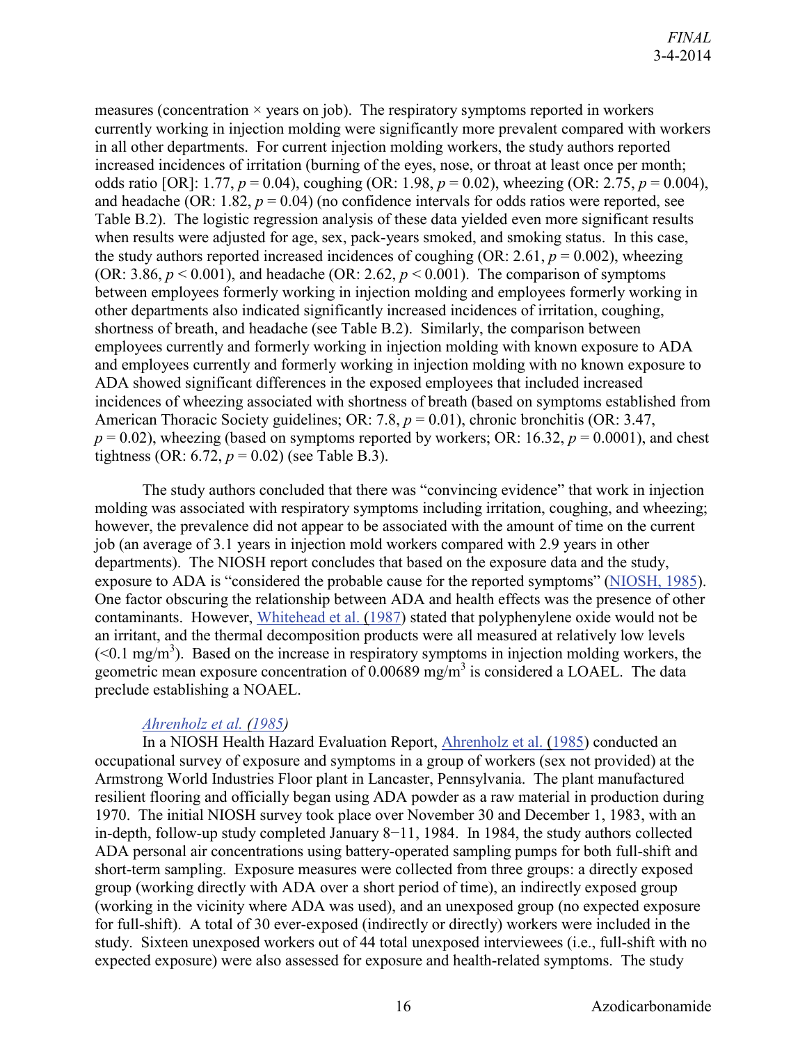measures (concentration × years on job). The respiratory symptoms reported in workers currently working in injection molding were significantly more prevalent compared with workers in all other departments. For current injection molding workers, the study authors reported increased incidences of irritation (burning of the eyes, nose, or throat at least once per month; odds ratio [OR]: 1.77, $p = 0.04$), coughing (OR: 1.98, $p = 0.02$), wheezing (OR: 2.75, $p = 0.004$), and headache (OR: 1.82, $p = 0.04$) (no confidence intervals for odds ratios were reported, see Table B.2). The logistic regression analysis of these data yielded even more significant results when results were adjusted for age, sex, pack-years smoked, and smoking status. In this case, the study authors reported increased incidences of coughing (OR: 2.61, $p = 0.002$), wheezing (OR: 3.86, $p < 0.001$), and headache (OR: 2.62, $p < 0.001$). The comparison of symptoms between employees formerly working in injection molding and employees formerly working in other departments also indicated significantly increased incidences of irritation, coughing, shortness of breath, and headache (see Table B.2). Similarly, the comparison between employees currently and formerly working in injection molding with known exposure to ADA and employees currently and formerly working in injection molding with no known exposure to ADA showed significant differences in the exposed employees that included increased incidences of wheezing associated with shortness of breath (based on symptoms established from American Thoracic Society guidelines; OR: 7.8, $p = 0.01$), chronic bronchitis (OR: 3.47, $p = 0.02$), wheezing (based on symptoms reported by workers; OR: 16.32, $p = 0.0001$), and chest tightness (OR: 6.72, $p = 0.02$) (see Table B.3).

The study authors concluded that there was "convincing evidence" that work in injection molding was associated with respiratory symptoms including irritation, coughing, and wheezing; however, the prevalence did not appear to be associated with the amount of time on the current job (an average of 3.1 years in injection mold workers compared with 2.9 years in other departments). The NIOSH report concludes that based on the exposure data and the study, exposure to ADA is "considered the probable cause for the reported symptoms" (NIOSH, 1985). One factor obscuring the relationship between ADA and health effects was the presence of other contaminants. However, Whitehead et al. (1987) stated that polyphenylene oxide would not be an irritant, and the thermal decomposition products were all measured at relatively low levels ($<0.1$ mg/m$^3$). Based on the increase in respiratory symptoms in injection molding workers, the geometric mean exposure concentration of 0.00689 mg/m$^3$ is considered a LOAEL. The data preclude establishing a NOAEL.

*Ahrenholz et al. (1985)*

In a NIOSH Health Hazard Evaluation Report, Ahrenholz et al. (1985) conducted an occupational survey of exposure and symptoms in a group of workers (sex not provided) at the Armstrong World Industries Floor plant in Lancaster, Pennsylvania. The plant manufactured resilient flooring and officially began using ADA powder as a raw material in production during 1970. The initial NIOSH survey took place over November 30 and December 1, 1983, with an in-depth, follow-up study completed January 8−11, 1984. In 1984, the study authors collected ADA personal air concentrations using battery-operated sampling pumps for both full-shift and short-term sampling. Exposure measures were collected from three groups: a directly exposed group (working directly with ADA over a short period of time), an indirectly exposed group (working in the vicinity where ADA was used), and an unexposed group (no expected exposure for full-shift). A total of 30 ever-exposed (indirectly or directly) workers were included in the study. Sixteen unexposed workers out of 44 total unexposed interviewees (i.e., full-shift with no expected exposure) were also assessed for exposure and health-related symptoms. The study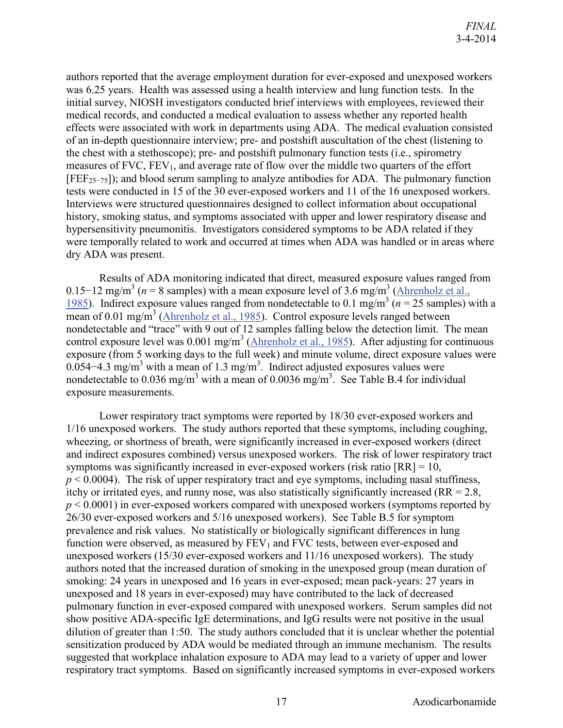authors reported that the average employment duration for ever-exposed and unexposed workers was 6.25 years. Health was assessed using a health interview and lung function tests. In the initial survey, NIOSH investigators conducted brief interviews with employees, reviewed their medical records, and conducted a medical evaluation to assess whether any reported health effects were associated with work in departments using ADA. The medical evaluation consisted of an in-depth questionnaire interview; pre- and postshift auscultation of the chest (listening to the chest with a stethoscope); pre- and postshift pulmonary function tests (i.e., spirometry measures of FVC, $FEV_1$, and average rate of flow over the middle two quarters of the effort [$FEF_{25-75}$]); and blood serum sampling to analyze antibodies for ADA. The pulmonary function tests were conducted in 15 of the 30 ever-exposed workers and 11 of the 16 unexposed workers. Interviews were structured questionnaires designed to collect information about occupational history, smoking status, and symptoms associated with upper and lower respiratory disease and hypersensitivity pneumonitis. Investigators considered symptoms to be ADA related if they were temporally related to work and occurred at times when ADA was handled or in areas where dry ADA was present.

Results of ADA monitoring indicated that direct, measured exposure values ranged from 0.15−12 mg/$m^3$ ($n = 8$ samples) with a mean exposure level of 3.6 mg/$m^3$ (Ahrenholz et al., 1985). Indirect exposure values ranged from nondetectable to 0.1 mg/$m^3$ ($n = 25$ samples) with a mean of 0.01 mg/$m^3$ (Ahrenholz et al., 1985). Control exposure levels ranged between nondetectable and "trace" with 9 out of 12 samples falling below the detection limit. The mean control exposure level was 0.001 mg/$m^3$ (Ahrenholz et al., 1985). After adjusting for continuous exposure (from 5 working days to the full week) and minute volume, direct exposure values were 0.054−4.3 mg/$m^3$ with a mean of 1.3 mg/$m^3$. Indirect adjusted exposures values were nondetectable to 0.036 mg/$m^3$ with a mean of 0.0036 mg/$m^3$. See Table B.4 for individual exposure measurements.

Lower respiratory tract symptoms were reported by 18/30 ever-exposed workers and 1/16 unexposed workers. The study authors reported that these symptoms, including coughing, wheezing, or shortness of breath, were significantly increased in ever-exposed workers (direct and indirect exposures combined) versus unexposed workers. The risk of lower respiratory tract symptoms was significantly increased in ever-exposed workers (risk ratio [RR] = 10, $p < 0.0004$). The risk of upper respiratory tract and eye symptoms, including nasal stuffiness, itchy or irritated eyes, and runny nose, was also statistically significantly increased (RR = 2.8, $p < 0.0001$) in ever-exposed workers compared with unexposed workers (symptoms reported by 26/30 ever-exposed workers and 5/16 unexposed workers). See Table B.5 for symptom prevalence and risk values. No statistically or biologically significant differences in lung function were observed, as measured by $FEV_1$ and FVC tests, between ever-exposed and unexposed workers (15/30 ever-exposed workers and 11/16 unexposed workers). The study authors noted that the increased duration of smoking in the unexposed group (mean duration of smoking: 24 years in unexposed and 16 years in ever-exposed; mean pack-years: 27 years in unexposed and 18 years in ever-exposed) may have contributed to the lack of decreased pulmonary function in ever-exposed compared with unexposed workers. Serum samples did not show positive ADA-specific IgE determinations, and IgG results were not positive in the usual dilution of greater than 1:50. The study authors concluded that it is unclear whether the potential sensitization produced by ADA would be mediated through an immune mechanism. The results suggested that workplace inhalation exposure to ADA may lead to a variety of upper and lower respiratory tract symptoms. Based on significantly increased symptoms in ever-exposed workers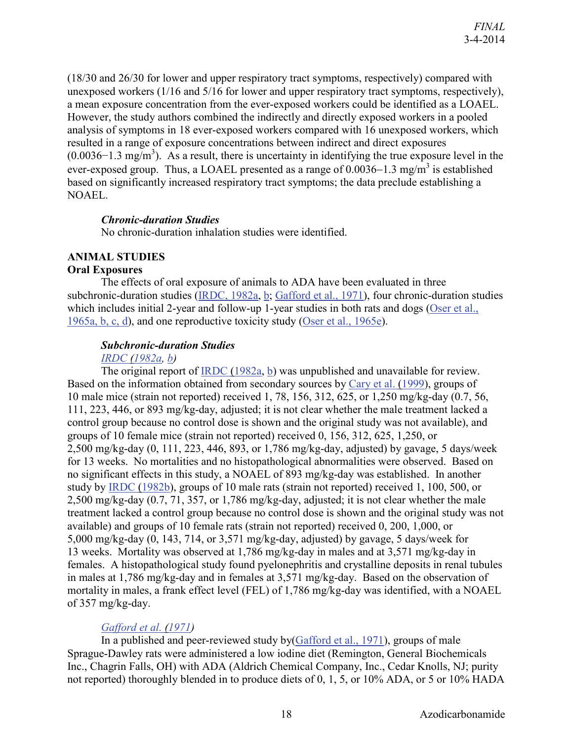(18/30 and 26/30 for lower and upper respiratory tract symptoms, respectively) compared with unexposed workers (1/16 and 5/16 for lower and upper respiratory tract symptoms, respectively), a mean exposure concentration from the ever-exposed workers could be identified as a LOAEL. However, the study authors combined the indirectly and directly exposed workers in a pooled analysis of symptoms in 18 ever-exposed workers compared with 16 unexposed workers, which resulted in a range of exposure concentrations between indirect and direct exposures (0.0036−1.3 mg/m$^3$). As a result, there is uncertainty in identifying the true exposure level in the ever-exposed group. Thus, a LOAEL presented as a range of 0.0036−1.3 mg/m$^3$ is established based on significantly increased respiratory tract symptoms; the data preclude establishing a NOAEL.

### *Chronic-duration Studies*

No chronic-duration inhalation studies were identified.

## ANIMAL STUDIES

### Oral Exposures

The effects of oral exposure of animals to ADA have been evaluated in three subchronic-duration studies (IRDC, 1982a, b; Gafford et al., 1971), four chronic-duration studies which includes initial 2-year and follow-up 1-year studies in both rats and dogs (Oser et al., 1965a, b, c, d), and one reproductive toxicity study (Oser et al., 1965e).

### *Subchronic-duration Studies*

*IRDC (1982a, b)*

The original report of IRDC (1982a, b) was unpublished and unavailable for review. Based on the information obtained from secondary sources by Cary et al. (1999), groups of 10 male mice (strain not reported) received 1, 78, 156, 312, 625, or 1,250 mg/kg-day (0.7, 56, 111, 223, 446, or 893 mg/kg-day, adjusted; it is not clear whether the male treatment lacked a control group because no control dose is shown and the original study was not available), and groups of 10 female mice (strain not reported) received 0, 156, 312, 625, 1,250, or 2,500 mg/kg-day (0, 111, 223, 446, 893, or 1,786 mg/kg-day, adjusted) by gavage, 5 days/week for 13 weeks. No mortalities and no histopathological abnormalities were observed. Based on no significant effects in this study, a NOAEL of 893 mg/kg-day was established. In another study by IRDC (1982b), groups of 10 male rats (strain not reported) received 1, 100, 500, or 2,500 mg/kg-day (0.7, 71, 357, or 1,786 mg/kg-day, adjusted; it is not clear whether the male treatment lacked a control group because no control dose is shown and the original study was not available) and groups of 10 female rats (strain not reported) received 0, 200, 1,000, or 5,000 mg/kg-day (0, 143, 714, or 3,571 mg/kg-day, adjusted) by gavage, 5 days/week for 13 weeks. Mortality was observed at 1,786 mg/kg-day in males and at 3,571 mg/kg-day in females. A histopathological study found pyelonephritis and crystalline deposits in renal tubules in males at 1,786 mg/kg-day and in females at 3,571 mg/kg-day. Based on the observation of mortality in males, a frank effect level (FEL) of 1,786 mg/kg-day was identified, with a NOAEL of 357 mg/kg-day.

*Gafford et al. (1971)*

In a published and peer-reviewed study by(Gafford et al., 1971), groups of male Sprague-Dawley rats were administered a low iodine diet (Remington, General Biochemicals Inc., Chagrin Falls, OH) with ADA (Aldrich Chemical Company, Inc., Cedar Knolls, NJ; purity not reported) thoroughly blended in to produce diets of 0, 1, 5, or 10% ADA, or 5 or 10% HADA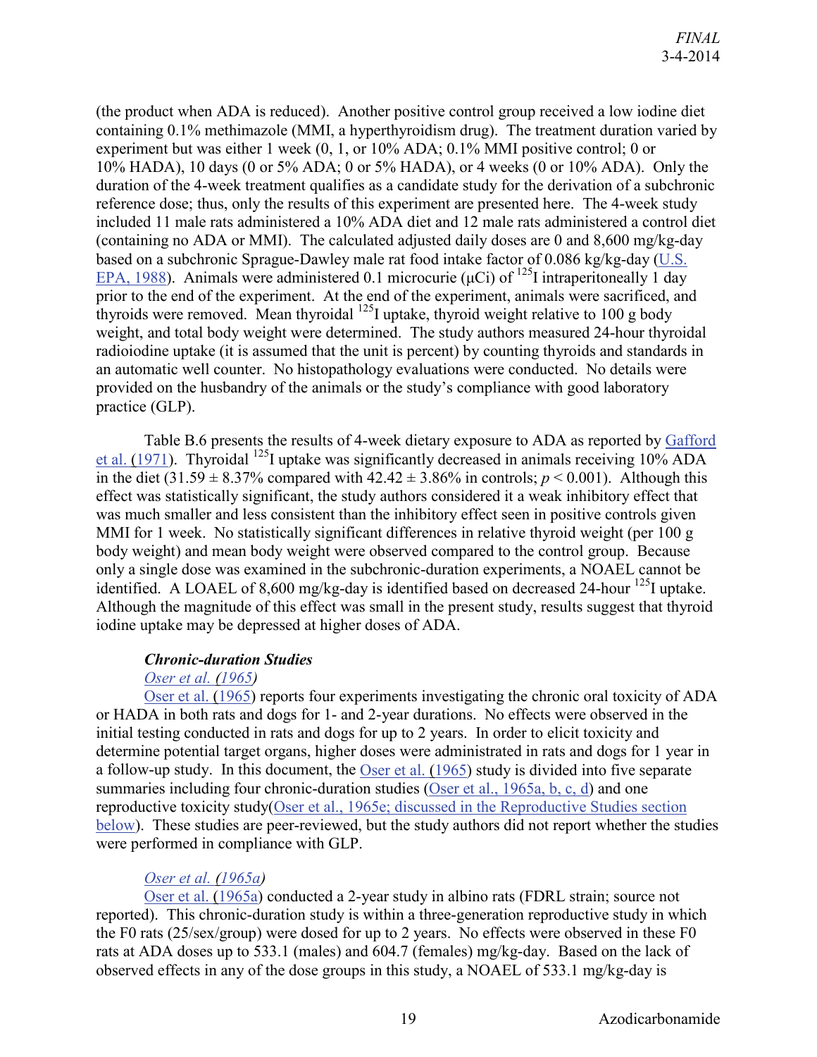(the product when ADA is reduced). Another positive control group received a low iodine diet containing 0.1% methimazole (MMI, a hyperthyroidism drug). The treatment duration varied by experiment but was either 1 week (0, 1, or 10% ADA; 0.1% MMI positive control; 0 or 10% HADA), 10 days (0 or 5% ADA; 0 or 5% HADA), or 4 weeks (0 or 10% ADA). Only the duration of the 4-week treatment qualifies as a candidate study for the derivation of a subchronic reference dose; thus, only the results of this experiment are presented here. The 4-week study included 11 male rats administered a 10% ADA diet and 12 male rats administered a control diet (containing no ADA or MMI). The calculated adjusted daily doses are 0 and 8,600 mg/kg-day based on a subchronic Sprague-Dawley male rat food intake factor of 0.086 kg/kg-day (U.S. EPA, 1988). Animals were administered 0.1 microcurie (μCi) of $^{125}$I intraperitoneally 1 day prior to the end of the experiment. At the end of the experiment, animals were sacrificed, and thyroids were removed. Mean thyroidal $^{125}$I uptake, thyroid weight relative to 100 g body weight, and total body weight were determined. The study authors measured 24-hour thyroidal radioiodine uptake (it is assumed that the unit is percent) by counting thyroids and standards in an automatic well counter. No histopathology evaluations were conducted. No details were provided on the husbandry of the animals or the study's compliance with good laboratory practice (GLP).

Table B.6 presents the results of 4-week dietary exposure to ADA as reported by Gafford et al. (1971). Thyroidal $^{125}$I uptake was significantly decreased in animals receiving 10% ADA in the diet (31.59 ± 8.37% compared with 42.42 ± 3.86% in controls; $p < 0.001$). Although this effect was statistically significant, the study authors considered it a weak inhibitory effect that was much smaller and less consistent than the inhibitory effect seen in positive controls given MMI for 1 week. No statistically significant differences in relative thyroid weight (per 100 g body weight) and mean body weight were observed compared to the control group. Because only a single dose was examined in the subchronic-duration experiments, a NOAEL cannot be identified. A LOAEL of 8,600 mg/kg-day is identified based on decreased 24-hour $^{125}$I uptake. Although the magnitude of this effect was small in the present study, results suggest that thyroid iodine uptake may be depressed at higher doses of ADA.

***Chronic-duration Studies***

*Oser et al. (1965)*

Oser et al. (1965) reports four experiments investigating the chronic oral toxicity of ADA or HADA in both rats and dogs for 1- and 2-year durations. No effects were observed in the initial testing conducted in rats and dogs for up to 2 years. In order to elicit toxicity and determine potential target organs, higher doses were administrated in rats and dogs for 1 year in a follow-up study. In this document, the Oser et al. (1965) study is divided into five separate summaries including four chronic-duration studies (Oser et al., 1965a, b, c, d) and one reproductive toxicity study(Oser et al., 1965e; discussed in the Reproductive Studies section below). These studies are peer-reviewed, but the study authors did not report whether the studies were performed in compliance with GLP.

*Oser et al. (1965a)*

Oser et al. (1965a) conducted a 2-year study in albino rats (FDRL strain; source not reported). This chronic-duration study is within a three-generation reproductive study in which the F0 rats (25/sex/group) were dosed for up to 2 years. No effects were observed in these F0 rats at ADA doses up to 533.1 (males) and 604.7 (females) mg/kg-day. Based on the lack of observed effects in any of the dose groups in this study, a NOAEL of 533.1 mg/kg-day is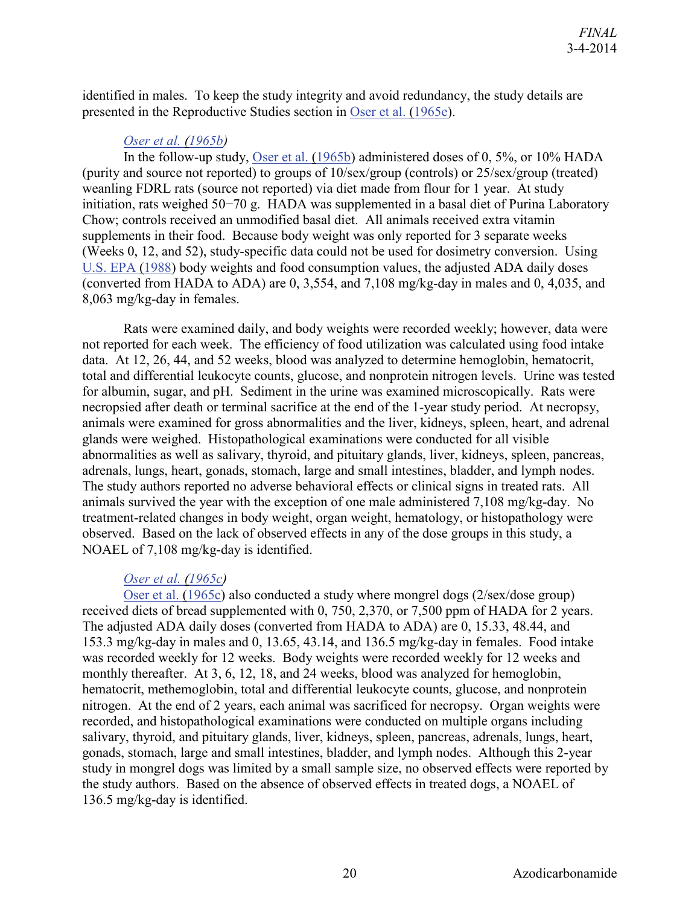identified in males. To keep the study integrity and avoid redundancy, the study details are presented in the Reproductive Studies section in Oser et al. (1965e).

*Oser et al. (1965b)*

In the follow-up study, Oser et al. (1965b) administered doses of 0, 5%, or 10% HADA (purity and source not reported) to groups of 10/sex/group (controls) or 25/sex/group (treated) weanling FDRL rats (source not reported) via diet made from flour for 1 year. At study initiation, rats weighed 50−70 g. HADA was supplemented in a basal diet of Purina Laboratory Chow; controls received an unmodified basal diet. All animals received extra vitamin supplements in their food. Because body weight was only reported for 3 separate weeks (Weeks 0, 12, and 52), study-specific data could not be used for dosimetry conversion. Using U.S. EPA (1988) body weights and food consumption values, the adjusted ADA daily doses (converted from HADA to ADA) are 0, 3,554, and 7,108 mg/kg-day in males and 0, 4,035, and 8,063 mg/kg-day in females.

Rats were examined daily, and body weights were recorded weekly; however, data were not reported for each week. The efficiency of food utilization was calculated using food intake data. At 12, 26, 44, and 52 weeks, blood was analyzed to determine hemoglobin, hematocrit, total and differential leukocyte counts, glucose, and nonprotein nitrogen levels. Urine was tested for albumin, sugar, and pH. Sediment in the urine was examined microscopically. Rats were necropsied after death or terminal sacrifice at the end of the 1-year study period. At necropsy, animals were examined for gross abnormalities and the liver, kidneys, spleen, heart, and adrenal glands were weighed. Histopathological examinations were conducted for all visible abnormalities as well as salivary, thyroid, and pituitary glands, liver, kidneys, spleen, pancreas, adrenals, lungs, heart, gonads, stomach, large and small intestines, bladder, and lymph nodes. The study authors reported no adverse behavioral effects or clinical signs in treated rats. All animals survived the year with the exception of one male administered 7,108 mg/kg-day. No treatment-related changes in body weight, organ weight, hematology, or histopathology were observed. Based on the lack of observed effects in any of the dose groups in this study, a NOAEL of 7,108 mg/kg-day is identified.

*Oser et al. (1965c)*

Oser et al. (1965c) also conducted a study where mongrel dogs (2/sex/dose group) received diets of bread supplemented with 0, 750, 2,370, or 7,500 ppm of HADA for 2 years. The adjusted ADA daily doses (converted from HADA to ADA) are 0, 15.33, 48.44, and 153.3 mg/kg-day in males and 0, 13.65, 43.14, and 136.5 mg/kg-day in females. Food intake was recorded weekly for 12 weeks. Body weights were recorded weekly for 12 weeks and monthly thereafter. At 3, 6, 12, 18, and 24 weeks, blood was analyzed for hemoglobin, hematocrit, methemoglobin, total and differential leukocyte counts, glucose, and nonprotein nitrogen. At the end of 2 years, each animal was sacrificed for necropsy. Organ weights were recorded, and histopathological examinations were conducted on multiple organs including salivary, thyroid, and pituitary glands, liver, kidneys, spleen, pancreas, adrenals, lungs, heart, gonads, stomach, large and small intestines, bladder, and lymph nodes. Although this 2-year study in mongrel dogs was limited by a small sample size, no observed effects were reported by the study authors. Based on the absence of observed effects in treated dogs, a NOAEL of 136.5 mg/kg-day is identified.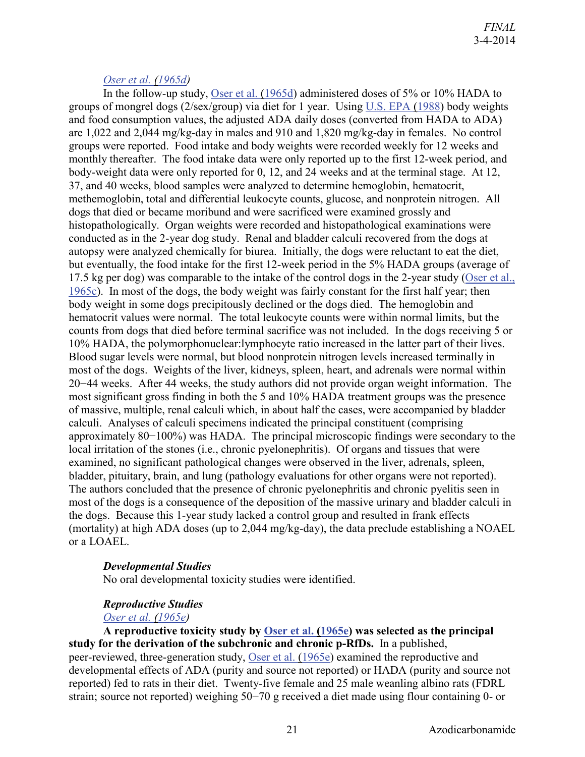*Oser et al. (1965d)*

In the follow-up study, Oser et al. (1965d) administered doses of 5% or 10% HADA to groups of mongrel dogs (2/sex/group) via diet for 1 year. Using U.S. EPA (1988) body weights and food consumption values, the adjusted ADA daily doses (converted from HADA to ADA) are 1,022 and 2,044 mg/kg-day in males and 910 and 1,820 mg/kg-day in females. No control groups were reported. Food intake and body weights were recorded weekly for 12 weeks and monthly thereafter. The food intake data were only reported up to the first 12-week period, and body-weight data were only reported for 0, 12, and 24 weeks and at the terminal stage. At 12, 37, and 40 weeks, blood samples were analyzed to determine hemoglobin, hematocrit, methemoglobin, total and differential leukocyte counts, glucose, and nonprotein nitrogen. All dogs that died or became moribund and were sacrificed were examined grossly and histopathologically. Organ weights were recorded and histopathological examinations were conducted as in the 2-year dog study. Renal and bladder calculi recovered from the dogs at autopsy were analyzed chemically for biurea. Initially, the dogs were reluctant to eat the diet, but eventually, the food intake for the first 12-week period in the 5% HADA groups (average of 17.5 kg per dog) was comparable to the intake of the control dogs in the 2-year study (Oser et al., 1965c). In most of the dogs, the body weight was fairly constant for the first half year; then body weight in some dogs precipitously declined or the dogs died. The hemoglobin and hematocrit values were normal. The total leukocyte counts were within normal limits, but the counts from dogs that died before terminal sacrifice was not included. In the dogs receiving 5 or 10% HADA, the polymorphonuclear:lymphocyte ratio increased in the latter part of their lives. Blood sugar levels were normal, but blood nonprotein nitrogen levels increased terminally in most of the dogs. Weights of the liver, kidneys, spleen, heart, and adrenals were normal within 20−44 weeks. After 44 weeks, the study authors did not provide organ weight information. The most significant gross finding in both the 5 and 10% HADA treatment groups was the presence of massive, multiple, renal calculi which, in about half the cases, were accompanied by bladder calculi. Analyses of calculi specimens indicated the principal constituent (comprising approximately 80−100%) was HADA. The principal microscopic findings were secondary to the local irritation of the stones (i.e., chronic pyelonephritis). Of organs and tissues that were examined, no significant pathological changes were observed in the liver, adrenals, spleen, bladder, pituitary, brain, and lung (pathology evaluations for other organs were not reported). The authors concluded that the presence of chronic pyelonephritis and chronic pyelitis seen in most of the dogs is a consequence of the deposition of the massive urinary and bladder calculi in the dogs. Because this 1-year study lacked a control group and resulted in frank effects (mortality) at high ADA doses (up to 2,044 mg/kg-day), the data preclude establishing a NOAEL or a LOAEL.

### *Developmental Studies*

No oral developmental toxicity studies were identified.

### *Reproductive Studies*

*Oser et al. (1965e)*

**A reproductive toxicity study by Oser et al. (1965e) was selected as the principal study for the derivation of the subchronic and chronic p-RfDs.** In a published, peer-reviewed, three-generation study, Oser et al. (1965e) examined the reproductive and developmental effects of ADA (purity and source not reported) or HADA (purity and source not reported) fed to rats in their diet. Twenty-five female and 25 male weanling albino rats (FDRL strain; source not reported) weighing 50−70 g received a diet made using flour containing 0- or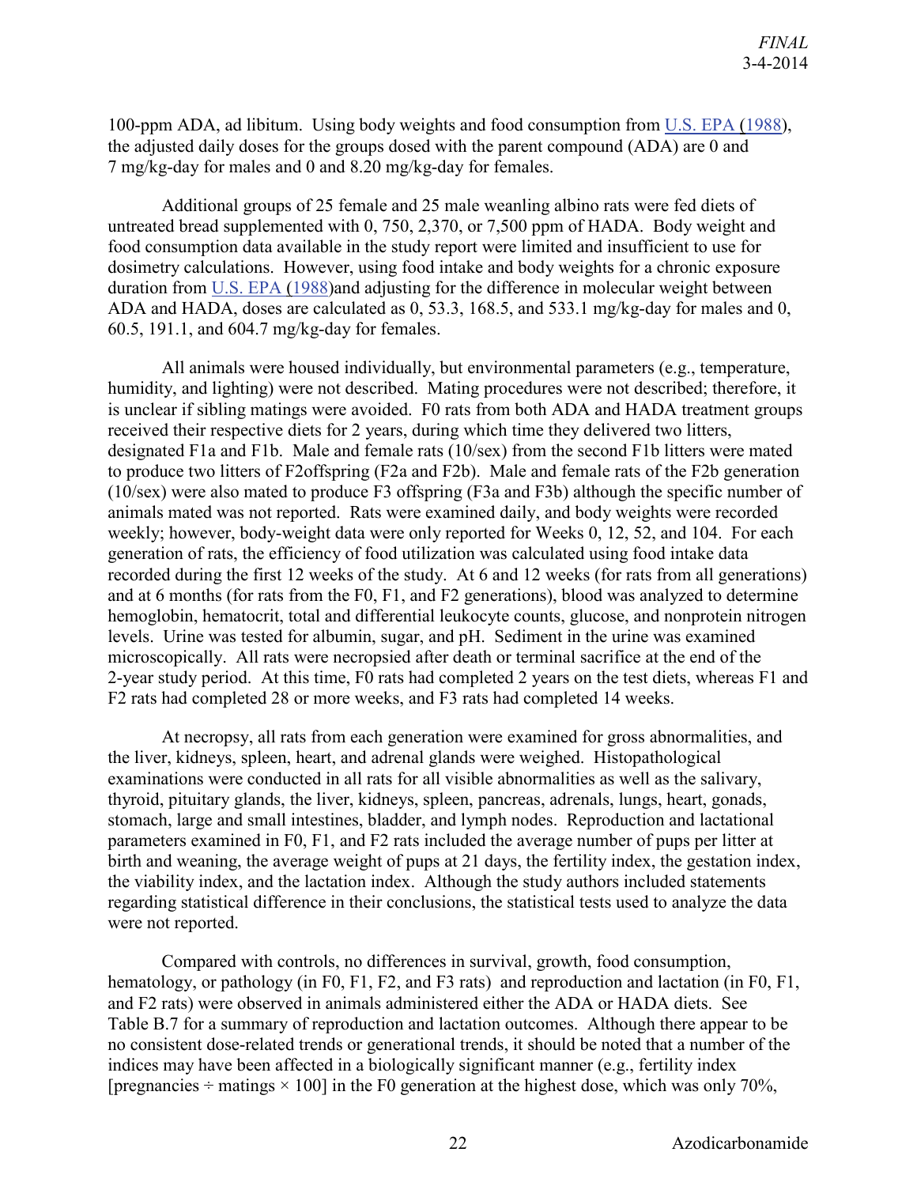100-ppm ADA, ad libitum. Using body weights and food consumption from U.S. EPA (1988), the adjusted daily doses for the groups dosed with the parent compound (ADA) are 0 and 7 mg/kg-day for males and 0 and 8.20 mg/kg-day for females.

Additional groups of 25 female and 25 male weanling albino rats were fed diets of untreated bread supplemented with 0, 750, 2,370, or 7,500 ppm of HADA. Body weight and food consumption data available in the study report were limited and insufficient to use for dosimetry calculations. However, using food intake and body weights for a chronic exposure duration from U.S. EPA (1988)and adjusting for the difference in molecular weight between ADA and HADA, doses are calculated as 0, 53.3, 168.5, and 533.1 mg/kg-day for males and 0, 60.5, 191.1, and 604.7 mg/kg-day for females.

All animals were housed individually, but environmental parameters (e.g., temperature, humidity, and lighting) were not described. Mating procedures were not described; therefore, it is unclear if sibling matings were avoided. F0 rats from both ADA and HADA treatment groups received their respective diets for 2 years, during which time they delivered two litters, designated F1a and F1b. Male and female rats (10/sex) from the second F1b litters were mated to produce two litters of F2offspring (F2a and F2b). Male and female rats of the F2b generation (10/sex) were also mated to produce F3 offspring (F3a and F3b) although the specific number of animals mated was not reported. Rats were examined daily, and body weights were recorded weekly; however, body-weight data were only reported for Weeks 0, 12, 52, and 104. For each generation of rats, the efficiency of food utilization was calculated using food intake data recorded during the first 12 weeks of the study. At 6 and 12 weeks (for rats from all generations) and at 6 months (for rats from the F0, F1, and F2 generations), blood was analyzed to determine hemoglobin, hematocrit, total and differential leukocyte counts, glucose, and nonprotein nitrogen levels. Urine was tested for albumin, sugar, and pH. Sediment in the urine was examined microscopically. All rats were necropsied after death or terminal sacrifice at the end of the 2-year study period. At this time, F0 rats had completed 2 years on the test diets, whereas F1 and F2 rats had completed 28 or more weeks, and F3 rats had completed 14 weeks.

At necropsy, all rats from each generation were examined for gross abnormalities, and the liver, kidneys, spleen, heart, and adrenal glands were weighed. Histopathological examinations were conducted in all rats for all visible abnormalities as well as the salivary, thyroid, pituitary glands, the liver, kidneys, spleen, pancreas, adrenals, lungs, heart, gonads, stomach, large and small intestines, bladder, and lymph nodes. Reproduction and lactational parameters examined in F0, F1, and F2 rats included the average number of pups per litter at birth and weaning, the average weight of pups at 21 days, the fertility index, the gestation index, the viability index, and the lactation index. Although the study authors included statements regarding statistical difference in their conclusions, the statistical tests used to analyze the data were not reported.

Compared with controls, no differences in survival, growth, food consumption, hematology, or pathology (in F0, F1, F2, and F3 rats) and reproduction and lactation (in F0, F1, and F2 rats) were observed in animals administered either the ADA or HADA diets. See Table B.7 for a summary of reproduction and lactation outcomes. Although there appear to be no consistent dose-related trends or generational trends, it should be noted that a number of the indices may have been affected in a biologically significant manner (e.g., fertility index [pregnancies ÷ matings × 100] in the F0 generation at the highest dose, which was only 70%,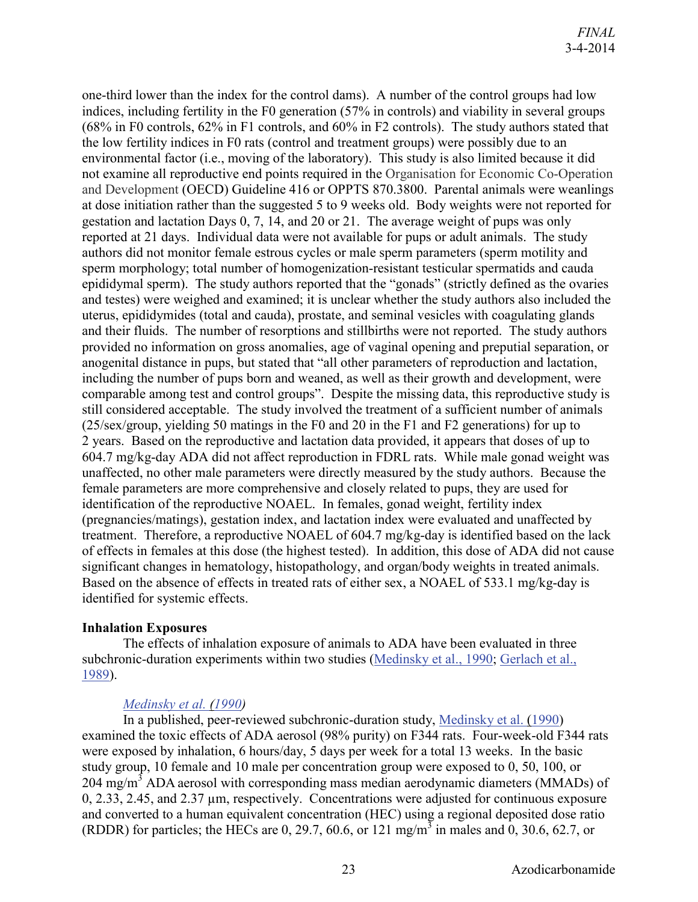one-third lower than the index for the control dams). A number of the control groups had low indices, including fertility in the F0 generation (57% in controls) and viability in several groups (68% in F0 controls, 62% in F1 controls, and 60% in F2 controls). The study authors stated that the low fertility indices in F0 rats (control and treatment groups) were possibly due to an environmental factor (i.e., moving of the laboratory). This study is also limited because it did not examine all reproductive end points required in the Organisation for Economic Co-Operation and Development (OECD) Guideline 416 or OPPTS 870.3800. Parental animals were weanlings at dose initiation rather than the suggested 5 to 9 weeks old. Body weights were not reported for gestation and lactation Days 0, 7, 14, and 20 or 21. The average weight of pups was only reported at 21 days. Individual data were not available for pups or adult animals. The study authors did not monitor female estrous cycles or male sperm parameters (sperm motility and sperm morphology; total number of homogenization-resistant testicular spermatids and cauda epididymal sperm). The study authors reported that the "gonads" (strictly defined as the ovaries and testes) were weighed and examined; it is unclear whether the study authors also included the uterus, epididymides (total and cauda), prostate, and seminal vesicles with coagulating glands and their fluids. The number of resorptions and stillbirths were not reported. The study authors provided no information on gross anomalies, age of vaginal opening and preputial separation, or anogenital distance in pups, but stated that "all other parameters of reproduction and lactation, including the number of pups born and weaned, as well as their growth and development, were comparable among test and control groups". Despite the missing data, this reproductive study is still considered acceptable. The study involved the treatment of a sufficient number of animals (25/sex/group, yielding 50 matings in the F0 and 20 in the F1 and F2 generations) for up to 2 years. Based on the reproductive and lactation data provided, it appears that doses of up to 604.7 mg/kg-day ADA did not affect reproduction in FDRL rats. While male gonad weight was unaffected, no other male parameters were directly measured by the study authors. Because the female parameters are more comprehensive and closely related to pups, they are used for identification of the reproductive NOAEL. In females, gonad weight, fertility index (pregnancies/matings), gestation index, and lactation index were evaluated and unaffected by treatment. Therefore, a reproductive NOAEL of 604.7 mg/kg-day is identified based on the lack of effects in females at this dose (the highest tested). In addition, this dose of ADA did not cause significant changes in hematology, histopathology, and organ/body weights in treated animals. Based on the absence of effects in treated rats of either sex, a NOAEL of 533.1 mg/kg-day is identified for systemic effects.

**Inhalation Exposures**

The effects of inhalation exposure of animals to ADA have been evaluated in three subchronic-duration experiments within two studies (Medinsky et al., 1990; Gerlach et al., 1989).

*Medinsky et al. (1990)*

In a published, peer-reviewed subchronic-duration study, Medinsky et al. (1990) examined the toxic effects of ADA aerosol (98% purity) on F344 rats. Four-week-old F344 rats were exposed by inhalation, 6 hours/day, 5 days per week for a total 13 weeks. In the basic study group, 10 female and 10 male per concentration group were exposed to 0, 50, 100, or 204 mg/m$^3$ ADA aerosol with corresponding mass median aerodynamic diameters (MMADs) of 0, 2.33, 2.45, and 2.37 µm, respectively. Concentrations were adjusted for continuous exposure and converted to a human equivalent concentration (HEC) using a regional deposited dose ratio (RDDR) for particles; the HECs are 0, 29.7, 60.6, or 121 mg/m$^3$ in males and 0, 30.6, 62.7, or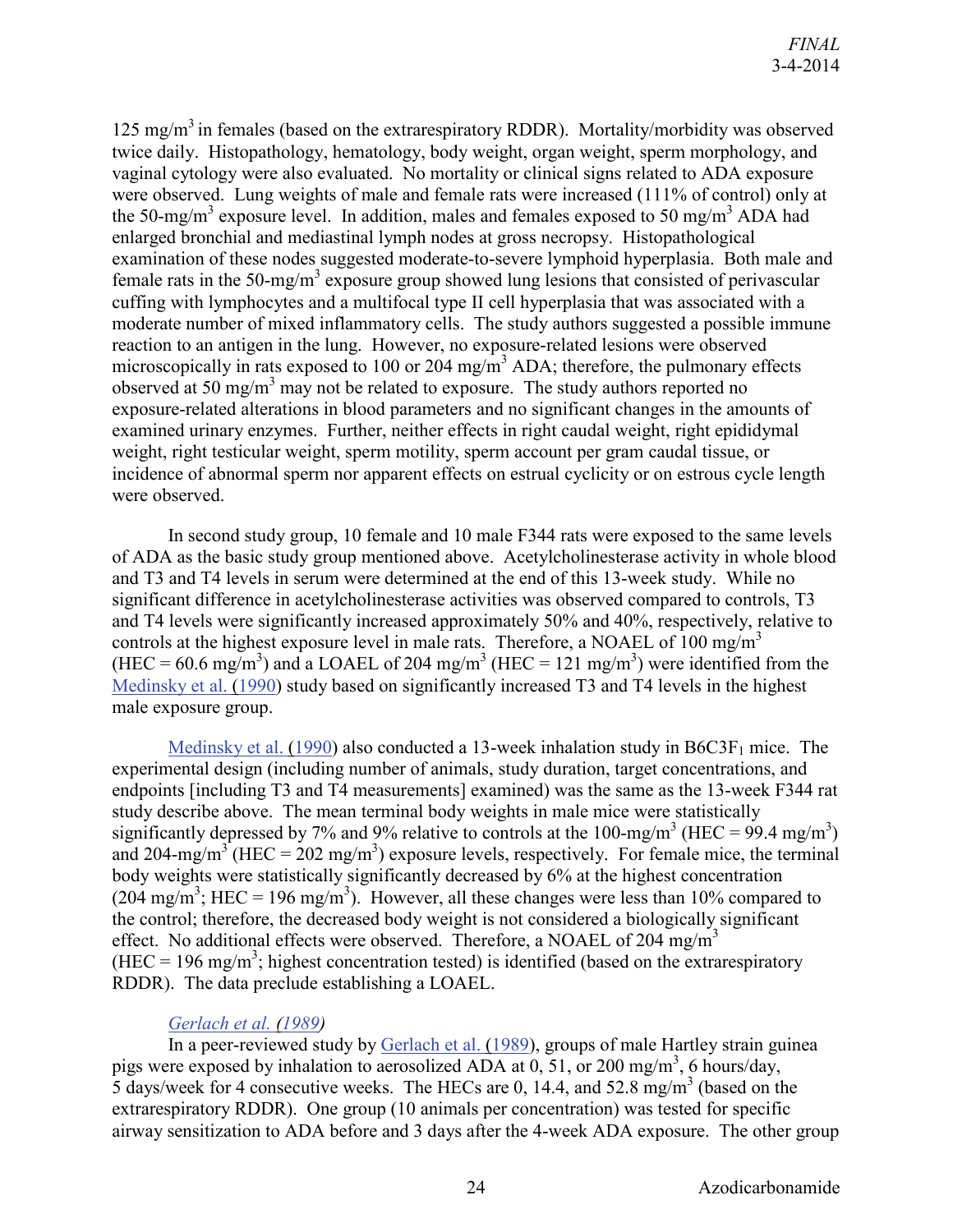125 mg/m$^3$ in females (based on the extrarespiratory RDDR). Mortality/morbidity was observed twice daily. Histopathology, hematology, body weight, organ weight, sperm morphology, and vaginal cytology were also evaluated. No mortality or clinical signs related to ADA exposure were observed. Lung weights of male and female rats were increased (111% of control) only at the 50-mg/m$^3$ exposure level. In addition, males and females exposed to 50 mg/m$^3$ ADA had enlarged bronchial and mediastinal lymph nodes at gross necropsy. Histopathological examination of these nodes suggested moderate-to-severe lymphoid hyperplasia. Both male and female rats in the 50-mg/m$^3$ exposure group showed lung lesions that consisted of perivascular cuffing with lymphocytes and a multifocal type II cell hyperplasia that was associated with a moderate number of mixed inflammatory cells. The study authors suggested a possible immune reaction to an antigen in the lung. However, no exposure-related lesions were observed microscopically in rats exposed to 100 or 204 mg/m$^3$ ADA; therefore, the pulmonary effects observed at 50 mg/m$^3$ may not be related to exposure. The study authors reported no exposure-related alterations in blood parameters and no significant changes in the amounts of examined urinary enzymes. Further, neither effects in right caudal weight, right epididymal weight, right testicular weight, sperm motility, sperm account per gram caudal tissue, or incidence of abnormal sperm nor apparent effects on estrual cyclicity or on estrous cycle length were observed.

In second study group, 10 female and 10 male F344 rats were exposed to the same levels of ADA as the basic study group mentioned above. Acetylcholinesterase activity in whole blood and T3 and T4 levels in serum were determined at the end of this 13-week study. While no significant difference in acetylcholinesterase activities was observed compared to controls, T3 and T4 levels were significantly increased approximately 50% and 40%, respectively, relative to controls at the highest exposure level in male rats. Therefore, a NOAEL of 100 mg/m$^3$ (HEC = 60.6 mg/m$^3$) and a LOAEL of 204 mg/m$^3$ (HEC = 121 mg/m$^3$) were identified from the Medinsky et al. (1990) study based on significantly increased T3 and T4 levels in the highest male exposure group.

Medinsky et al. (1990) also conducted a 13-week inhalation study in B6C3F$_1$ mice. The experimental design (including number of animals, study duration, target concentrations, and endpoints [including T3 and T4 measurements] examined) was the same as the 13-week F344 rat study describe above. The mean terminal body weights in male mice were statistically significantly depressed by 7% and 9% relative to controls at the 100-mg/m$^3$ (HEC = 99.4 mg/m$^3$) and 204-mg/m$^3$ (HEC = 202 mg/m$^3$) exposure levels, respectively. For female mice, the terminal body weights were statistically significantly decreased by 6% at the highest concentration (204 mg/m$^3$; HEC = 196 mg/m$^3$). However, all these changes were less than 10% compared to the control; therefore, the decreased body weight is not considered a biologically significant effect. No additional effects were observed. Therefore, a NOAEL of 204 mg/m$^3$ (HEC = 196 mg/m$^3$; highest concentration tested) is identified (based on the extrarespiratory RDDR). The data preclude establishing a LOAEL.

*Gerlach et al. (1989)*

In a peer-reviewed study by Gerlach et al. (1989), groups of male Hartley strain guinea pigs were exposed by inhalation to aerosolized ADA at 0, 51, or 200 mg/m$^3$, 6 hours/day, 5 days/week for 4 consecutive weeks. The HECs are 0, 14.4, and 52.8 mg/m$^3$ (based on the extrarespiratory RDDR). One group (10 animals per concentration) was tested for specific airway sensitization to ADA before and 3 days after the 4-week ADA exposure. The other group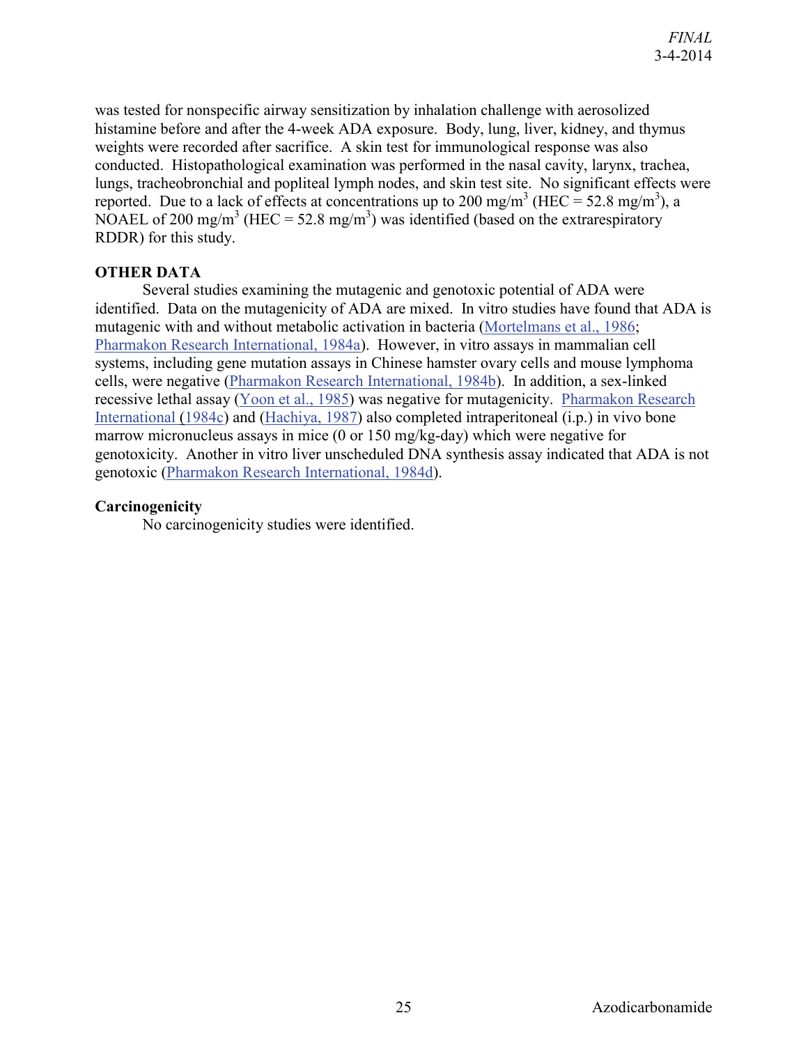was tested for nonspecific airway sensitization by inhalation challenge with aerosolized histamine before and after the 4-week ADA exposure. Body, lung, liver, kidney, and thymus weights were recorded after sacrifice. A skin test for immunological response was also conducted. Histopathological examination was performed in the nasal cavity, larynx, trachea, lungs, tracheobronchial and popliteal lymph nodes, and skin test site. No significant effects were reported. Due to a lack of effects at concentrations up to 200 mg/m$^3$ (HEC = 52.8 mg/m$^3$), a NOAEL of 200 mg/m$^3$ (HEC = 52.8 mg/m$^3$) was identified (based on the extrarespiratory RDDR) for this study.

**OTHER DATA**

Several studies examining the mutagenic and genotoxic potential of ADA were identified. Data on the mutagenicity of ADA are mixed. In vitro studies have found that ADA is mutagenic with and without metabolic activation in bacteria (Mortelmans et al., 1986; Pharmakon Research International, 1984a). However, in vitro assays in mammalian cell systems, including gene mutation assays in Chinese hamster ovary cells and mouse lymphoma cells, were negative (Pharmakon Research International, 1984b). In addition, a sex-linked recessive lethal assay (Yoon et al., 1985) was negative for mutagenicity. Pharmakon Research International (1984c) and (Hachiya, 1987) also completed intraperitoneal (i.p.) in vivo bone marrow micronucleus assays in mice (0 or 150 mg/kg-day) which were negative for genotoxicity. Another in vitro liver unscheduled DNA synthesis assay indicated that ADA is not genotoxic (Pharmakon Research International, 1984d).

**Carcinogenicity**

No carcinogenicity studies were identified.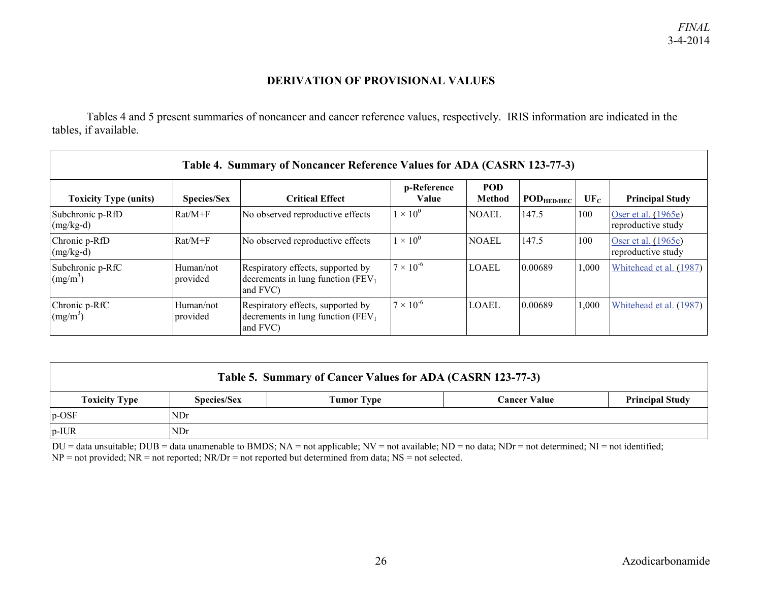## DERIVATION OF PROVISIONAL VALUES

Tables 4 and 5 present summaries of noncancer and cancer reference values, respectively. IRIS information are indicated in the tables, if available.

**Table 4. Summary of Noncancer Reference Values for ADA (CASRN 123-77-3)**

| Toxicity Type (units) | Species/Sex | Critical Effect | p-Reference Value | POD Method | $POD_{HED/HEC}$ | $UF_C$ | Principal Study |
|---|---|---|---|---|---|---|---|
| Subchronic p-RfD (mg/kg-d) | Rat/M+F | No observed reproductive effects | $1 \times 10^0$ | NOAEL | 147.5 | 100 | Oser et al. (1965e) reproductive study |
| Chronic p-RfD (mg/kg-d) | Rat/M+F | No observed reproductive effects | $1 \times 10^0$ | NOAEL | 147.5 | 100 | Oser et al. (1965e) reproductive study |
| Subchronic p-RfC ($mg/m^3$) | Human/not provided | Respiratory effects, supported by decrements in lung function ($FEV_1$ and FVC) | $7 \times 10^{-6}$ | LOAEL | 0.00689 | 1,000 | Whitehead et al. (1987) |
| Chronic p-RfC ($mg/m^3$) | Human/not provided | Respiratory effects, supported by decrements in lung function ($FEV_1$ and FVC) | $7 \times 10^{-6}$ | LOAEL | 0.00689 | 1,000 | Whitehead et al. (1987) |

**Table 5. Summary of Cancer Values for ADA (CASRN 123-77-3)**

| Toxicity Type | Species/Sex | Tumor Type | Cancer Value | Principal Study |
|---|---|---|---|---|
| p-OSF | NDr | | | |
| p-IUR | NDr | | | |

DU = data unsuitable; DUB = data unamenable to BMDS; NA = not applicable; NV = not available; ND = no data; NDr = not determined; NI = not identified; NP = not provided; NR = not reported; NR/Dr = not reported but determined from data; NS = not selected.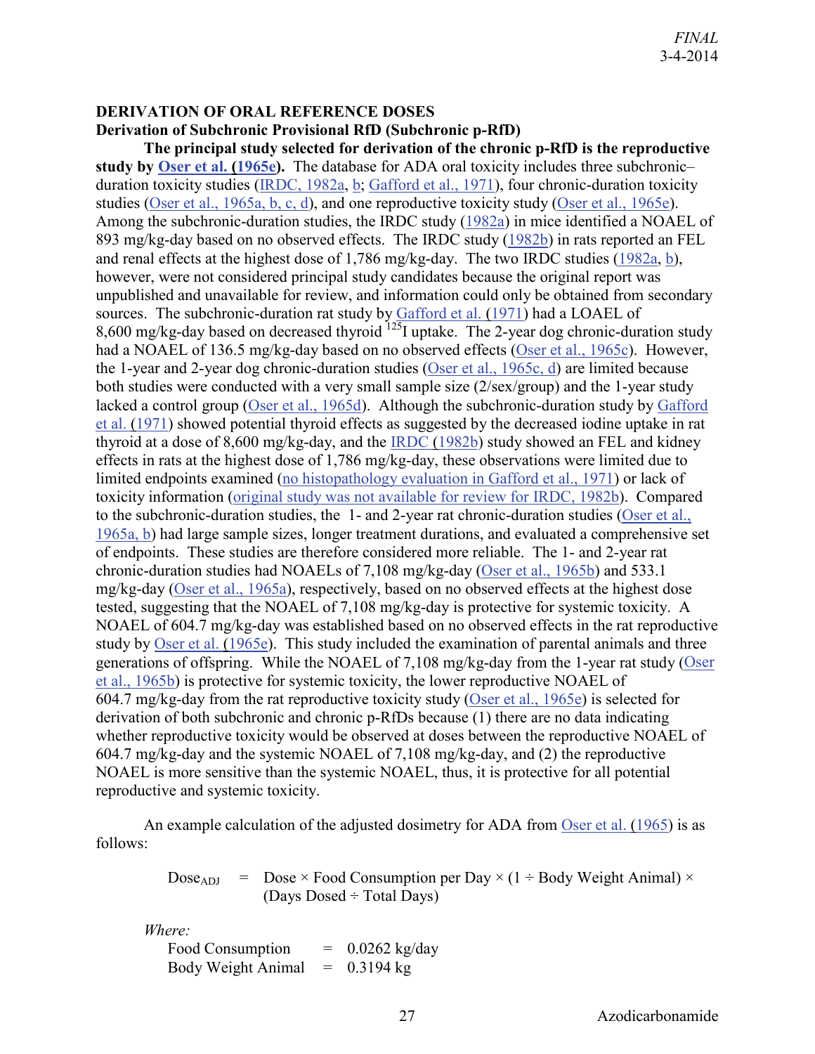## DERIVATION OF ORAL REFERENCE DOSES

### Derivation of Subchronic Provisional RfD (Subchronic p-RfD)

**The principal study selected for derivation of the chronic p-RfD is the reproductive study by Oser et al. (1965e).** The database for ADA oral toxicity includes three subchronic–duration toxicity studies (IRDC, 1982a, b; Gafford et al., 1971), four chronic-duration toxicity studies (Oser et al., 1965a, b, c, d), and one reproductive toxicity study (Oser et al., 1965e). Among the subchronic-duration studies, the IRDC study (1982a) in mice identified a NOAEL of 893 mg/kg-day based on no observed effects. The IRDC study (1982b) in rats reported an FEL and renal effects at the highest dose of 1,786 mg/kg-day. The two IRDC studies (1982a, b), however, were not considered principal study candidates because the original report was unpublished and unavailable for review, and information could only be obtained from secondary sources. The subchronic-duration rat study by Gafford et al. (1971) had a LOAEL of 8,600 mg/kg-day based on decreased thyroid $^{125}$I uptake. The 2-year dog chronic-duration study had a NOAEL of 136.5 mg/kg-day based on no observed effects (Oser et al., 1965c). However, the 1-year and 2-year dog chronic-duration studies (Oser et al., 1965c, d) are limited because both studies were conducted with a very small sample size (2/sex/group) and the 1-year study lacked a control group (Oser et al., 1965d). Although the subchronic-duration study by Gafford et al. (1971) showed potential thyroid effects as suggested by the decreased iodine uptake in rat thyroid at a dose of 8,600 mg/kg-day, and the IRDC (1982b) study showed an FEL and kidney effects in rats at the highest dose of 1,786 mg/kg-day, these observations were limited due to limited endpoints examined (no histopathology evaluation in Gafford et al., 1971) or lack of toxicity information (original study was not available for review for IRDC, 1982b). Compared to the subchronic-duration studies, the 1- and 2-year rat chronic-duration studies (Oser et al., 1965a, b) had large sample sizes, longer treatment durations, and evaluated a comprehensive set of endpoints. These studies are therefore considered more reliable. The 1- and 2-year rat chronic-duration studies had NOAELs of 7,108 mg/kg-day (Oser et al., 1965b) and 533.1 mg/kg-day (Oser et al., 1965a), respectively, based on no observed effects at the highest dose tested, suggesting that the NOAEL of 7,108 mg/kg-day is protective for systemic toxicity. A NOAEL of 604.7 mg/kg-day was established based on no observed effects in the rat reproductive study by Oser et al. (1965e). This study included the examination of parental animals and three generations of offspring. While the NOAEL of 7,108 mg/kg-day from the 1-year rat study (Oser et al., 1965b) is protective for systemic toxicity, the lower reproductive NOAEL of 604.7 mg/kg-day from the rat reproductive toxicity study (Oser et al., 1965e) is selected for derivation of both subchronic and chronic p-RfDs because (1) there are no data indicating whether reproductive toxicity would be observed at doses between the reproductive NOAEL of 604.7 mg/kg-day and the systemic NOAEL of 7,108 mg/kg-day, and (2) the reproductive NOAEL is more sensitive than the systemic NOAEL, thus, it is protective for all potential reproductive and systemic toxicity.

An example calculation of the adjusted dosimetry for ADA from Oser et al. (1965) is as follows:

$$\text{Dose}_{\text{ADJ}} = \text{Dose} \times \text{Food Consumption per Day} \times (1 \div \text{Body Weight Animal}) \times (\text{Days Dosed} \div \text{Total Days})$$

*Where:*

Food Consumption = 0.0262 kg/day

Body Weight Animal = 0.3194 kg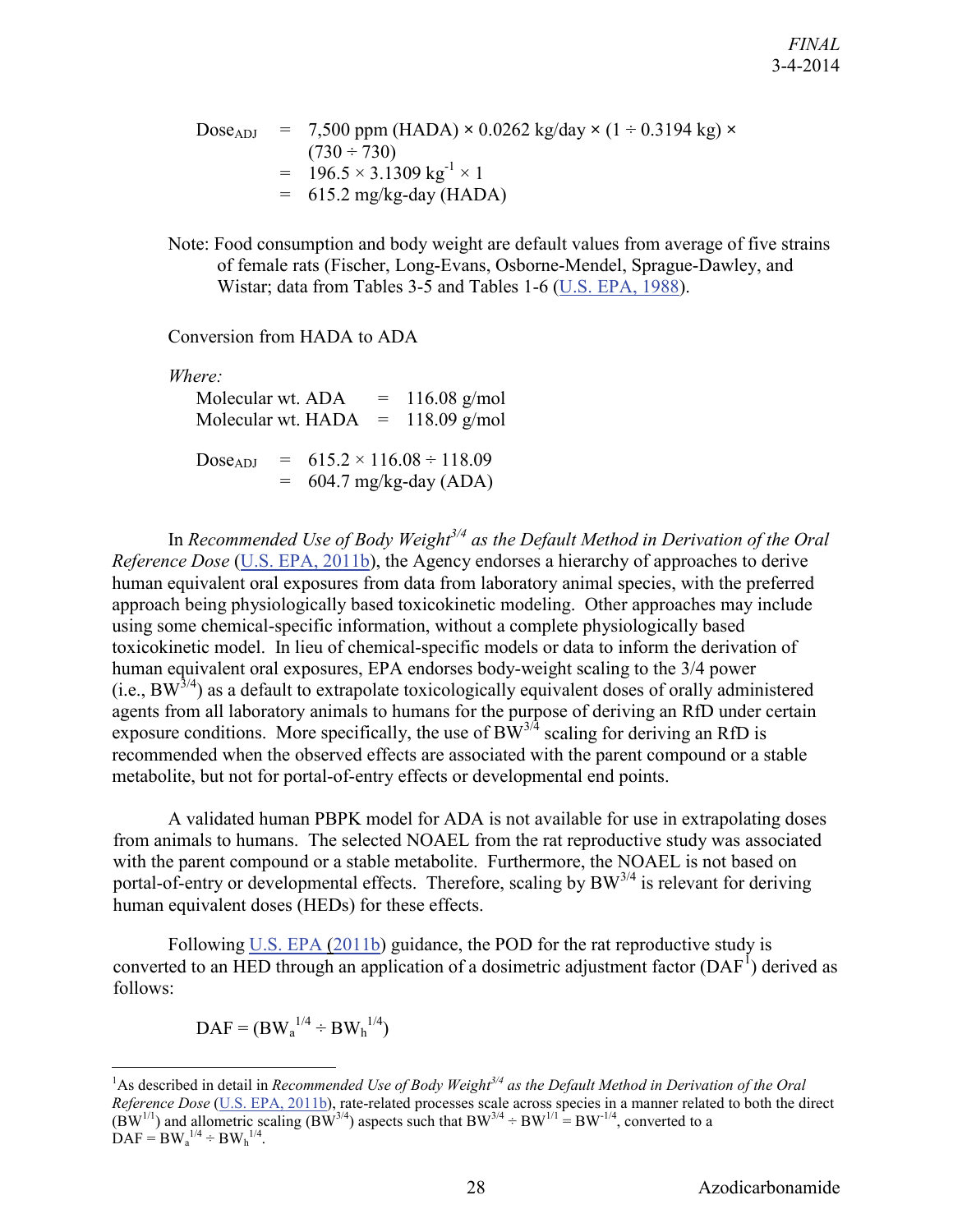$$
\begin{aligned}
\text{Dose}_{\text{ADJ}} &= 7{,}500 \text{ ppm (HADA)} \times 0.0262 \text{ kg/day} \times (1 \div 0.3194 \text{ kg}) \times (730 \div 730) \\
&= 196.5 \times 3.1309 \text{ kg}^{-1} \times 1 \\
&= 615.2 \text{ mg/kg-day (HADA)}
\end{aligned}
$$

Note: Food consumption and body weight are default values from average of five strains of female rats (Fischer, Long-Evans, Osborne-Mendel, Sprague-Dawley, and Wistar; data from Tables 3-5 and Tables 1-6 (U.S. EPA, 1988).

Conversion from HADA to ADA

*Where:*

Molecular wt. ADA = 116.08 g/mol
Molecular wt. HADA = 118.09 g/mol

$$
\begin{aligned}
\text{Dose}_{\text{ADJ}} &= 615.2 \times 116.08 \div 118.09 \\
&= 604.7 \text{ mg/kg-day (ADA)}
\end{aligned}
$$

In *Recommended Use of Body Weight$^{3/4}$ as the Default Method in Derivation of the Oral Reference Dose* (U.S. EPA, 2011b), the Agency endorses a hierarchy of approaches to derive human equivalent oral exposures from data from laboratory animal species, with the preferred approach being physiologically based toxicokinetic modeling. Other approaches may include using some chemical-specific information, without a complete physiologically based toxicokinetic model. In lieu of chemical-specific models or data to inform the derivation of human equivalent oral exposures, EPA endorses body-weight scaling to the 3/4 power (i.e., $BW^{3/4}$) as a default to extrapolate toxicologically equivalent doses of orally administered agents from all laboratory animals to humans for the purpose of deriving an RfD under certain exposure conditions. More specifically, the use of $BW^{3/4}$ scaling for deriving an RfD is recommended when the observed effects are associated with the parent compound or a stable metabolite, but not for portal-of-entry effects or developmental end points.

A validated human PBPK model for ADA is not available for use in extrapolating doses from animals to humans. The selected NOAEL from the rat reproductive study was associated with the parent compound or a stable metabolite. Furthermore, the NOAEL is not based on portal-of-entry or developmental effects. Therefore, scaling by $BW^{3/4}$ is relevant for deriving human equivalent doses (HEDs) for these effects.

Following U.S. EPA (2011b) guidance, the POD for the rat reproductive study is converted to an HED through an application of a dosimetric adjustment factor (DAF[1]) derived as follows:

$$
\text{DAF} = (BW_a^{1/4} \div BW_h^{1/4})
$$

---

[1]As described in detail in *Recommended Use of Body Weight$^{3/4}$ as the Default Method in Derivation of the Oral Reference Dose* (U.S. EPA, 2011b), rate-related processes scale across species in a manner related to both the direct ($BW^{1/1}$) and allometric scaling ($BW^{3/4}$) aspects such that $BW^{3/4} \div BW^{1/1} = BW^{-1/4}$, converted to a $\text{DAF} = BW_a^{1/4} \div BW_h^{1/4}$.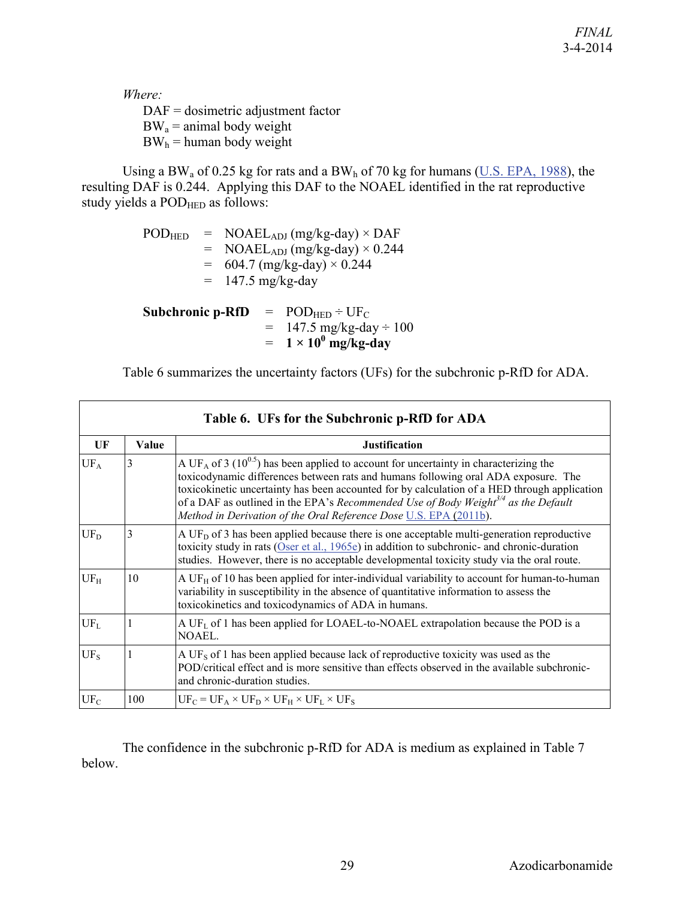*Where:*

DAF = dosimetric adjustment factor
$BW_a$ = animal body weight
$BW_h$ = human body weight

Using a $BW_a$ of 0.25 kg for rats and a $BW_h$ of 70 kg for humans (U.S. EPA, 1988), the resulting DAF is 0.244. Applying this DAF to the NOAEL identified in the rat reproductive study yields a $POD_{HED}$ as follows:

$$
\begin{aligned}
POD_{HED} &= NOAEL_{ADJ}\ (\text{mg/kg-day}) \times DAF \\
&= NOAEL_{ADJ}\ (\text{mg/kg-day}) \times 0.244 \\
&= 604.7\ (\text{mg/kg-day}) \times 0.244 \\
&= 147.5\ \text{mg/kg-day}
\end{aligned}
$$

$$
\begin{aligned}
\textbf{Subchronic p-RfD} &= POD_{HED} \div UF_C \\
&= 147.5\ \text{mg/kg-day} \div 100 \\
&= \mathbf{1 \times 10^{0}\ mg/kg\text{-}day}
\end{aligned}
$$

Table 6 summarizes the uncertainty factors (UFs) for the subchronic p-RfD for ADA.

**Table 6. UFs for the Subchronic p-RfD for ADA**

| UF | Value | Justification |
|---|---|---|
| $UF_A$ | 3 | A $UF_A$ of 3 ($10^{0.5}$) has been applied to account for uncertainty in characterizing the toxicodynamic differences between rats and humans following oral ADA exposure. The toxicokinetic uncertainty has been accounted for by calculation of a HED through application of a DAF as outlined in the EPA's *Recommended Use of Body Weight$^{3/4}$ as the Default Method in Derivation of the Oral Reference Dose* U.S. EPA (2011b). |
| $UF_D$ | 3 | A $UF_D$ of 3 has been applied because there is one acceptable multi-generation reproductive toxicity study in rats (Oser et al., 1965e) in addition to subchronic- and chronic-duration studies. However, there is no acceptable developmental toxicity study via the oral route. |
| $UF_H$ | 10 | A $UF_H$ of 10 has been applied for inter-individual variability to account for human-to-human variability in susceptibility in the absence of quantitative information to assess the toxicokinetics and toxicodynamics of ADA in humans. |
| $UF_L$ | 1 | A $UF_L$ of 1 has been applied for LOAEL-to-NOAEL extrapolation because the POD is a NOAEL. |
| $UF_S$ | 1 | A $UF_S$ of 1 has been applied because lack of reproductive toxicity was used as the POD/critical effect and is more sensitive than effects observed in the available subchronic- and chronic-duration studies. |
| $UF_C$ | 100 | $UF_C = UF_A \times UF_D \times UF_H \times UF_L \times UF_S$ |

The confidence in the subchronic p-RfD for ADA is medium as explained in Table 7 below.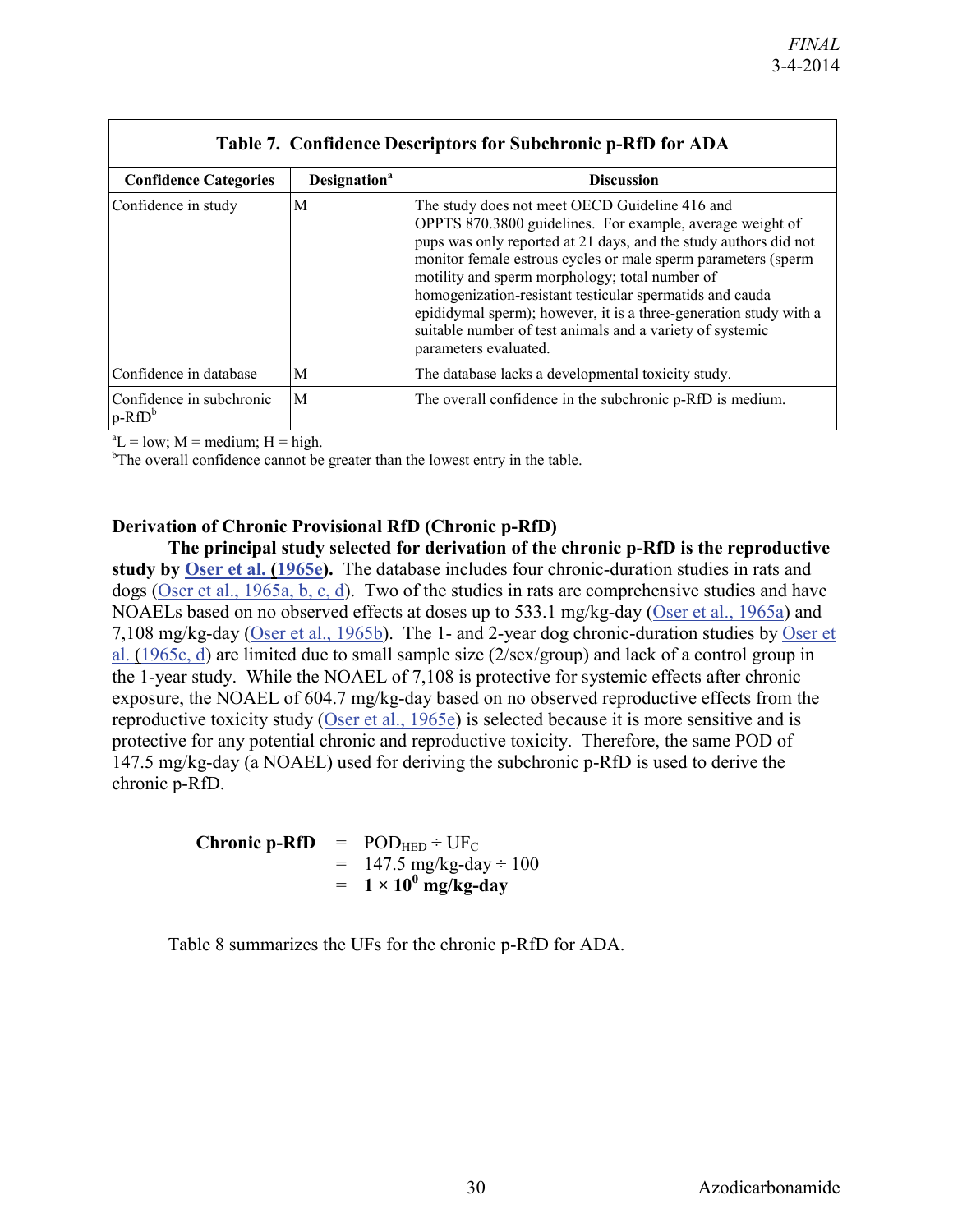**Table 7. Confidence Descriptors for Subchronic p-RfD for ADA**

| Confidence Categories | Designation[a] | Discussion |
|---|---|---|
| Confidence in study | M | The study does not meet OECD Guideline 416 and OPPTS 870.3800 guidelines. For example, average weight of pups was only reported at 21 days, and the study authors did not monitor female estrous cycles or male sperm parameters (sperm motility and sperm morphology; total number of homogenization-resistant testicular spermatids and cauda epididymal sperm); however, it is a three-generation study with a suitable number of test animals and a variety of systemic parameters evaluated. |
| Confidence in database | M | The database lacks a developmental toxicity study. |
| Confidence in subchronic p-RfD[b] | M | The overall confidence in the subchronic p-RfD is medium. |

[a]L = low; M = medium; H = high.
[b]The overall confidence cannot be greater than the lowest entry in the table.

### Derivation of Chronic Provisional RfD (Chronic p-RfD)

**The principal study selected for derivation of the chronic p-RfD is the reproductive study by Oser et al. (1965e).** The database includes four chronic-duration studies in rats and dogs (Oser et al., 1965a, b, c, d). Two of the studies in rats are comprehensive studies and have NOAELs based on no observed effects at doses up to 533.1 mg/kg-day (Oser et al., 1965a) and 7,108 mg/kg-day (Oser et al., 1965b). The 1- and 2-year dog chronic-duration studies by Oser et al. (1965c, d) are limited due to small sample size (2/sex/group) and lack of a control group in the 1-year study. While the NOAEL of 7,108 is protective for systemic effects after chronic exposure, the NOAEL of 604.7 mg/kg-day based on no observed reproductive effects from the reproductive toxicity study (Oser et al., 1965e) is selected because it is more sensitive and is protective for any potential chronic and reproductive toxicity. Therefore, the same POD of 147.5 mg/kg-day (a NOAEL) used for deriving the subchronic p-RfD is used to derive the chronic p-RfD.

$$
\begin{aligned}
\textbf{Chronic p-RfD} &= POD_{HED} \div UF_C \\
&= 147.5 \text{ mg/kg-day} \div 100 \\
&= \mathbf{1 \times 10^{0} \text{ mg/kg-day}}
\end{aligned}
$$

Table 8 summarizes the UFs for the chronic p-RfD for ADA.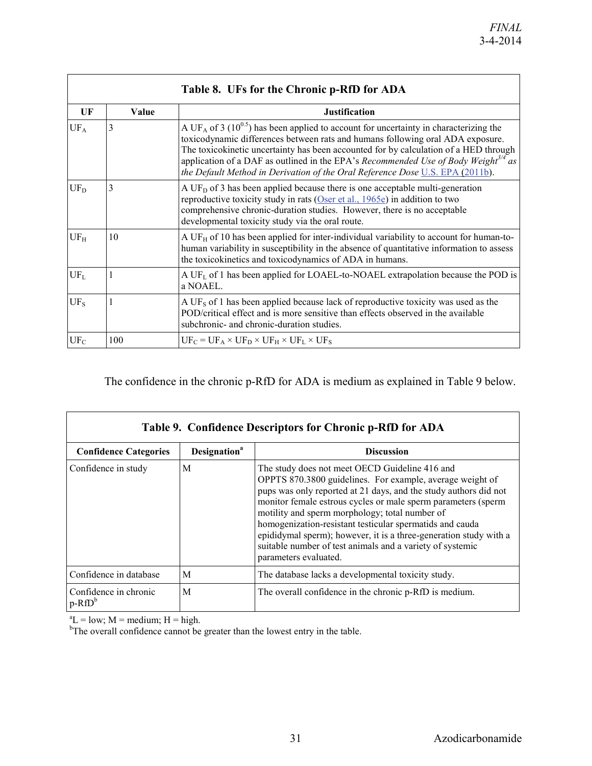**Table 8. UFs for the Chronic p-RfD for ADA**

| UF | Value | Justification |
|---|---|---|
| $UF_A$ | 3 | A $UF_A$ of 3 ($10^{0.5}$) has been applied to account for uncertainty in characterizing the toxicodynamic differences between rats and humans following oral ADA exposure. The toxicokinetic uncertainty has been accounted for by calculation of a HED through application of a DAF as outlined in the EPA's *Recommended Use of Body Weight$^{3/4}$ as the Default Method in Derivation of the Oral Reference Dose* U.S. EPA (2011b). |
| $UF_D$ | 3 | A $UF_D$ of 3 has been applied because there is one acceptable multi-generation reproductive toxicity study in rats (Oser et al., 1965e) in addition to two comprehensive chronic-duration studies. However, there is no acceptable developmental toxicity study via the oral route. |
| $UF_H$ | 10 | A $UF_H$ of 10 has been applied for inter-individual variability to account for human-to-human variability in susceptibility in the absence of quantitative information to assess the toxicokinetics and toxicodynamics of ADA in humans. |
| $UF_L$ | 1 | A $UF_L$ of 1 has been applied for LOAEL-to-NOAEL extrapolation because the POD is a NOAEL. |
| $UF_S$ | 1 | A $UF_S$ of 1 has been applied because lack of reproductive toxicity was used as the POD/critical effect and is more sensitive than effects observed in the available subchronic- and chronic-duration studies. |
| $UF_C$ | 100 | $UF_C = UF_A \times UF_D \times UF_H \times UF_L \times UF_S$ |

The confidence in the chronic p-RfD for ADA is medium as explained in Table 9 below.

**Table 9. Confidence Descriptors for Chronic p-RfD for ADA**

| Confidence Categories | Designation[a] | Discussion |
|---|---|---|
| Confidence in study | M | The study does not meet OECD Guideline 416 and OPPTS 870.3800 guidelines. For example, average weight of pups was only reported at 21 days, and the study authors did not monitor female estrous cycles or male sperm parameters (sperm motility and sperm morphology; total number of homogenization-resistant testicular spermatids and cauda epididymal sperm); however, it is a three-generation study with a suitable number of test animals and a variety of systemic parameters evaluated. |
| Confidence in database | M | The database lacks a developmental toxicity study. |
| Confidence in chronic p-RfD[b] | M | The overall confidence in the chronic p-RfD is medium. |

[a]L = low; M = medium; H = high.
[b]The overall confidence cannot be greater than the lowest entry in the table.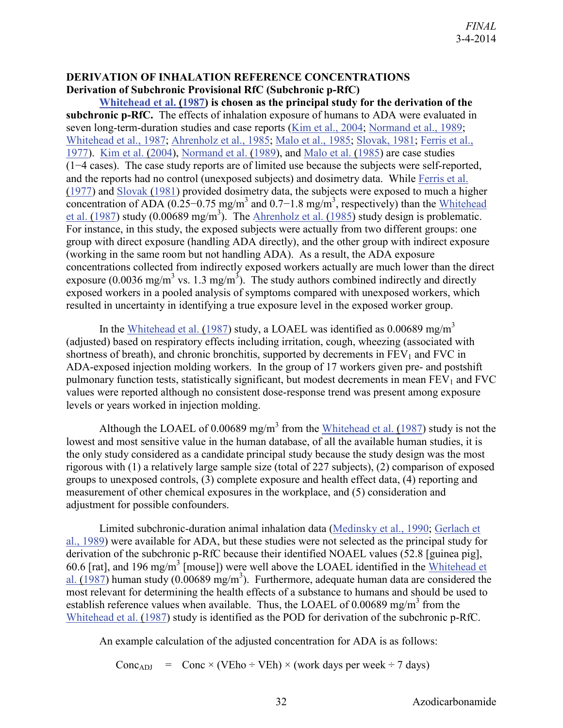## DERIVATION OF INHALATION REFERENCE CONCENTRATIONS

### Derivation of Subchronic Provisional RfC (Subchronic p-RfC)

**Whitehead et al. (1987) is chosen as the principal study for the derivation of the subchronic p-RfC.** The effects of inhalation exposure of humans to ADA were evaluated in seven long-term-duration studies and case reports (Kim et al., 2004; Normand et al., 1989; Whitehead et al., 1987; Ahrenholz et al., 1985; Malo et al., 1985; Slovak, 1981; Ferris et al., 1977). Kim et al. (2004), Normand et al. (1989), and Malo et al. (1985) are case studies (1−4 cases). The case study reports are of limited use because the subjects were self-reported, and the reports had no control (unexposed subjects) and dosimetry data. While Ferris et al. (1977) and Slovak (1981) provided dosimetry data, the subjects were exposed to much a higher concentration of ADA (0.25−0.75 mg/m$^3$ and 0.7−1.8 mg/m$^3$, respectively) than the Whitehead et al. (1987) study (0.00689 mg/m$^3$). The Ahrenholz et al. (1985) study design is problematic. For instance, in this study, the exposed subjects were actually from two different groups: one group with direct exposure (handling ADA directly), and the other group with indirect exposure (working in the same room but not handling ADA). As a result, the ADA exposure concentrations collected from indirectly exposed workers actually are much lower than the direct exposure (0.0036 mg/m$^3$ vs. 1.3 mg/m$^3$). The study authors combined indirectly and directly exposed workers in a pooled analysis of symptoms compared with unexposed workers, which resulted in uncertainty in identifying a true exposure level in the exposed worker group.

In the Whitehead et al. (1987) study, a LOAEL was identified as 0.00689 mg/m$^3$ (adjusted) based on respiratory effects including irritation, cough, wheezing (associated with shortness of breath), and chronic bronchitis, supported by decrements in $FEV_1$ and FVC in ADA-exposed injection molding workers. In the group of 17 workers given pre- and postshift pulmonary function tests, statistically significant, but modest decrements in mean $FEV_1$ and FVC values were reported although no consistent dose-response trend was present among exposure levels or years worked in injection molding.

Although the LOAEL of 0.00689 mg/m$^3$ from the Whitehead et al. (1987) study is not the lowest and most sensitive value in the human database, of all the available human studies, it is the only study considered as a candidate principal study because the study design was the most rigorous with (1) a relatively large sample size (total of 227 subjects), (2) comparison of exposed groups to unexposed controls, (3) complete exposure and health effect data, (4) reporting and measurement of other chemical exposures in the workplace, and (5) consideration and adjustment for possible confounders.

Limited subchronic-duration animal inhalation data (Medinsky et al., 1990; Gerlach et al., 1989) were available for ADA, but these studies were not selected as the principal study for derivation of the subchronic p-RfC because their identified NOAEL values (52.8 [guinea pig], 60.6 [rat], and 196 mg/m$^3$ [mouse]) were well above the LOAEL identified in the Whitehead et al. (1987) human study (0.00689 mg/m$^3$). Furthermore, adequate human data are considered the most relevant for determining the health effects of a substance to humans and should be used to establish reference values when available. Thus, the LOAEL of 0.00689 mg/m$^3$ from the Whitehead et al. (1987) study is identified as the POD for derivation of the subchronic p-RfC.

An example calculation of the adjusted concentration for ADA is as follows:

$$Conc_{ADJ} = Conc \times (VEho \div VEh) \times (\text{work days per week} \div 7 \text{ days})$$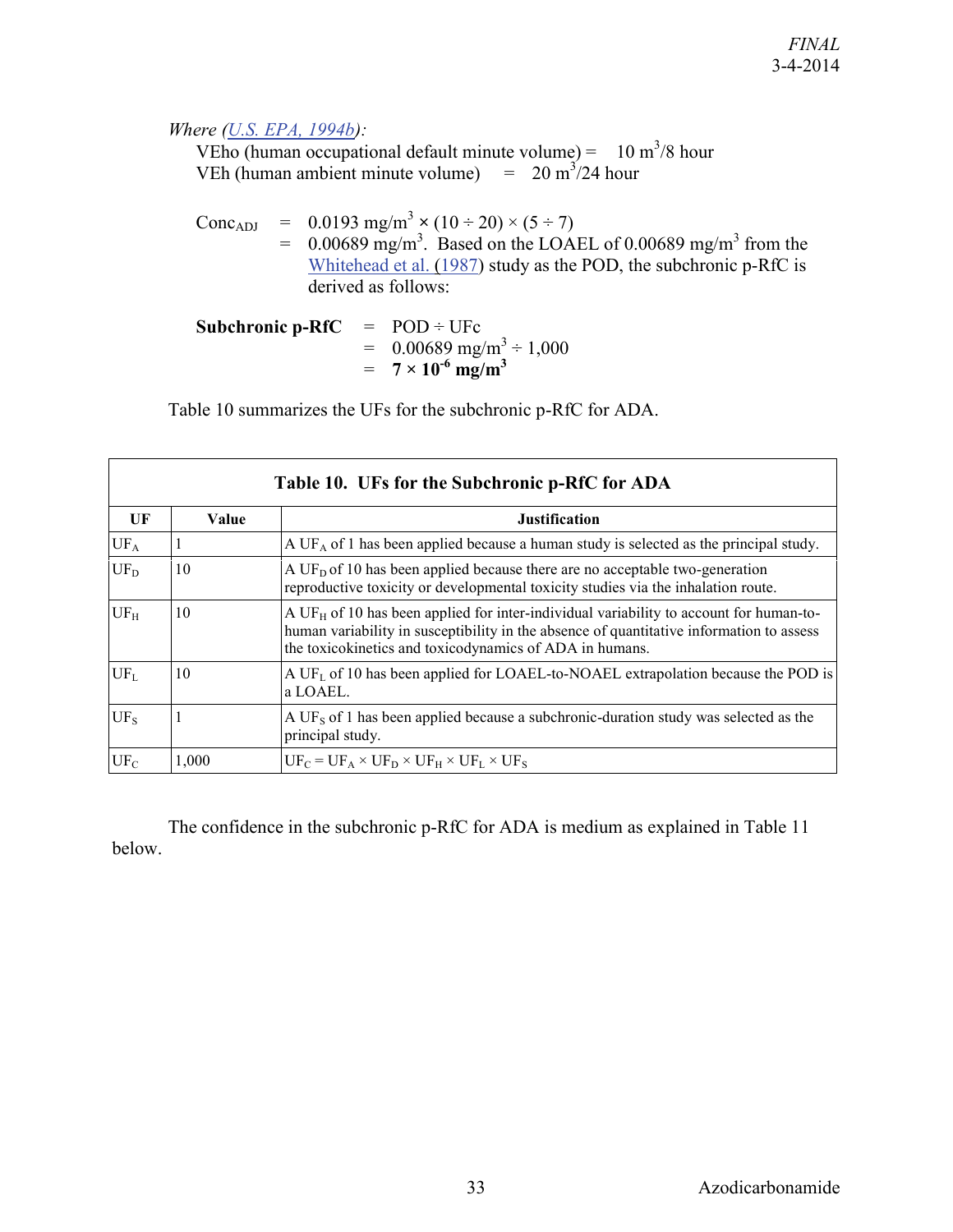*Where ([U.S. EPA, 1994b](#)):*

VEho (human occupational default minute volume) = 10 $m^3$/8 hour
VEh (human ambient minute volume) = 20 $m^3$/24 hour

$Conc_{ADJ}$ = 0.0193 mg/$m^3$ × (10 ÷ 20) × (5 ÷ 7)
= 0.00689 mg/$m^3$. Based on the LOAEL of 0.00689 mg/$m^3$ from the [Whitehead et al. (1987)](#) study as the POD, the subchronic p-RfC is derived as follows:

**Subchronic p-RfC** = POD ÷ UFc
= 0.00689 mg/$m^3$ ÷ 1,000
= **7 × $10^{-6}$ mg/$m^3$**

Table 10 summarizes the UFs for the subchronic p-RfC for ADA.

**Table 10. UFs for the Subchronic p-RfC for ADA**

| UF | Value | Justification |
|---|---|---|
| $UF_A$ | 1 | A $UF_A$ of 1 has been applied because a human study is selected as the principal study. |
| $UF_D$ | 10 | A $UF_D$ of 10 has been applied because there are no acceptable two-generation reproductive toxicity or developmental toxicity studies via the inhalation route. |
| $UF_H$ | 10 | A $UF_H$ of 10 has been applied for inter-individual variability to account for human-to-human variability in susceptibility in the absence of quantitative information to assess the toxicokinetics and toxicodynamics of ADA in humans. |
| $UF_L$ | 10 | A $UF_L$ of 10 has been applied for LOAEL-to-NOAEL extrapolation because the POD is a LOAEL. |
| $UF_S$ | 1 | A $UF_S$ of 1 has been applied because a subchronic-duration study was selected as the principal study. |
| $UF_C$ | 1,000 | $UF_C = UF_A \times UF_D \times UF_H \times UF_L \times UF_S$ |

The confidence in the subchronic p-RfC for ADA is medium as explained in Table 11 below.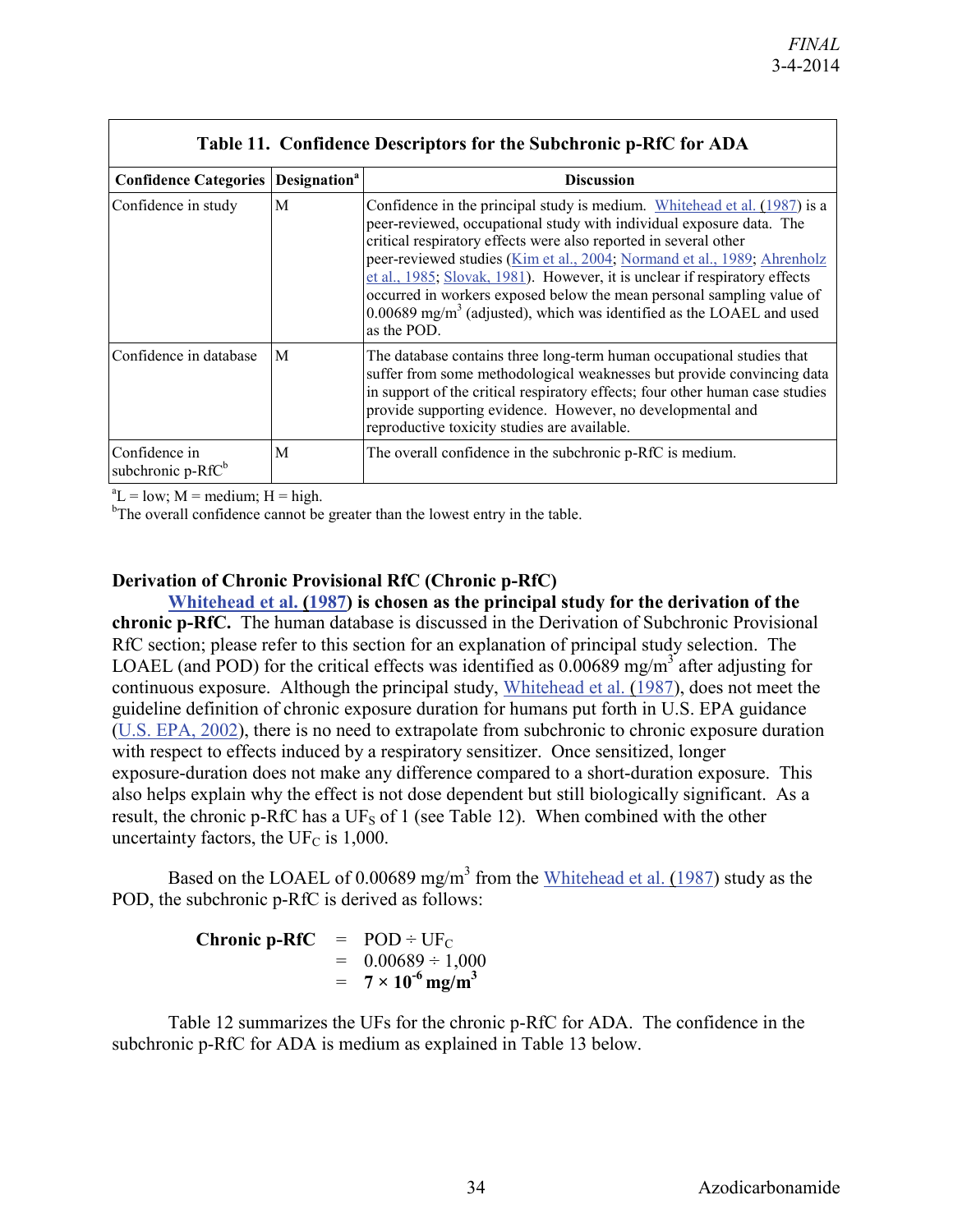**Table 11. Confidence Descriptors for the Subchronic p-RfC for ADA**

| Confidence Categories | Designation[a] | Discussion |
|---|---|---|
| Confidence in study | M | Confidence in the principal study is medium. Whitehead et al. (1987) is a peer-reviewed, occupational study with individual exposure data. The critical respiratory effects were also reported in several other peer-reviewed studies (Kim et al., 2004; Normand et al., 1989; Ahrenholz et al., 1985; Slovak, 1981). However, it is unclear if respiratory effects occurred in workers exposed below the mean personal sampling value of 0.00689 mg/m$^3$ (adjusted), which was identified as the LOAEL and used as the POD. |
| Confidence in database | M | The database contains three long-term human occupational studies that suffer from some methodological weaknesses but provide convincing data in support of the critical respiratory effects; four other human case studies provide supporting evidence. However, no developmental and reproductive toxicity studies are available. |
| Confidence in subchronic p-RfC[b] | M | The overall confidence in the subchronic p-RfC is medium. |

[a]L = low; M = medium; H = high.
[b]The overall confidence cannot be greater than the lowest entry in the table.

**Derivation of Chronic Provisional RfC (Chronic p-RfC)**

**Whitehead et al. (1987) is chosen as the principal study for the derivation of the chronic p-RfC.** The human database is discussed in the Derivation of Subchronic Provisional RfC section; please refer to this section for an explanation of principal study selection. The LOAEL (and POD) for the critical effects was identified as 0.00689 mg/m$^3$ after adjusting for continuous exposure. Although the principal study, Whitehead et al. (1987), does not meet the guideline definition of chronic exposure duration for humans put forth in U.S. EPA guidance (U.S. EPA, 2002), there is no need to extrapolate from subchronic to chronic exposure duration with respect to effects induced by a respiratory sensitizer. Once sensitized, longer exposure-duration does not make any difference compared to a short-duration exposure. This also helps explain why the effect is not dose dependent but still biologically significant. As a result, the chronic p-RfC has a $UF_S$ of 1 (see Table 12). When combined with the other uncertainty factors, the $UF_C$ is 1,000.

Based on the LOAEL of 0.00689 mg/m$^3$ from the Whitehead et al. (1987) study as the POD, the subchronic p-RfC is derived as follows:

$$
\begin{aligned}
\textbf{Chronic p-RfC} &= \text{POD} \div \text{UF}_C \\
&= 0.00689 \div 1{,}000 \\
&= \mathbf{7 \times 10^{-6}\ mg/m^3}
\end{aligned}
$$

Table 12 summarizes the UFs for the chronic p-RfC for ADA. The confidence in the subchronic p-RfC for ADA is medium as explained in Table 13 below.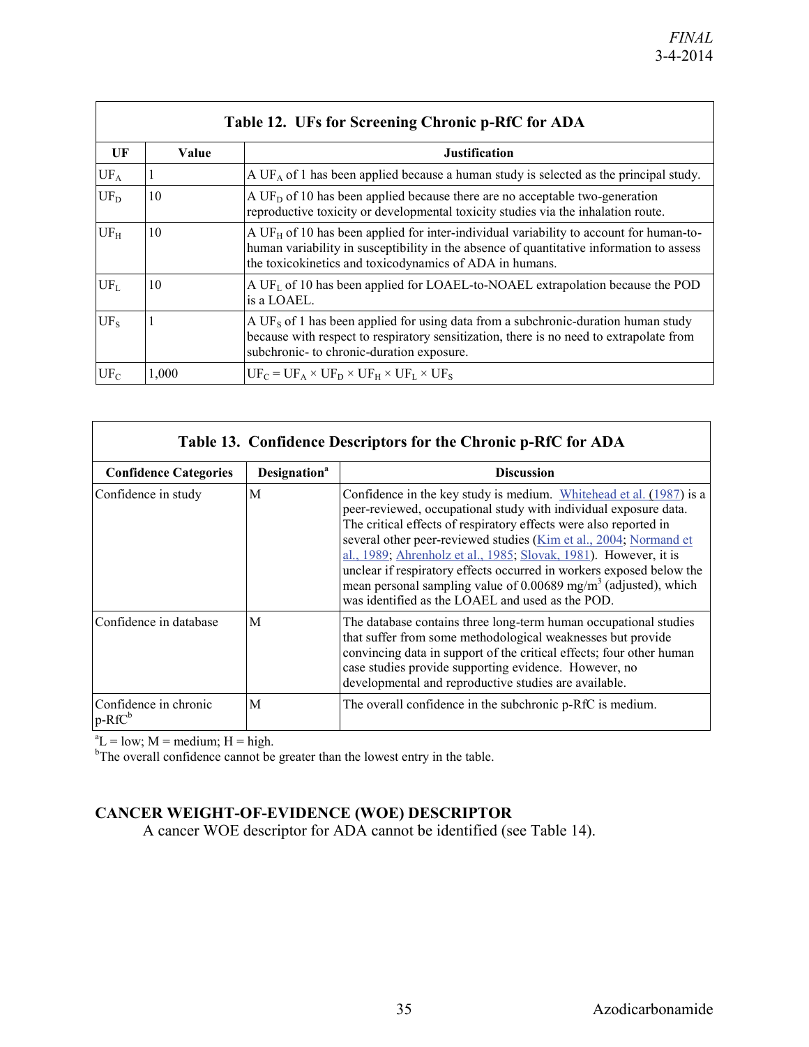**Table 12. UFs for Screening Chronic p-RfC for ADA**

| UF | Value | Justification |
|---|---|---|
| $UF_A$ | 1 | A $UF_A$ of 1 has been applied because a human study is selected as the principal study. |
| $UF_D$ | 10 | A $UF_D$ of 10 has been applied because there are no acceptable two-generation reproductive toxicity or developmental toxicity studies via the inhalation route. |
| $UF_H$ | 10 | A $UF_H$ of 10 has been applied for inter-individual variability to account for human-to-human variability in susceptibility in the absence of quantitative information to assess the toxicokinetics and toxicodynamics of ADA in humans. |
| $UF_L$ | 10 | A $UF_L$ of 10 has been applied for LOAEL-to-NOAEL extrapolation because the POD is a LOAEL. |
| $UF_S$ | 1 | A $UF_S$ of 1 has been applied for using data from a subchronic-duration human study because with respect to respiratory sensitization, there is no need to extrapolate from subchronic- to chronic-duration exposure. |
| $UF_C$ | 1,000 | $UF_C = UF_A \times UF_D \times UF_H \times UF_L \times UF_S$ |

**Table 13. Confidence Descriptors for the Chronic p-RfC for ADA**

| Confidence Categories | Designation[a] | Discussion |
|---|---|---|
| Confidence in study | M | Confidence in the key study is medium. Whitehead et al. (1987) is a peer-reviewed, occupational study with individual exposure data. The critical effects of respiratory effects were also reported in several other peer-reviewed studies (Kim et al., 2004; Normand et al., 1989; Ahrenholz et al., 1985; Slovak, 1981). However, it is unclear if respiratory effects occurred in workers exposed below the mean personal sampling value of 0.00689 mg/m$^3$ (adjusted), which was identified as the LOAEL and used as the POD. |
| Confidence in database | M | The database contains three long-term human occupational studies that suffer from some methodological weaknesses but provide convincing data in support of the critical effects; four other human case studies provide supporting evidence. However, no developmental and reproductive studies are available. |
| Confidence in chronic p-RfC[b] | M | The overall confidence in the subchronic p-RfC is medium. |

[a]L = low; M = medium; H = high.
[b]The overall confidence cannot be greater than the lowest entry in the table.

## CANCER WEIGHT-OF-EVIDENCE (WOE) DESCRIPTOR

A cancer WOE descriptor for ADA cannot be identified (see Table 14).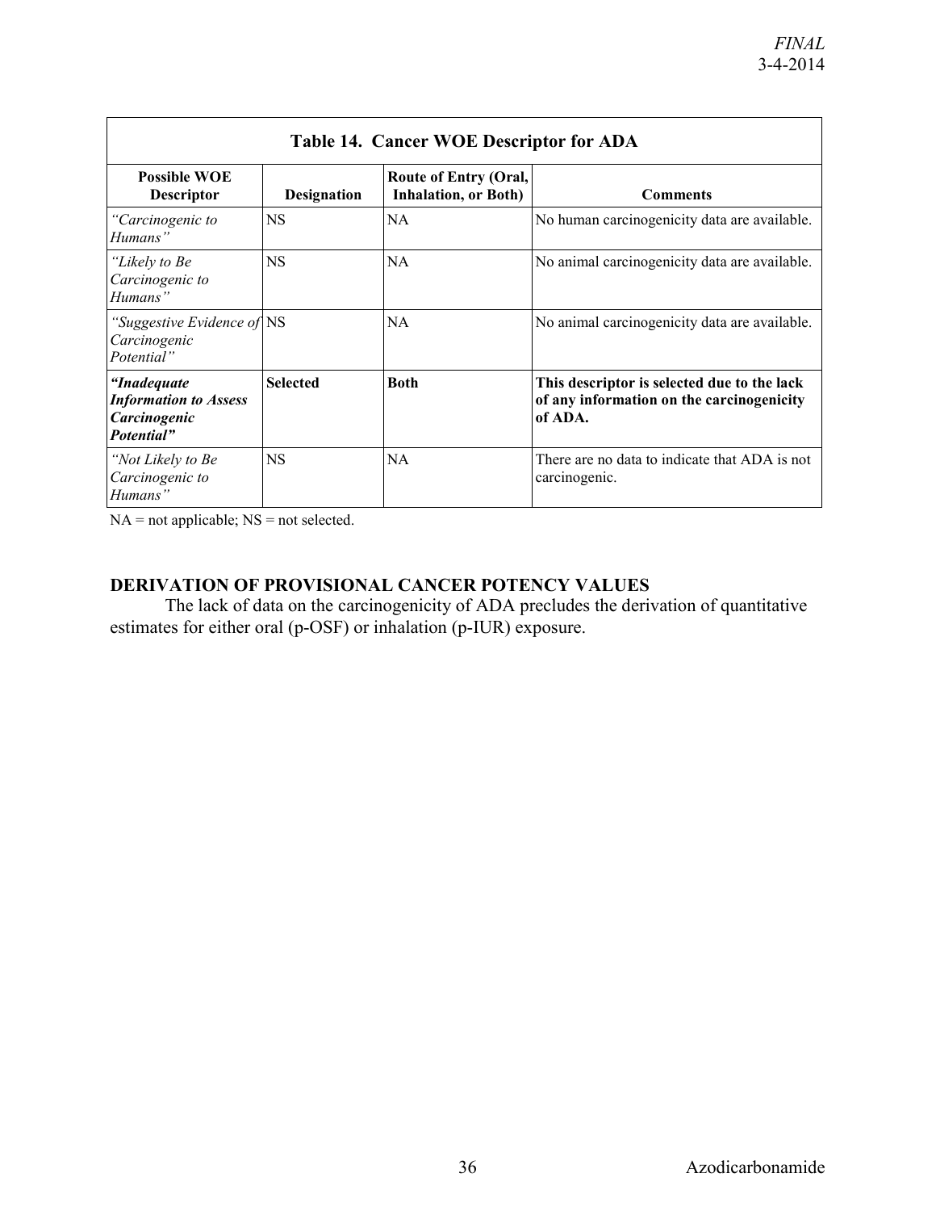**Table 14. Cancer WOE Descriptor for ADA**

| Possible WOE Descriptor | Designation | Route of Entry (Oral, Inhalation, or Both) | Comments |
|---|---|---|---|
| *"Carcinogenic to Humans"* | NS | NA | No human carcinogenicity data are available. |
| *"Likely to Be Carcinogenic to Humans"* | NS | NA | No animal carcinogenicity data are available. |
| *"Suggestive Evidence of Carcinogenic Potential"* | NS | NA | No animal carcinogenicity data are available. |
| ***"Inadequate Information to Assess Carcinogenic Potential"*** | **Selected** | **Both** | **This descriptor is selected due to the lack of any information on the carcinogenicity of ADA.** |
| *"Not Likely to Be Carcinogenic to Humans"* | NS | NA | There are no data to indicate that ADA is not carcinogenic. |

NA = not applicable; NS = not selected.

## DERIVATION OF PROVISIONAL CANCER POTENCY VALUES

The lack of data on the carcinogenicity of ADA precludes the derivation of quantitative estimates for either oral (p-OSF) or inhalation (p-IUR) exposure.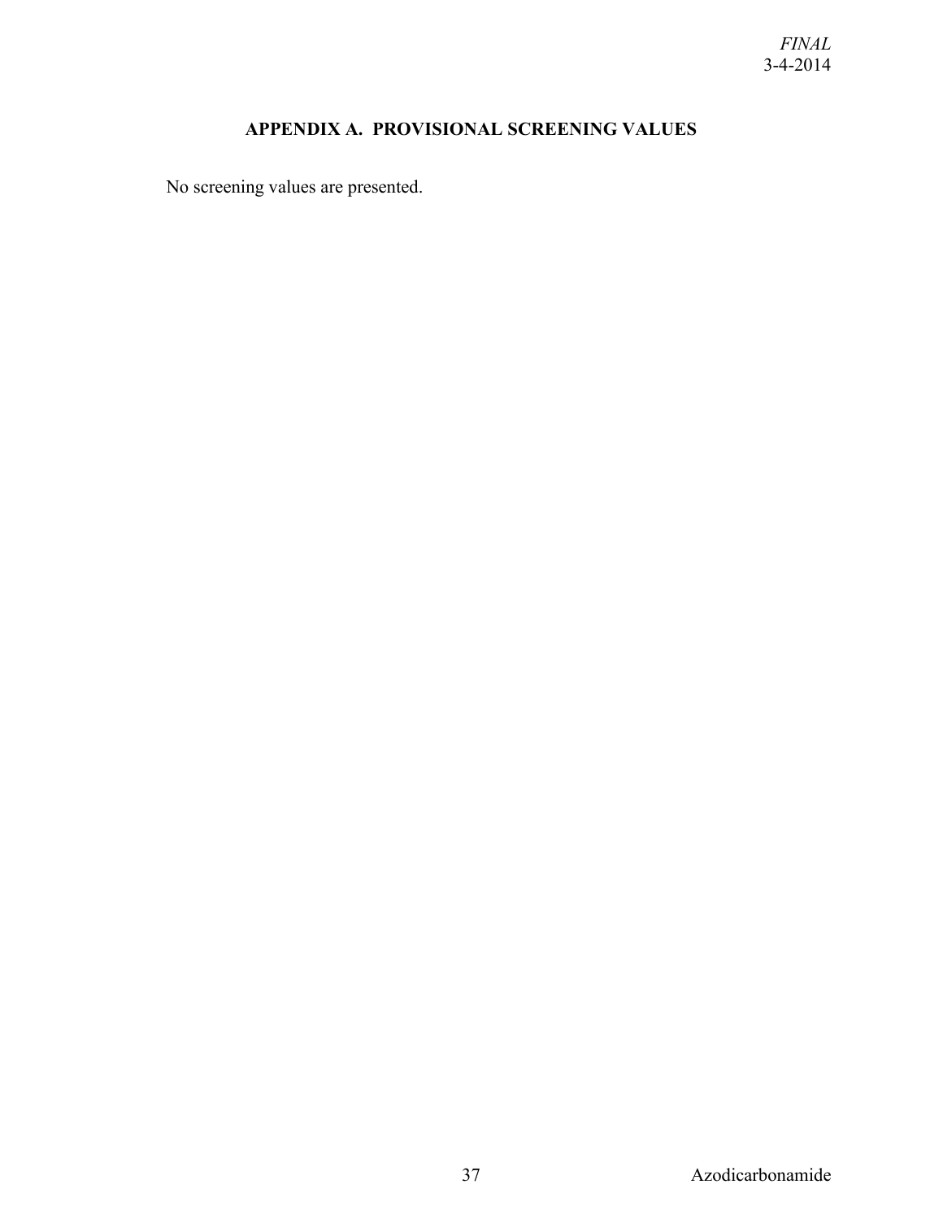## APPENDIX A. PROVISIONAL SCREENING VALUES

No screening values are presented.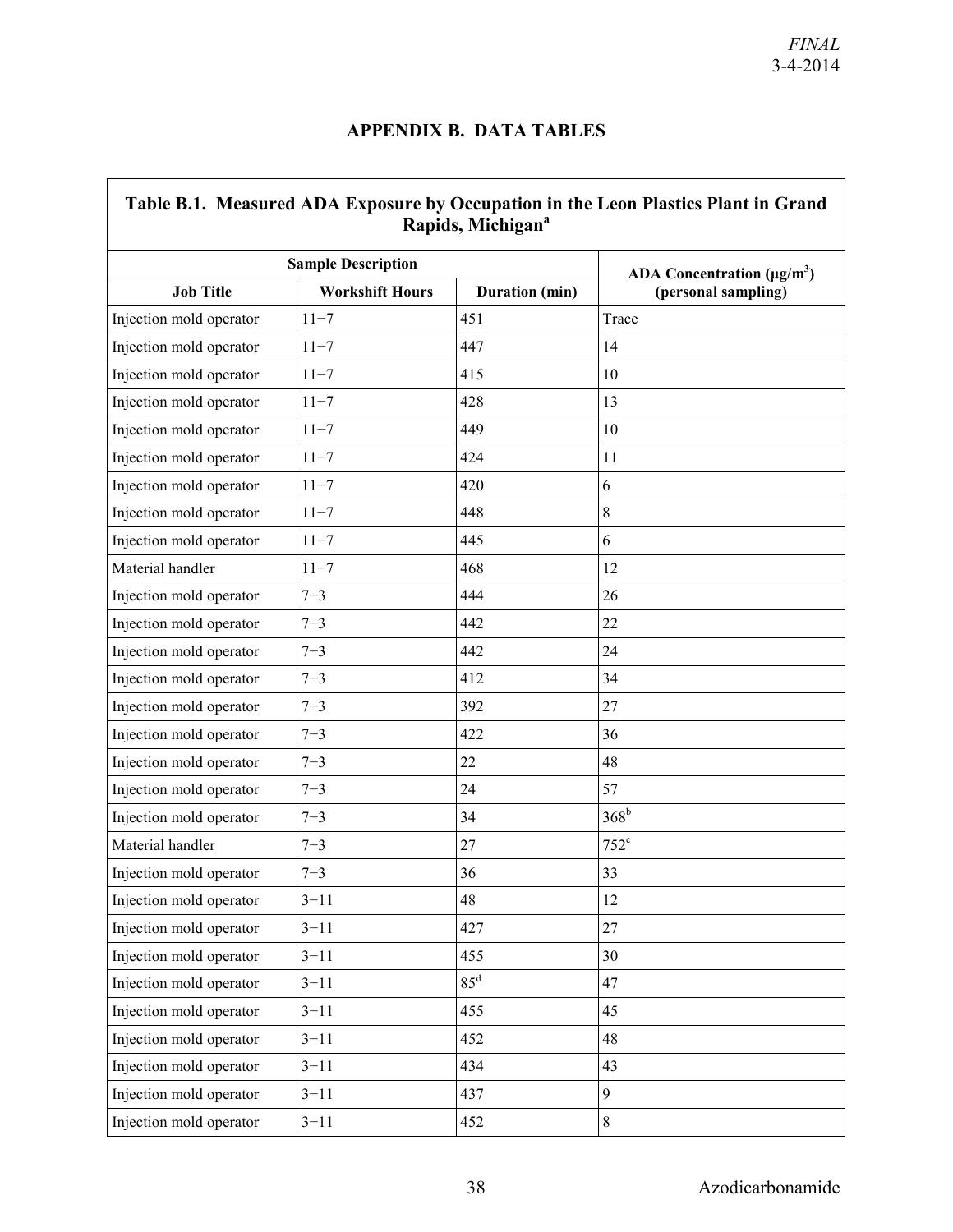## APPENDIX B. DATA TABLES

**Table B.1. Measured ADA Exposure by Occupation in the Leon Plastics Plant in Grand Rapids, Michigan[a]**

| Sample Description | | | ADA Concentration ($\mu g/m^3$) (personal sampling) |
|---|---|---|---|
| **Job Title** | **Workshift Hours** | **Duration (min)** | |
| Injection mold operator | 11−7 | 451 | Trace |
| Injection mold operator | 11−7 | 447 | 14 |
| Injection mold operator | 11−7 | 415 | 10 |
| Injection mold operator | 11−7 | 428 | 13 |
| Injection mold operator | 11−7 | 449 | 10 |
| Injection mold operator | 11−7 | 424 | 11 |
| Injection mold operator | 11−7 | 420 | 6 |
| Injection mold operator | 11−7 | 448 | 8 |
| Injection mold operator | 11−7 | 445 | 6 |
| Material handler | 11−7 | 468 | 12 |
| Injection mold operator | 7−3 | 444 | 26 |
| Injection mold operator | 7−3 | 442 | 22 |
| Injection mold operator | 7−3 | 442 | 24 |
| Injection mold operator | 7−3 | 412 | 34 |
| Injection mold operator | 7−3 | 392 | 27 |
| Injection mold operator | 7−3 | 422 | 36 |
| Injection mold operator | 7−3 | 22 | 48 |
| Injection mold operator | 7−3 | 24 | 57 |
| Injection mold operator | 7−3 | 34 | 368[b] |
| Material handler | 7−3 | 27 | 752[c] |
| Injection mold operator | 7−3 | 36 | 33 |
| Injection mold operator | 3−11 | 48 | 12 |
| Injection mold operator | 3−11 | 427 | 27 |
| Injection mold operator | 3−11 | 455 | 30 |
| Injection mold operator | 3−11 | 85[d] | 47 |
| Injection mold operator | 3−11 | 455 | 45 |
| Injection mold operator | 3−11 | 452 | 48 |
| Injection mold operator | 3−11 | 434 | 43 |
| Injection mold operator | 3−11 | 437 | 9 |
| Injection mold operator | 3−11 | 452 | 8 |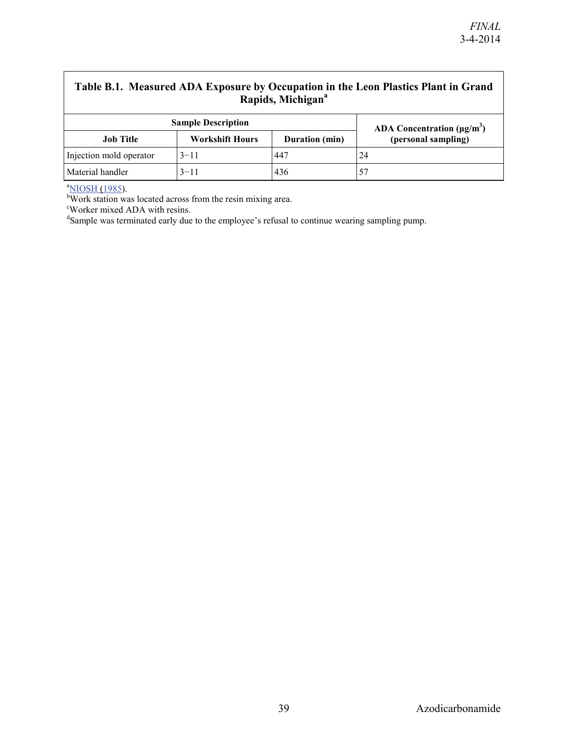**Table B.1. Measured ADA Exposure by Occupation in the Leon Plastics Plant in Grand Rapids, Michigan[a]**

| Sample Description | | | ADA Concentration ($\mu g/m^3$) (personal sampling) |
|---|---|---|---|
| Job Title | Workshift Hours | Duration (min) | |
| Injection mold operator | 3−11 | 447 | 24 |
| Material handler | 3−11 | 436 | 57 |

[a]NIOSH (1985).
[b]Work station was located across from the resin mixing area.
[c]Worker mixed ADA with resins.
[d]Sample was terminated early due to the employee's refusal to continue wearing sampling pump.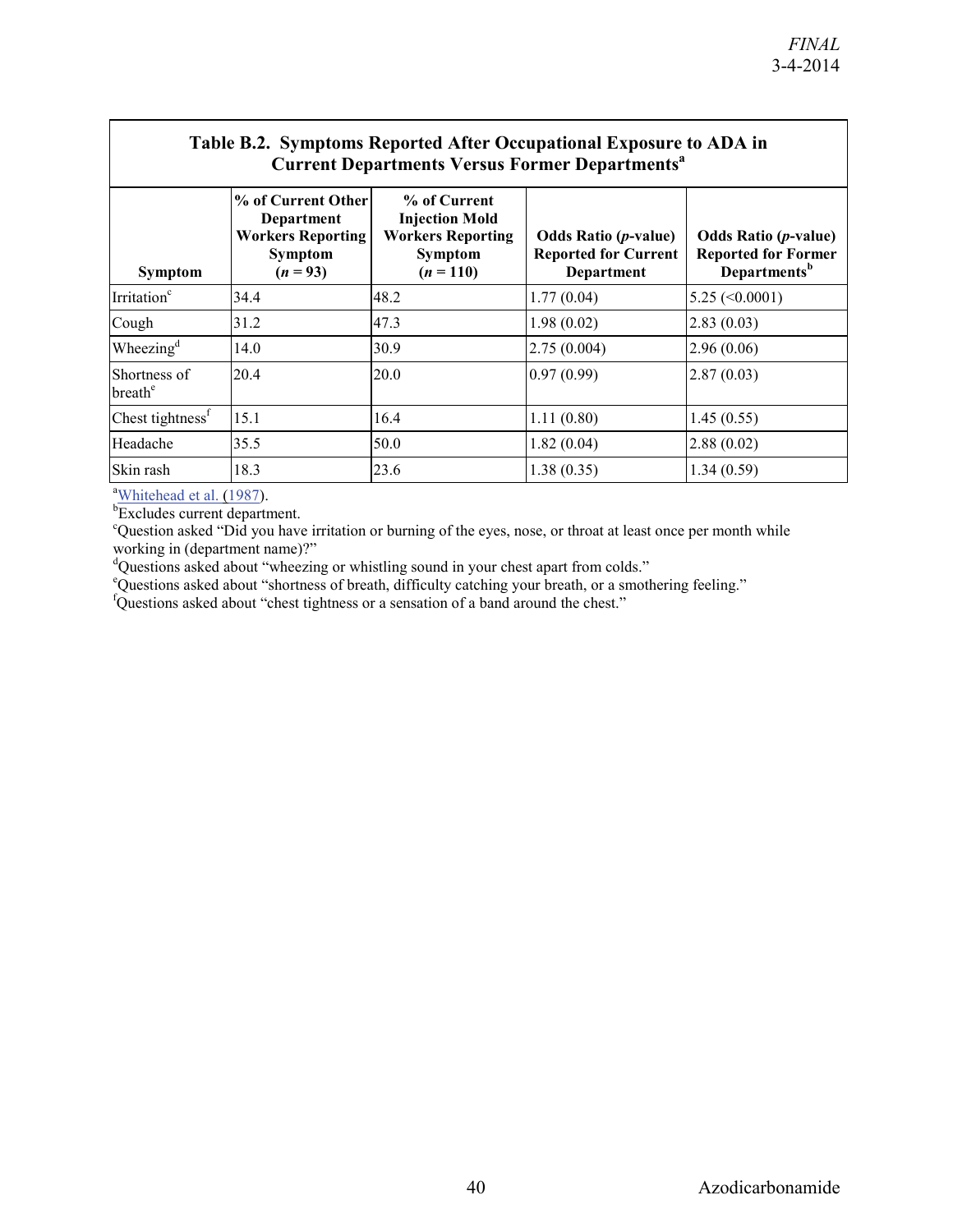**Table B.2. Symptoms Reported After Occupational Exposure to ADA in Current Departments Versus Former Departments[a]**

| Symptom | % of Current Other Department Workers Reporting Symptom ($n$ = 93) | % of Current Injection Mold Workers Reporting Symptom ($n$ = 110) | Odds Ratio ($p$-value) Reported for Current Department | Odds Ratio ($p$-value) Reported for Former Departments[b] |
|---|---|---|---|---|
| Irritation[c] | 34.4 | 48.2 | 1.77 (0.04) | 5.25 (<0.0001) |
| Cough | 31.2 | 47.3 | 1.98 (0.02) | 2.83 (0.03) |
| Wheezing[d] | 14.0 | 30.9 | 2.75 (0.004) | 2.96 (0.06) |
| Shortness of breath[e] | 20.4 | 20.0 | 0.97 (0.99) | 2.87 (0.03) |
| Chest tightness[f] | 15.1 | 16.4 | 1.11 (0.80) | 1.45 (0.55) |
| Headache | 35.5 | 50.0 | 1.82 (0.04) | 2.88 (0.02) |
| Skin rash | 18.3 | 23.6 | 1.38 (0.35) | 1.34 (0.59) |

[a]Whitehead et al. (1987).
[b]Excludes current department.
[c]Question asked "Did you have irritation or burning of the eyes, nose, or throat at least once per month while working in (department name)?"
[d]Questions asked about "wheezing or whistling sound in your chest apart from colds."
[e]Questions asked about "shortness of breath, difficulty catching your breath, or a smothering feeling."
[f]Questions asked about "chest tightness or a sensation of a band around the chest."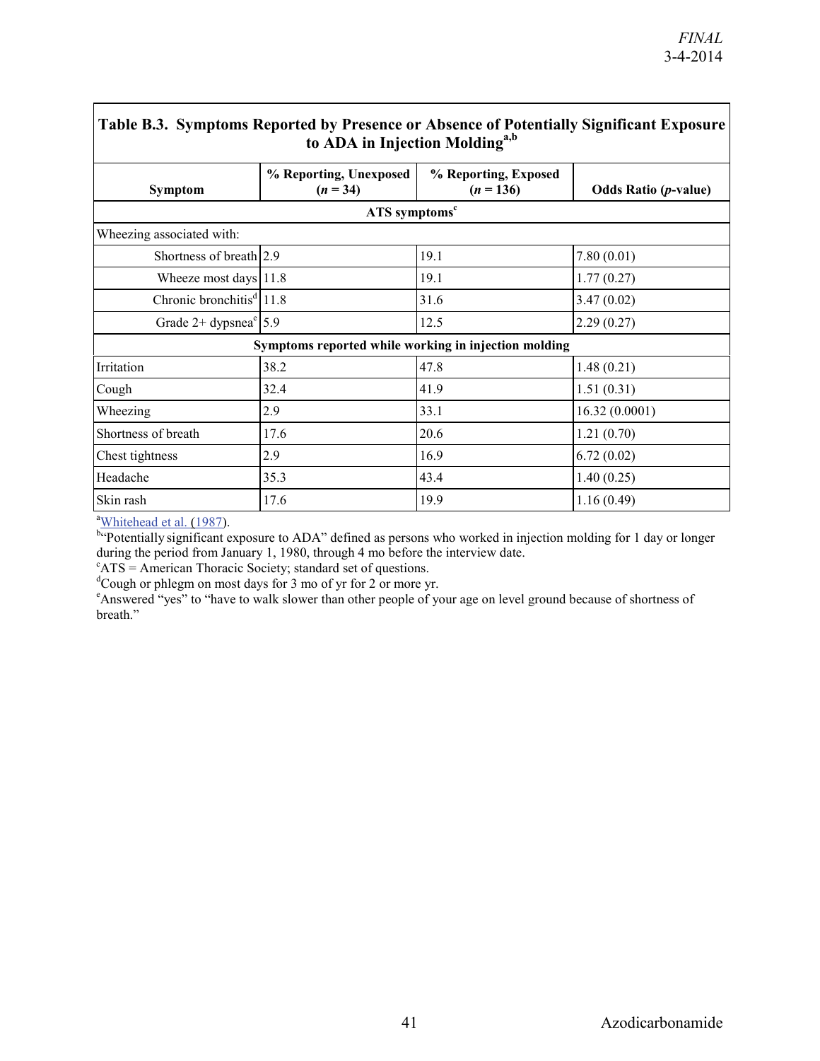**Table B.3. Symptoms Reported by Presence or Absence of Potentially Significant Exposure to ADA in Injection Molding[a,b]**

| Symptom | % Reporting, Unexposed ($n = 34$) | % Reporting, Exposed ($n = 136$) | Odds Ratio ($p$-value) |
|---|---|---|---|
| **ATS symptoms[c]** | | | |
| Wheezing associated with: | | | |
| Shortness of breath | 2.9 | 19.1 | 7.80 (0.01) |
| Wheeze most days | 11.8 | 19.1 | 1.77 (0.27) |
| Chronic bronchitis[d] | 11.8 | 31.6 | 3.47 (0.02) |
| Grade 2+ dypsnea[e] | 5.9 | 12.5 | 2.29 (0.27) |
| **Symptoms reported while working in injection molding** | | | |
| Irritation | 38.2 | 47.8 | 1.48 (0.21) |
| Cough | 32.4 | 41.9 | 1.51 (0.31) |
| Wheezing | 2.9 | 33.1 | 16.32 (0.0001) |
| Shortness of breath | 17.6 | 20.6 | 1.21 (0.70) |
| Chest tightness | 2.9 | 16.9 | 6.72 (0.02) |
| Headache | 35.3 | 43.4 | 1.40 (0.25) |
| Skin rash | 17.6 | 19.9 | 1.16 (0.49) |

[a]Whitehead et al. (1987).
[b]"Potentially significant exposure to ADA" defined as persons who worked in injection molding for 1 day or longer during the period from January 1, 1980, through 4 mo before the interview date.
[c]ATS = American Thoracic Society; standard set of questions.
[d]Cough or phlegm on most days for 3 mo of yr for 2 or more yr.
[e]Answered "yes" to "have to walk slower than other people of your age on level ground because of shortness of breath."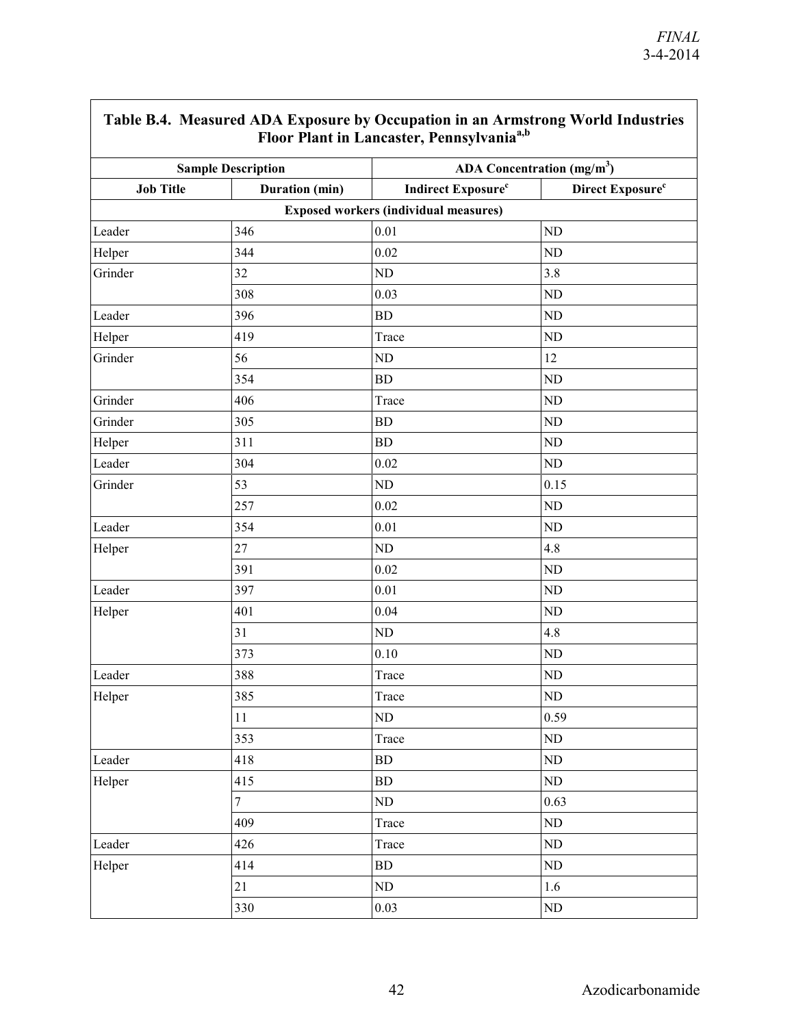**Table B.4. Measured ADA Exposure by Occupation in an Armstrong World Industries Floor Plant in Lancaster, Pennsylvania[a,b]**

| Sample Description | | ADA Concentration ($mg/m^3$) | |
|---|---|---|---|
| **Job Title** | **Duration (min)** | **Indirect Exposure[c]** | **Direct Exposure[c]** |
| **Exposed workers (individual measures)** | | | |
| Leader | 346 | 0.01 | ND |
| Helper | 344 | 0.02 | ND |
| Grinder | 32 | ND | 3.8 |
| | 308 | 0.03 | ND |
| Leader | 396 | BD | ND |
| Helper | 419 | Trace | ND |
| Grinder | 56 | ND | 12 |
| | 354 | BD | ND |
| Grinder | 406 | Trace | ND |
| Grinder | 305 | BD | ND |
| Helper | 311 | BD | ND |
| Leader | 304 | 0.02 | ND |
| Grinder | 53 | ND | 0.15 |
| | 257 | 0.02 | ND |
| Leader | 354 | 0.01 | ND |
| Helper | 27 | ND | 4.8 |
| | 391 | 0.02 | ND |
| Leader | 397 | 0.01 | ND |
| Helper | 401 | 0.04 | ND |
| | 31 | ND | 4.8 |
| | 373 | 0.10 | ND |
| Leader | 388 | Trace | ND |
| Helper | 385 | Trace | ND |
| | 11 | ND | 0.59 |
| | 353 | Trace | ND |
| Leader | 418 | BD | ND |
| Helper | 415 | BD | ND |
| | 7 | ND | 0.63 |
| | 409 | Trace | ND |
| Leader | 426 | Trace | ND |
| Helper | 414 | BD | ND |
| | 21 | ND | 1.6 |
| | 330 | 0.03 | ND |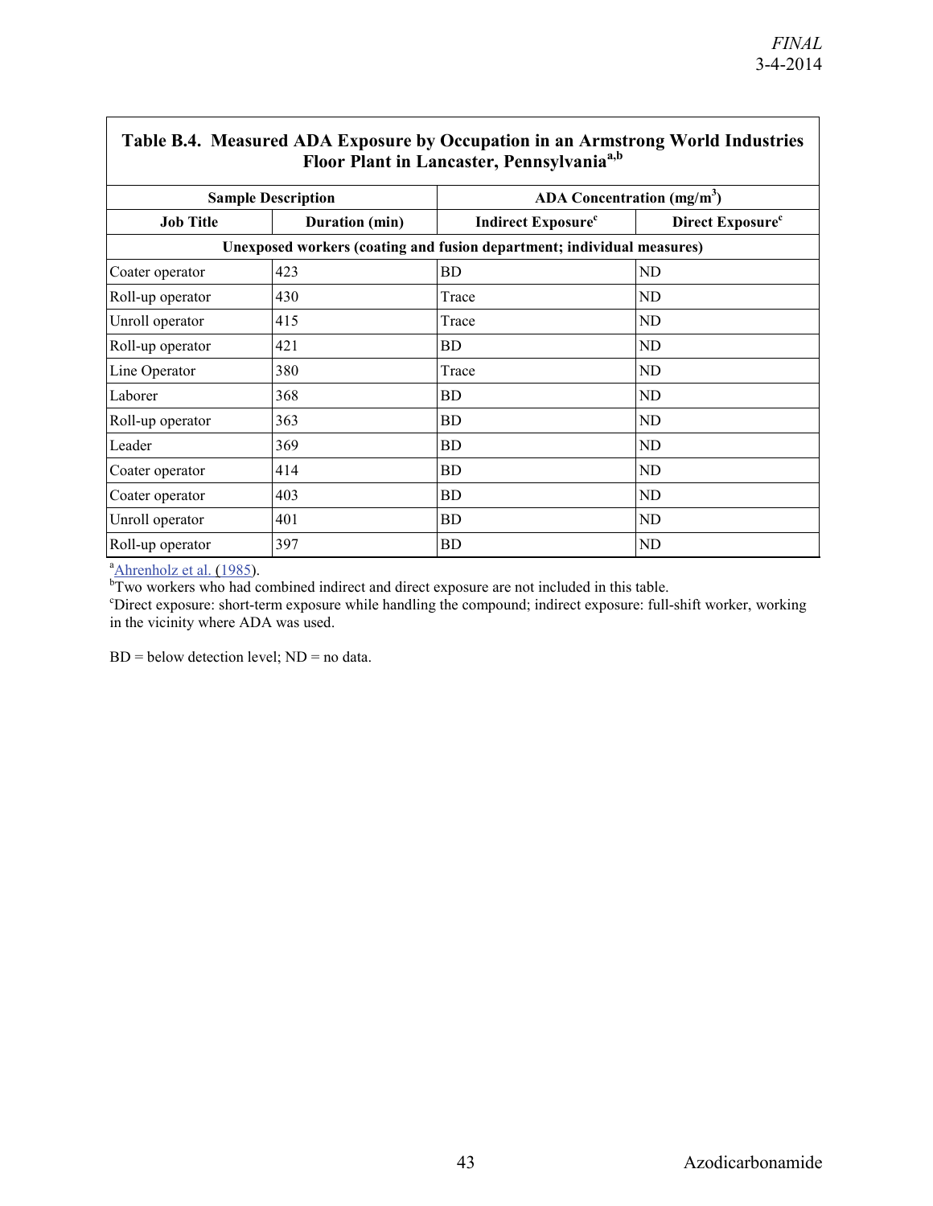**Table B.4. Measured ADA Exposure by Occupation in an Armstrong World Industries Floor Plant in Lancaster, Pennsylvania[a,b]**

| Sample Description | | ADA Concentration ($mg/m^3$) | |
|---|---|---|---|
| **Job Title** | **Duration (min)** | **Indirect Exposure[c]** | **Direct Exposure[c]** |
| **Unexposed workers (coating and fusion department; individual measures)** | | | |
| Coater operator | 423 | BD | ND |
| Roll-up operator | 430 | Trace | ND |
| Unroll operator | 415 | Trace | ND |
| Roll-up operator | 421 | BD | ND |
| Line Operator | 380 | Trace | ND |
| Laborer | 368 | BD | ND |
| Roll-up operator | 363 | BD | ND |
| Leader | 369 | BD | ND |
| Coater operator | 414 | BD | ND |
| Coater operator | 403 | BD | ND |
| Unroll operator | 401 | BD | ND |
| Roll-up operator | 397 | BD | ND |

[a]Ahrenholz et al. (1985).
[b]Two workers who had combined indirect and direct exposure are not included in this table.
[c]Direct exposure: short-term exposure while handling the compound; indirect exposure: full-shift worker, working in the vicinity where ADA was used.

BD = below detection level; ND = no data.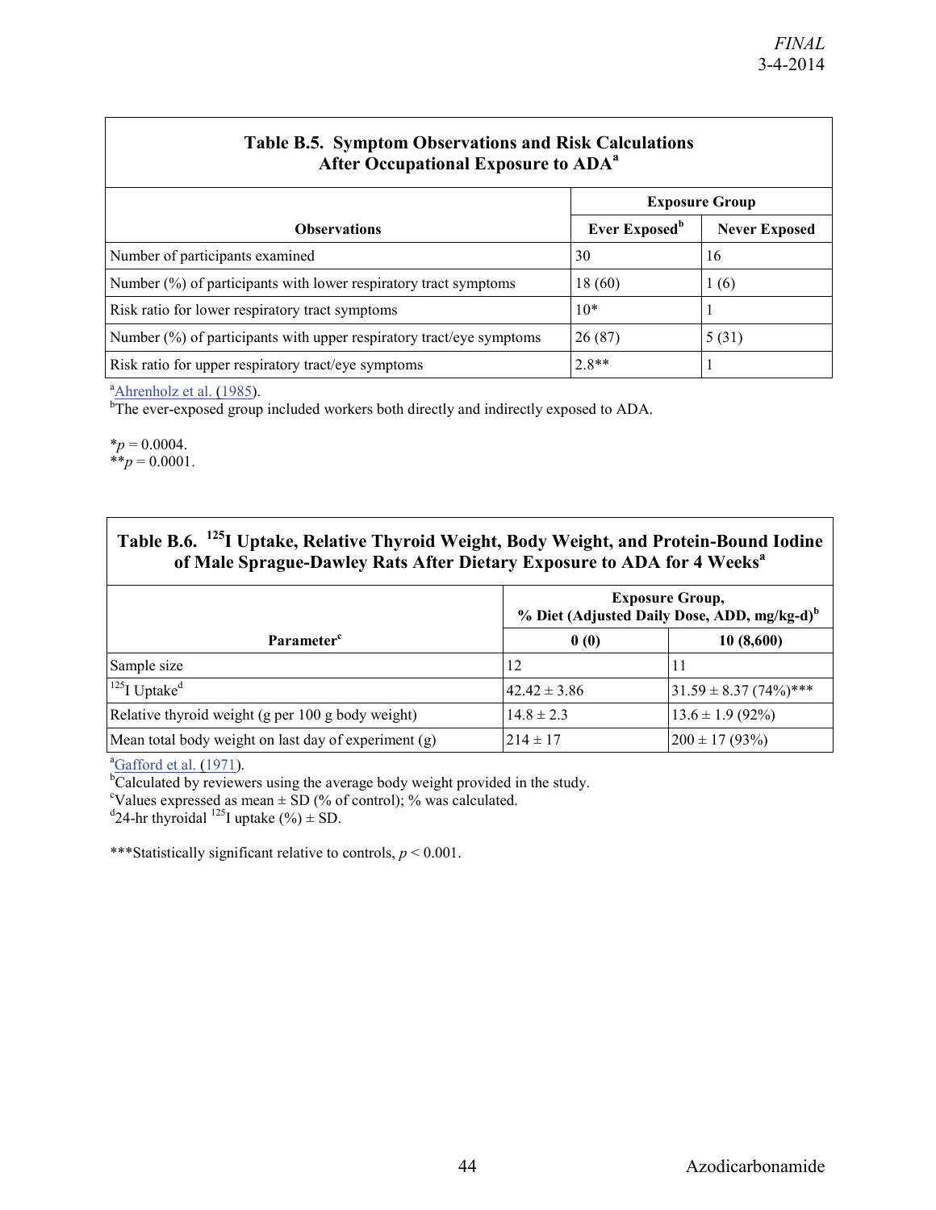**Table B.5. Symptom Observations and Risk Calculations After Occupational Exposure to ADA[a]**

| Observations | Exposure Group | |
|---|---|---|
| | Ever Exposed[b] | Never Exposed |
| Number of participants examined | 30 | 16 |
| Number (%) of participants with lower respiratory tract symptoms | 18 (60) | 1 (6) |
| Risk ratio for lower respiratory tract symptoms | 10* | 1 |
| Number (%) of participants with upper respiratory tract/eye symptoms | 26 (87) | 5 (31) |
| Risk ratio for upper respiratory tract/eye symptoms | 2.8** | 1 |

[a]Ahrenholz et al. (1985).
[b]The ever-exposed group included workers both directly and indirectly exposed to ADA.

*$p = 0.0004$.
**$p = 0.0001$.

**Table B.6. $^{125}$I Uptake, Relative Thyroid Weight, Body Weight, and Protein-Bound Iodine of Male Sprague-Dawley Rats After Dietary Exposure to ADA for 4 Weeks[a]**

| Parameter[c] | Exposure Group, % Diet (Adjusted Daily Dose, ADD, mg/kg-d)[b] | |
|---|---|---|
| | 0 (0) | 10 (8,600) |
| Sample size | 12 | 11 |
| $^{125}$I Uptake[d] | 42.42 ± 3.86 | 31.59 ± 8.37 (74%)*** |
| Relative thyroid weight (g per 100 g body weight) | 14.8 ± 2.3 | 13.6 ± 1.9 (92%) |
| Mean total body weight on last day of experiment (g) | 214 ± 17 | 200 ± 17 (93%) |

[a]Gafford et al. (1971).
[b]Calculated by reviewers using the average body weight provided in the study.
[c]Values expressed as mean ± SD (% of control); % was calculated.
[d]24-hr thyroidal $^{125}$I uptake (%) ± SD.

***Statistically significant relative to controls, $p < 0.001$.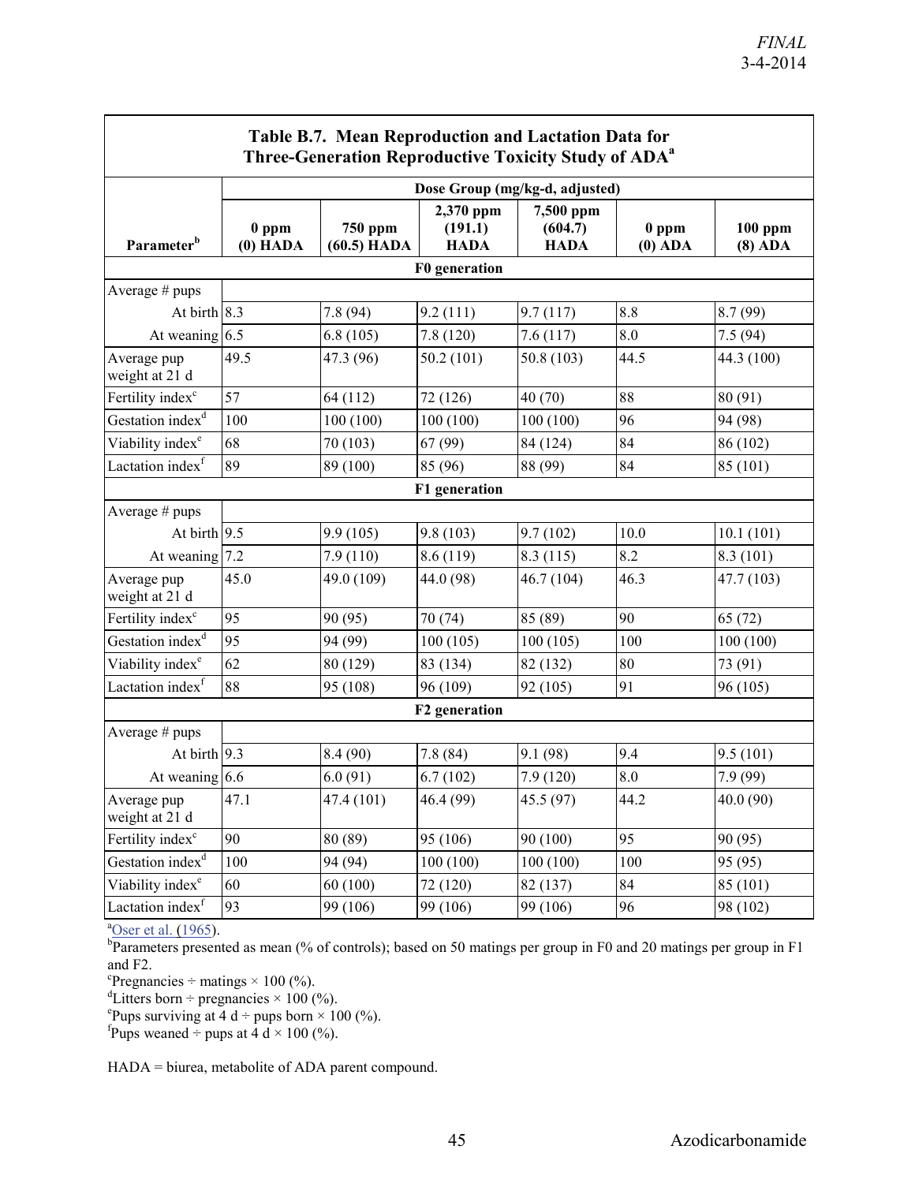**Table B.7. Mean Reproduction and Lactation Data for Three-Generation Reproductive Toxicity Study of ADA[a]**

| Parameter[b] | Dose Group (mg/kg-d, adjusted) | | | | | |
|---|---|---|---|---|---|---|
| | 0 ppm (0) HADA | 750 ppm (60.5) HADA | 2,370 ppm (191.1) HADA | 7,500 ppm (604.7) HADA | 0 ppm (0) ADA | 100 ppm (8) ADA |
| **F0 generation** | | | | | | |
| Average # pups | | | | | | |
| At birth | 8.3 | 7.8 (94) | 9.2 (111) | 9.7 (117) | 8.8 | 8.7 (99) |
| At weaning | 6.5 | 6.8 (105) | 7.8 (120) | 7.6 (117) | 8.0 | 7.5 (94) |
| Average pup weight at 21 d | 49.5 | 47.3 (96) | 50.2 (101) | 50.8 (103) | 44.5 | 44.3 (100) |
| Fertility index[c] | 57 | 64 (112) | 72 (126) | 40 (70) | 88 | 80 (91) |
| Gestation index[d] | 100 | 100 (100) | 100 (100) | 100 (100) | 96 | 94 (98) |
| Viability index[e] | 68 | 70 (103) | 67 (99) | 84 (124) | 84 | 86 (102) |
| Lactation index[f] | 89 | 89 (100) | 85 (96) | 88 (99) | 84 | 85 (101) |
| **F1 generation** | | | | | | |
| Average # pups | | | | | | |
| At birth | 9.5 | 9.9 (105) | 9.8 (103) | 9.7 (102) | 10.0 | 10.1 (101) |
| At weaning | 7.2 | 7.9 (110) | 8.6 (119) | 8.3 (115) | 8.2 | 8.3 (101) |
| Average pup weight at 21 d | 45.0 | 49.0 (109) | 44.0 (98) | 46.7 (104) | 46.3 | 47.7 (103) |
| Fertility index[c] | 95 | 90 (95) | 70 (74) | 85 (89) | 90 | 65 (72) |
| Gestation index[d] | 95 | 94 (99) | 100 (105) | 100 (105) | 100 | 100 (100) |
| Viability index[e] | 62 | 80 (129) | 83 (134) | 82 (132) | 80 | 73 (91) |
| Lactation index[f] | 88 | 95 (108) | 96 (109) | 92 (105) | 91 | 96 (105) |
| **F2 generation** | | | | | | |
| Average # pups | | | | | | |
| At birth | 9.3 | 8.4 (90) | 7.8 (84) | 9.1 (98) | 9.4 | 9.5 (101) |
| At weaning | 6.6 | 6.0 (91) | 6.7 (102) | 7.9 (120) | 8.0 | 7.9 (99) |
| Average pup weight at 21 d | 47.1 | 47.4 (101) | 46.4 (99) | 45.5 (97) | 44.2 | 40.0 (90) |
| Fertility index[c] | 90 | 80 (89) | 95 (106) | 90 (100) | 95 | 90 (95) |
| Gestation index[d] | 100 | 94 (94) | 100 (100) | 100 (100) | 100 | 95 (95) |
| Viability index[e] | 60 | 60 (100) | 72 (120) | 82 (137) | 84 | 85 (101) |
| Lactation index[f] | 93 | 99 (106) | 99 (106) | 99 (106) | 96 | 98 (102) |

[a]Oser et al. (1965).
[b]Parameters presented as mean (% of controls); based on 50 matings per group in F0 and 20 matings per group in F1 and F2.
[c]Pregnancies ÷ matings × 100 (%).
[d]Litters born ÷ pregnancies × 100 (%).
[e]Pups surviving at 4 d ÷ pups born × 100 (%).
[f]Pups weaned ÷ pups at 4 d × 100 (%).

HADA = biurea, metabolite of ADA parent compound.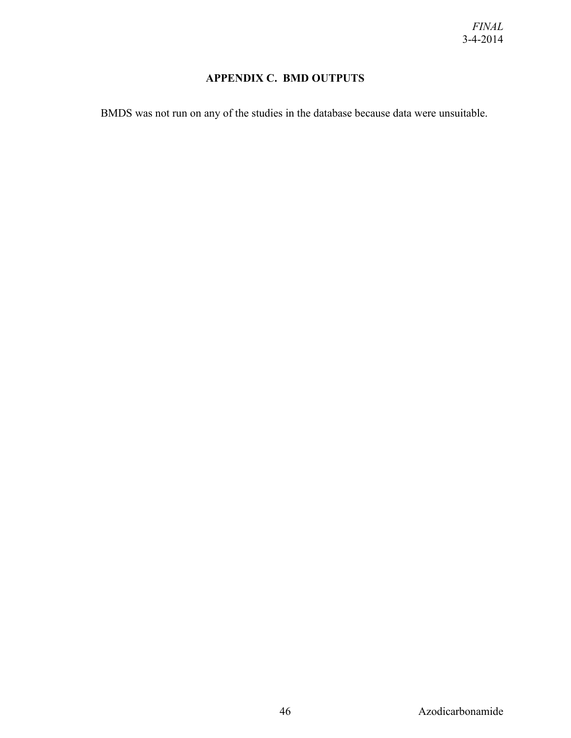## APPENDIX C. BMD OUTPUTS

BMDS was not run on any of the studies in the database because data were unsuitable.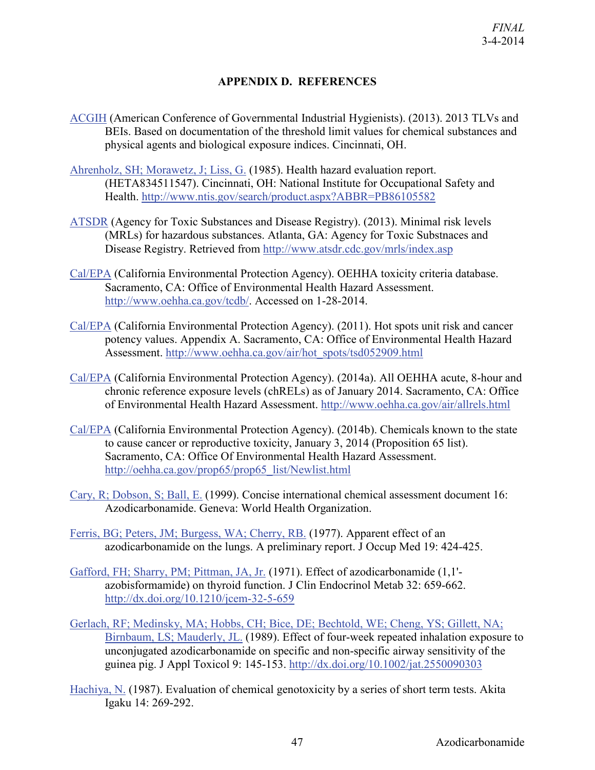## APPENDIX D. REFERENCES

ACGIH (American Conference of Governmental Industrial Hygienists). (2013). 2013 TLVs and BEIs. Based on documentation of the threshold limit values for chemical substances and physical agents and biological exposure indices. Cincinnati, OH.

Ahrenholz, SH; Morawetz, J; Liss, G. (1985). Health hazard evaluation report. (HETA834511547). Cincinnati, OH: National Institute for Occupational Safety and Health. http://www.ntis.gov/search/product.aspx?ABBR=PB86105582

ATSDR (Agency for Toxic Substances and Disease Registry). (2013). Minimal risk levels (MRLs) for hazardous substances. Atlanta, GA: Agency for Toxic Substnaces and Disease Registry. Retrieved from http://www.atsdr.cdc.gov/mrls/index.asp

Cal/EPA (California Environmental Protection Agency). OEHHA toxicity criteria database. Sacramento, CA: Office of Environmental Health Hazard Assessment. http://www.oehha.ca.gov/tcdb/. Accessed on 1-28-2014.

Cal/EPA (California Environmental Protection Agency). (2011). Hot spots unit risk and cancer potency values. Appendix A. Sacramento, CA: Office of Environmental Health Hazard Assessment. http://www.oehha.ca.gov/air/hot_spots/tsd052909.html

Cal/EPA (California Environmental Protection Agency). (2014a). All OEHHA acute, 8-hour and chronic reference exposure levels (chRELs) as of January 2014. Sacramento, CA: Office of Environmental Health Hazard Assessment. http://www.oehha.ca.gov/air/allrels.html

Cal/EPA (California Environmental Protection Agency). (2014b). Chemicals known to the state to cause cancer or reproductive toxicity, January 3, 2014 (Proposition 65 list). Sacramento, CA: Office Of Environmental Health Hazard Assessment. http://oehha.ca.gov/prop65/prop65_list/Newlist.html

Cary, R; Dobson, S; Ball, E. (1999). Concise international chemical assessment document 16: Azodicarbonamide. Geneva: World Health Organization.

Ferris, BG; Peters, JM; Burgess, WA; Cherry, RB. (1977). Apparent effect of an azodicarbonamide on the lungs. A preliminary report. J Occup Med 19: 424-425.

Gafford, FH; Sharry, PM; Pittman, JA, Jr. (1971). Effect of azodicarbonamide (1,1'-azobisformamide) on thyroid function. J Clin Endocrinol Metab 32: 659-662. http://dx.doi.org/10.1210/jcem-32-5-659

Gerlach, RF; Medinsky, MA; Hobbs, CH; Bice, DE; Bechtold, WE; Cheng, YS; Gillett, NA; Birnbaum, LS; Mauderly, JL. (1989). Effect of four-week repeated inhalation exposure to unconjugated azodicarbonamide on specific and non-specific airway sensitivity of the guinea pig. J Appl Toxicol 9: 145-153. http://dx.doi.org/10.1002/jat.2550090303

Hachiya, N. (1987). Evaluation of chemical genotoxicity by a series of short term tests. Akita Igaku 14: 269-292.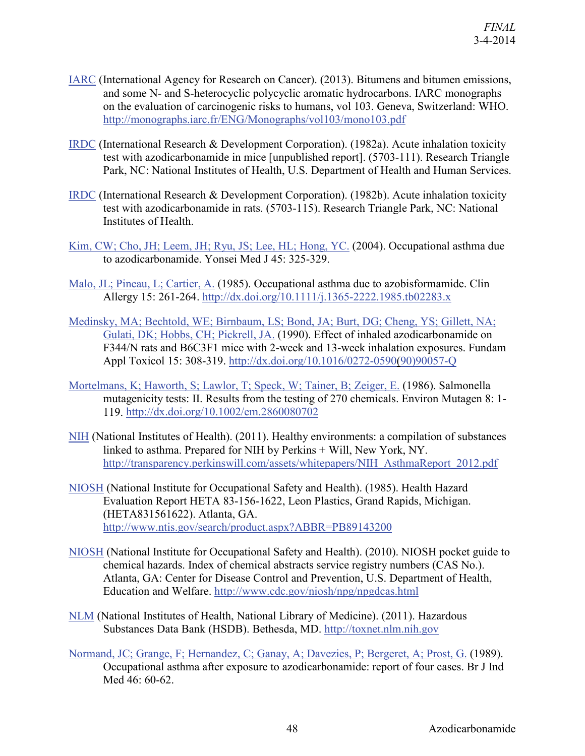IARC (International Agency for Research on Cancer). (2013). Bitumens and bitumen emissions, and some N- and S-heterocyclic polycyclic aromatic hydrocarbons. IARC monographs on the evaluation of carcinogenic risks to humans, vol 103. Geneva, Switzerland: WHO. http://monographs.iarc.fr/ENG/Monographs/vol103/mono103.pdf

IRDC (International Research & Development Corporation). (1982a). Acute inhalation toxicity test with azodicarbonamide in mice [unpublished report]. (5703-111). Research Triangle Park, NC: National Institutes of Health, U.S. Department of Health and Human Services.

IRDC (International Research & Development Corporation). (1982b). Acute inhalation toxicity test with azodicarbonamide in rats. (5703-115). Research Triangle Park, NC: National Institutes of Health.

Kim, CW; Cho, JH; Leem, JH; Ryu, JS; Lee, HL; Hong, YC. (2004). Occupational asthma due to azodicarbonamide. Yonsei Med J 45: 325-329.

Malo, JL; Pineau, L; Cartier, A. (1985). Occupational asthma due to azobisformamide. Clin Allergy 15: 261-264. http://dx.doi.org/10.1111/j.1365-2222.1985.tb02283.x

Medinsky, MA; Bechtold, WE; Birnbaum, LS; Bond, JA; Burt, DG; Cheng, YS; Gillett, NA; Gulati, DK; Hobbs, CH; Pickrell, JA. (1990). Effect of inhaled azodicarbonamide on F344/N rats and B6C3F1 mice with 2-week and 13-week inhalation exposures. Fundam Appl Toxicol 15: 308-319. http://dx.doi.org/10.1016/0272-0590(90)90057-Q

Mortelmans, K; Haworth, S; Lawlor, T; Speck, W; Tainer, B; Zeiger, E. (1986). Salmonella mutagenicity tests: II. Results from the testing of 270 chemicals. Environ Mutagen 8: 1-119. http://dx.doi.org/10.1002/em.2860080702

NIH (National Institutes of Health). (2011). Healthy environments: a compilation of substances linked to asthma. Prepared for NIH by Perkins + Will, New York, NY. http://transparency.perkinswill.com/assets/whitepapers/NIH_AsthmaReport_2012.pdf

NIOSH (National Institute for Occupational Safety and Health). (1985). Health Hazard Evaluation Report HETA 83-156-1622, Leon Plastics, Grand Rapids, Michigan. (HETA831561622). Atlanta, GA. http://www.ntis.gov/search/product.aspx?ABBR=PB89143200

NIOSH (National Institute for Occupational Safety and Health). (2010). NIOSH pocket guide to chemical hazards. Index of chemical abstracts service registry numbers (CAS No.). Atlanta, GA: Center for Disease Control and Prevention, U.S. Department of Health, Education and Welfare. http://www.cdc.gov/niosh/npg/npgdcas.html

NLM (National Institutes of Health, National Library of Medicine). (2011). Hazardous Substances Data Bank (HSDB). Bethesda, MD. http://toxnet.nlm.nih.gov

Normand, JC; Grange, F; Hernandez, C; Ganay, A; Davezies, P; Bergeret, A; Prost, G. (1989). Occupational asthma after exposure to azodicarbonamide: report of four cases. Br J Ind Med 46: 60-62.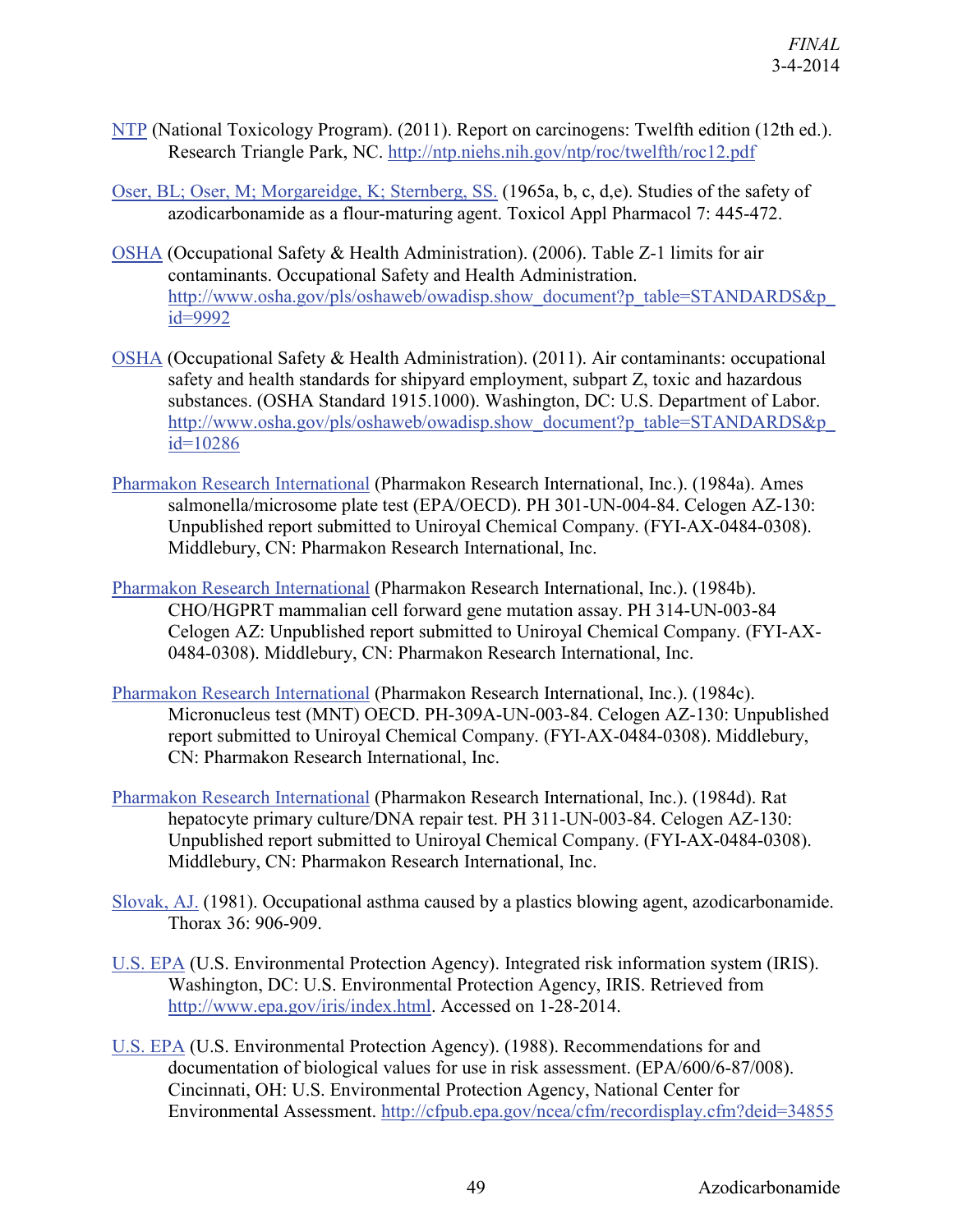NTP (National Toxicology Program). (2011). Report on carcinogens: Twelfth edition (12th ed.). Research Triangle Park, NC. http://ntp.niehs.nih.gov/ntp/roc/twelfth/roc12.pdf

Oser, BL; Oser, M; Morgareidge, K; Sternberg, SS. (1965a, b, c, d,e). Studies of the safety of azodicarbonamide as a flour-maturing agent. Toxicol Appl Pharmacol 7: 445-472.

OSHA (Occupational Safety & Health Administration). (2006). Table Z-1 limits for air contaminants. Occupational Safety and Health Administration. http://www.osha.gov/pls/oshaweb/owadisp.show_document?p_table=STANDARDS&p_id=9992

OSHA (Occupational Safety & Health Administration). (2011). Air contaminants: occupational safety and health standards for shipyard employment, subpart Z, toxic and hazardous substances. (OSHA Standard 1915.1000). Washington, DC: U.S. Department of Labor. http://www.osha.gov/pls/oshaweb/owadisp.show_document?p_table=STANDARDS&p_id=10286

Pharmakon Research International (Pharmakon Research International, Inc.). (1984a). Ames salmonella/microsome plate test (EPA/OECD). PH 301-UN-004-84. Celogen AZ-130: Unpublished report submitted to Uniroyal Chemical Company. (FYI-AX-0484-0308). Middlebury, CN: Pharmakon Research International, Inc.

Pharmakon Research International (Pharmakon Research International, Inc.). (1984b). CHO/HGPRT mammalian cell forward gene mutation assay. PH 314-UN-003-84 Celogen AZ: Unpublished report submitted to Uniroyal Chemical Company. (FYI-AX-0484-0308). Middlebury, CN: Pharmakon Research International, Inc.

Pharmakon Research International (Pharmakon Research International, Inc.). (1984c). Micronucleus test (MNT) OECD. PH-309A-UN-003-84. Celogen AZ-130: Unpublished report submitted to Uniroyal Chemical Company. (FYI-AX-0484-0308). Middlebury, CN: Pharmakon Research International, Inc.

Pharmakon Research International (Pharmakon Research International, Inc.). (1984d). Rat hepatocyte primary culture/DNA repair test. PH 311-UN-003-84. Celogen AZ-130: Unpublished report submitted to Uniroyal Chemical Company. (FYI-AX-0484-0308). Middlebury, CN: Pharmakon Research International, Inc.

Slovak, AJ. (1981). Occupational asthma caused by a plastics blowing agent, azodicarbonamide. Thorax 36: 906-909.

U.S. EPA (U.S. Environmental Protection Agency). Integrated risk information system (IRIS). Washington, DC: U.S. Environmental Protection Agency, IRIS. Retrieved from http://www.epa.gov/iris/index.html. Accessed on 1-28-2014.

U.S. EPA (U.S. Environmental Protection Agency). (1988). Recommendations for and documentation of biological values for use in risk assessment. (EPA/600/6-87/008). Cincinnati, OH: U.S. Environmental Protection Agency, National Center for Environmental Assessment. http://cfpub.epa.gov/ncea/cfm/recordisplay.cfm?deid=34855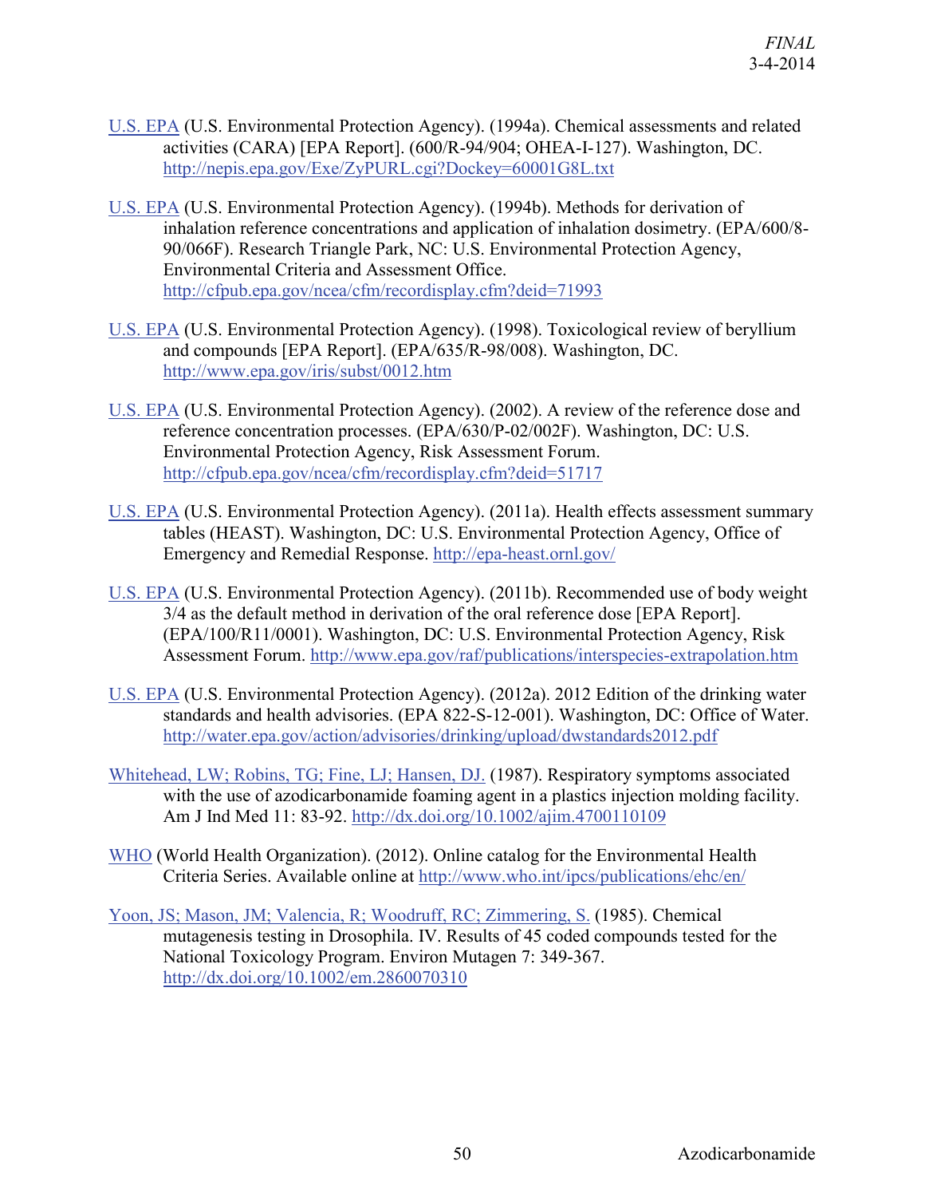U.S. EPA (U.S. Environmental Protection Agency). (1994a). Chemical assessments and related activities (CARA) [EPA Report]. (600/R-94/904; OHEA-I-127). Washington, DC. http://nepis.epa.gov/Exe/ZyPURL.cgi?Dockey=60001G8L.txt

U.S. EPA (U.S. Environmental Protection Agency). (1994b). Methods for derivation of inhalation reference concentrations and application of inhalation dosimetry. (EPA/600/8-90/066F). Research Triangle Park, NC: U.S. Environmental Protection Agency, Environmental Criteria and Assessment Office. http://cfpub.epa.gov/ncea/cfm/recordisplay.cfm?deid=71993

U.S. EPA (U.S. Environmental Protection Agency). (1998). Toxicological review of beryllium and compounds [EPA Report]. (EPA/635/R-98/008). Washington, DC. http://www.epa.gov/iris/subst/0012.htm

U.S. EPA (U.S. Environmental Protection Agency). (2002). A review of the reference dose and reference concentration processes. (EPA/630/P-02/002F). Washington, DC: U.S. Environmental Protection Agency, Risk Assessment Forum. http://cfpub.epa.gov/ncea/cfm/recordisplay.cfm?deid=51717

U.S. EPA (U.S. Environmental Protection Agency). (2011a). Health effects assessment summary tables (HEAST). Washington, DC: U.S. Environmental Protection Agency, Office of Emergency and Remedial Response. http://epa-heast.ornl.gov/

U.S. EPA (U.S. Environmental Protection Agency). (2011b). Recommended use of body weight 3/4 as the default method in derivation of the oral reference dose [EPA Report]. (EPA/100/R11/0001). Washington, DC: U.S. Environmental Protection Agency, Risk Assessment Forum. http://www.epa.gov/raf/publications/interspecies-extrapolation.htm

U.S. EPA (U.S. Environmental Protection Agency). (2012a). 2012 Edition of the drinking water standards and health advisories. (EPA 822-S-12-001). Washington, DC: Office of Water. http://water.epa.gov/action/advisories/drinking/upload/dwstandards2012.pdf

Whitehead, LW; Robins, TG; Fine, LJ; Hansen, DJ. (1987). Respiratory symptoms associated with the use of azodicarbonamide foaming agent in a plastics injection molding facility. Am J Ind Med 11: 83-92. http://dx.doi.org/10.1002/ajim.4700110109

WHO (World Health Organization). (2012). Online catalog for the Environmental Health Criteria Series. Available online at http://www.who.int/ipcs/publications/ehc/en/

Yoon, JS; Mason, JM; Valencia, R; Woodruff, RC; Zimmering, S. (1985). Chemical mutagenesis testing in Drosophila. IV. Results of 45 coded compounds tested for the National Toxicology Program. Environ Mutagen 7: 349-367. http://dx.doi.org/10.1002/em.2860070310